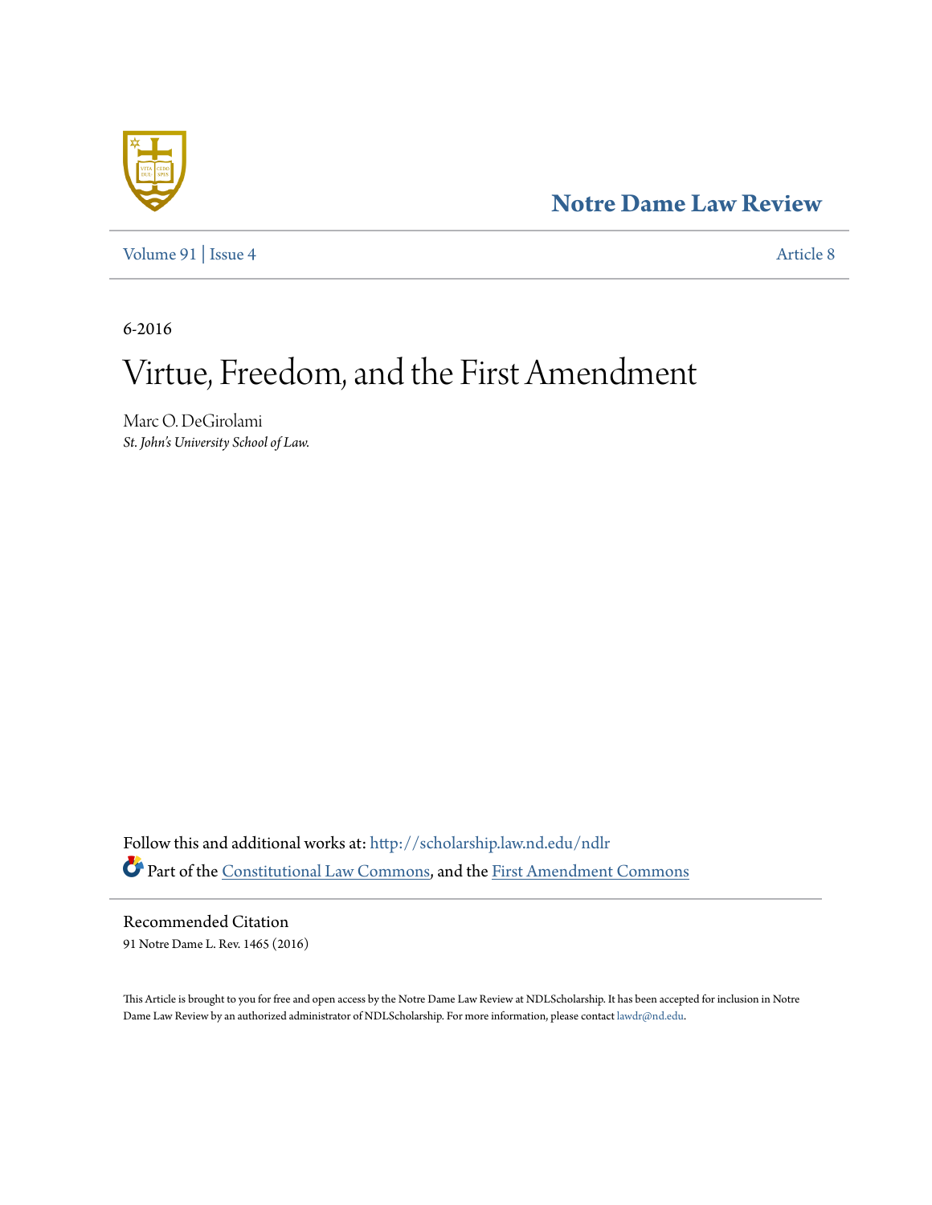Notre Dame Law Review

Volume 91 | Issue 4 | Article 8

6-2016

# Virtue, Freedom, and the First Amendment

Marc O. DeGirolami
*St. John's University School of Law.*

Follow this and additional works at: http://scholarship.law.nd.edu/ndlr

Part of the Constitutional Law Commons, and the First Amendment Commons

## Recommended Citation

91 Notre Dame L. Rev. 1465 (2016)

This Article is brought to you for free and open access by the Notre Dame Law Review at NDLScholarship. It has been accepted for inclusion in Notre Dame Law Review by an authorized administrator of NDLScholarship. For more information, please contact lawdr@nd.edu.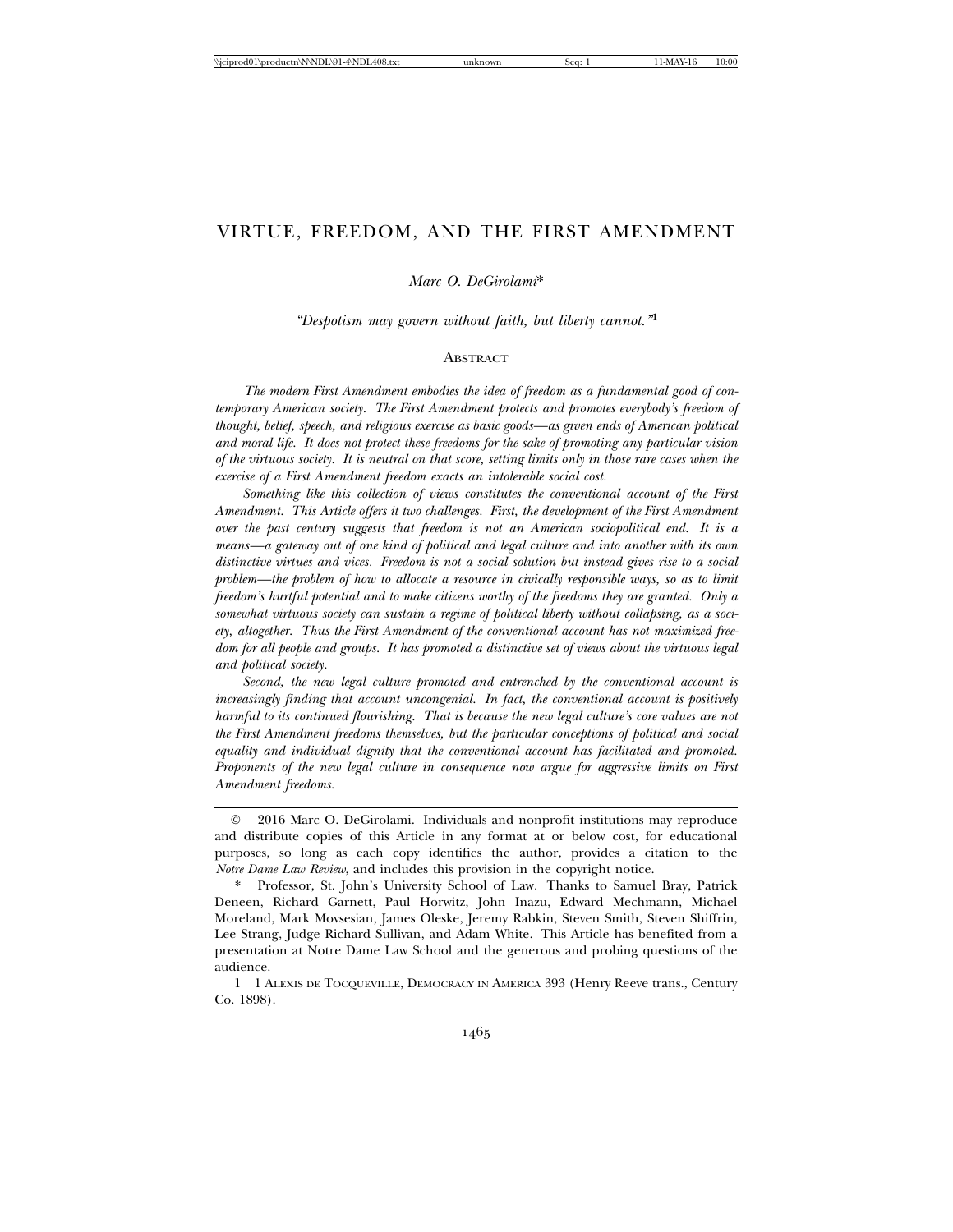# VIRTUE, FREEDOM, AND THE FIRST AMENDMENT

*Marc O. DeGirolami*\*

*"Despotism may govern without faith, but liberty cannot."*[1]

## Abstract

*The modern First Amendment embodies the idea of freedom as a fundamental good of contemporary American society. The First Amendment protects and promotes everybody's freedom of thought, belief, speech, and religious exercise as basic goods—as given ends of American political and moral life. It does not protect these freedoms for the sake of promoting any particular vision of the virtuous society. It is neutral on that score, setting limits only in those rare cases when the exercise of a First Amendment freedom exacts an intolerable social cost.*

*Something like this collection of views constitutes the conventional account of the First Amendment. This Article offers it two challenges. First, the development of the First Amendment over the past century suggests that freedom is not an American sociopolitical end. It is a means—a gateway out of one kind of political and legal culture and into another with its own distinctive virtues and vices. Freedom is not a social solution but instead gives rise to a social problem—the problem of how to allocate a resource in civically responsible ways, so as to limit freedom's hurtful potential and to make citizens worthy of the freedoms they are granted. Only a somewhat virtuous society can sustain a regime of political liberty without collapsing, as a society, altogether. Thus the First Amendment of the conventional account has not maximized freedom for all people and groups. It has promoted a distinctive set of views about the virtuous legal and political society.*

*Second, the new legal culture promoted and entrenched by the conventional account is increasingly finding that account uncongenial. In fact, the conventional account is positively harmful to its continued flourishing. That is because the new legal culture's core values are not the First Amendment freedoms themselves, but the particular conceptions of political and social equality and individual dignity that the conventional account has facilitated and promoted. Proponents of the new legal culture in consequence now argue for aggressive limits on First Amendment freedoms.*

---

© 2016 Marc O. DeGirolami. Individuals and nonprofit institutions may reproduce and distribute copies of this Article in any format at or below cost, for educational purposes, so long as each copy identifies the author, provides a citation to the *Notre Dame Law Review*, and includes this provision in the copyright notice.

\* Professor, St. John's University School of Law. Thanks to Samuel Bray, Patrick Deneen, Richard Garnett, Paul Horwitz, John Inazu, Edward Mechmann, Michael Moreland, Mark Movsesian, James Oleske, Jeremy Rabkin, Steven Smith, Steven Shiffrin, Lee Strang, Judge Richard Sullivan, and Adam White. This Article has benefited from a presentation at Notre Dame Law School and the generous and probing questions of the audience.

1 1 Alexis de Tocqueville, Democracy in America 393 (Henry Reeve trans., Century Co. 1898).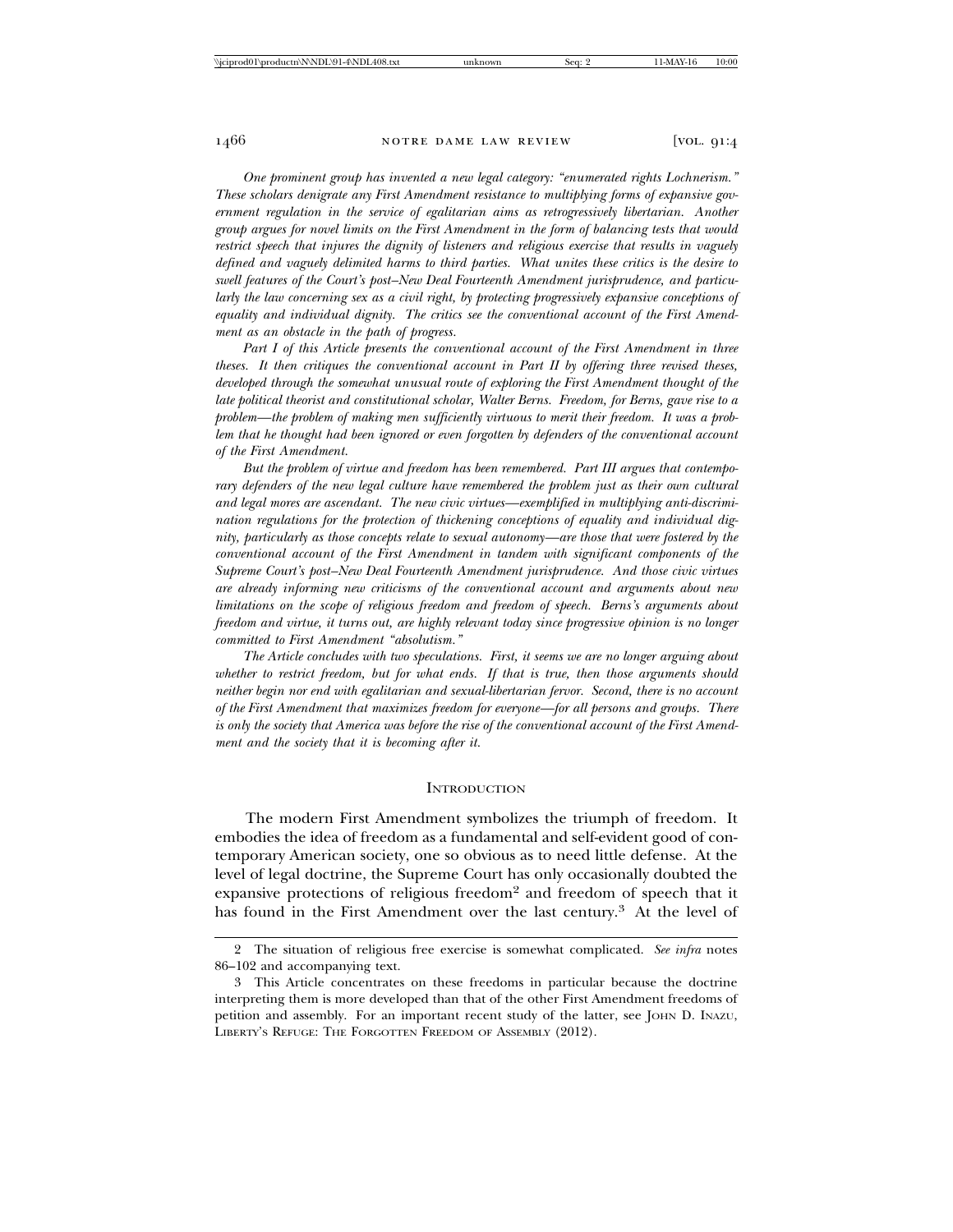*One prominent group has invented a new legal category: "enumerated rights Lochnerism." These scholars denigrate any First Amendment resistance to multiplying forms of expansive government regulation in the service of egalitarian aims as retrogressively libertarian. Another group argues for novel limits on the First Amendment in the form of balancing tests that would restrict speech that injures the dignity of listeners and religious exercise that results in vaguely defined and vaguely delimited harms to third parties. What unites these critics is the desire to swell features of the Court's post–New Deal Fourteenth Amendment jurisprudence, and particularly the law concerning sex as a civil right, by protecting progressively expansive conceptions of equality and individual dignity. The critics see the conventional account of the First Amendment as an obstacle in the path of progress.*

*Part I of this Article presents the conventional account of the First Amendment in three theses. It then critiques the conventional account in Part II by offering three revised theses, developed through the somewhat unusual route of exploring the First Amendment thought of the late political theorist and constitutional scholar, Walter Berns. Freedom, for Berns, gave rise to a problem—the problem of making men sufficiently virtuous to merit their freedom. It was a problem that he thought had been ignored or even forgotten by defenders of the conventional account of the First Amendment.*

*But the problem of virtue and freedom has been remembered. Part III argues that contemporary defenders of the new legal culture have remembered the problem just as their own cultural and legal mores are ascendant. The new civic virtues—exemplified in multiplying anti-discrimination regulations for the protection of thickening conceptions of equality and individual dignity, particularly as those concepts relate to sexual autonomy—are those that were fostered by the conventional account of the First Amendment in tandem with significant components of the Supreme Court's post–New Deal Fourteenth Amendment jurisprudence. And those civic virtues are already informing new criticisms of the conventional account and arguments about new limitations on the scope of religious freedom and freedom of speech. Berns's arguments about freedom and virtue, it turns out, are highly relevant today since progressive opinion is no longer committed to First Amendment "absolutism."*

*The Article concludes with two speculations. First, it seems we are no longer arguing about whether to restrict freedom, but for what ends. If that is true, then those arguments should neither begin nor end with egalitarian and sexual-libertarian fervor. Second, there is no account of the First Amendment that maximizes freedom for everyone—for all persons and groups. There is only the society that America was before the rise of the conventional account of the First Amendment and the society that it is becoming after it.*

## Introduction

The modern First Amendment symbolizes the triumph of freedom. It embodies the idea of freedom as a fundamental and self-evident good of contemporary American society, one so obvious as to need little defense. At the level of legal doctrine, the Supreme Court has only occasionally doubted the expansive protections of religious freedom[2] and freedom of speech that it has found in the First Amendment over the last century.[3] At the level of

---

2 The situation of religious free exercise is somewhat complicated. *See infra* notes 86–102 and accompanying text.

3 This Article concentrates on these freedoms in particular because the doctrine interpreting them is more developed than that of the other First Amendment freedoms of petition and assembly. For an important recent study of the latter, see John D. Inazu, Liberty's Refuge: The Forgotten Freedom of Assembly (2012).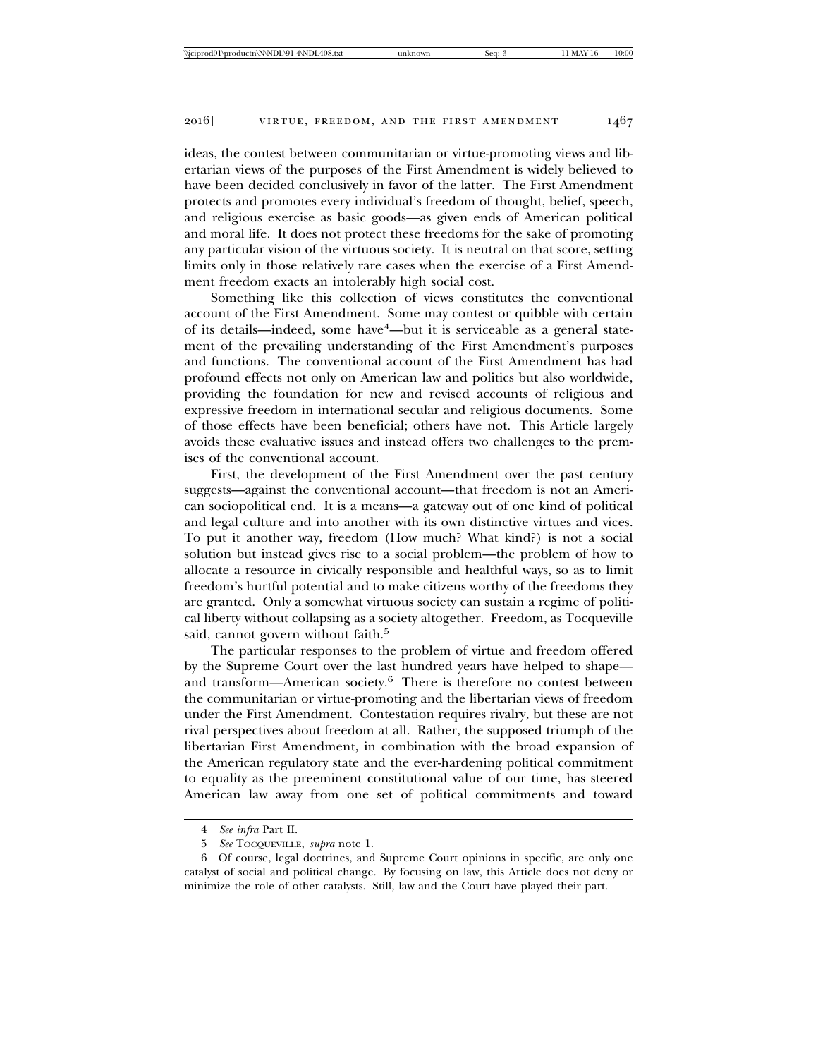ideas, the contest between communitarian or virtue-promoting views and libertarian views of the purposes of the First Amendment is widely believed to have been decided conclusively in favor of the latter. The First Amendment protects and promotes every individual's freedom of thought, belief, speech, and religious exercise as basic goods—as given ends of American political and moral life. It does not protect these freedoms for the sake of promoting any particular vision of the virtuous society. It is neutral on that score, setting limits only in those relatively rare cases when the exercise of a First Amendment freedom exacts an intolerably high social cost.

Something like this collection of views constitutes the conventional account of the First Amendment. Some may contest or quibble with certain of its details—indeed, some have[4]—but it is serviceable as a general statement of the prevailing understanding of the First Amendment's purposes and functions. The conventional account of the First Amendment has had profound effects not only on American law and politics but also worldwide, providing the foundation for new and revised accounts of religious and expressive freedom in international secular and religious documents. Some of those effects have been beneficial; others have not. This Article largely avoids these evaluative issues and instead offers two challenges to the premises of the conventional account.

First, the development of the First Amendment over the past century suggests—against the conventional account—that freedom is not an American sociopolitical end. It is a means—a gateway out of one kind of political and legal culture and into another with its own distinctive virtues and vices. To put it another way, freedom (How much? What kind?) is not a social solution but instead gives rise to a social problem—the problem of how to allocate a resource in civically responsible and healthful ways, so as to limit freedom's hurtful potential and to make citizens worthy of the freedoms they are granted. Only a somewhat virtuous society can sustain a regime of political liberty without collapsing as a society altogether. Freedom, as Tocqueville said, cannot govern without faith.[5]

The particular responses to the problem of virtue and freedom offered by the Supreme Court over the last hundred years have helped to shape—and transform—American society.[6] There is therefore no contest between the communitarian or virtue-promoting and the libertarian views of freedom under the First Amendment. Contestation requires rivalry, but these are not rival perspectives about freedom at all. Rather, the supposed triumph of the libertarian First Amendment, in combination with the broad expansion of the American regulatory state and the ever-hardening political commitment to equality as the preeminent constitutional value of our time, has steered American law away from one set of political commitments and toward

---

4 *See infra* Part II.

5 *See* Tocqueville, *supra* note 1.

6 Of course, legal doctrines, and Supreme Court opinions in specific, are only one catalyst of social and political change. By focusing on law, this Article does not deny or minimize the role of other catalysts. Still, law and the Court have played their part.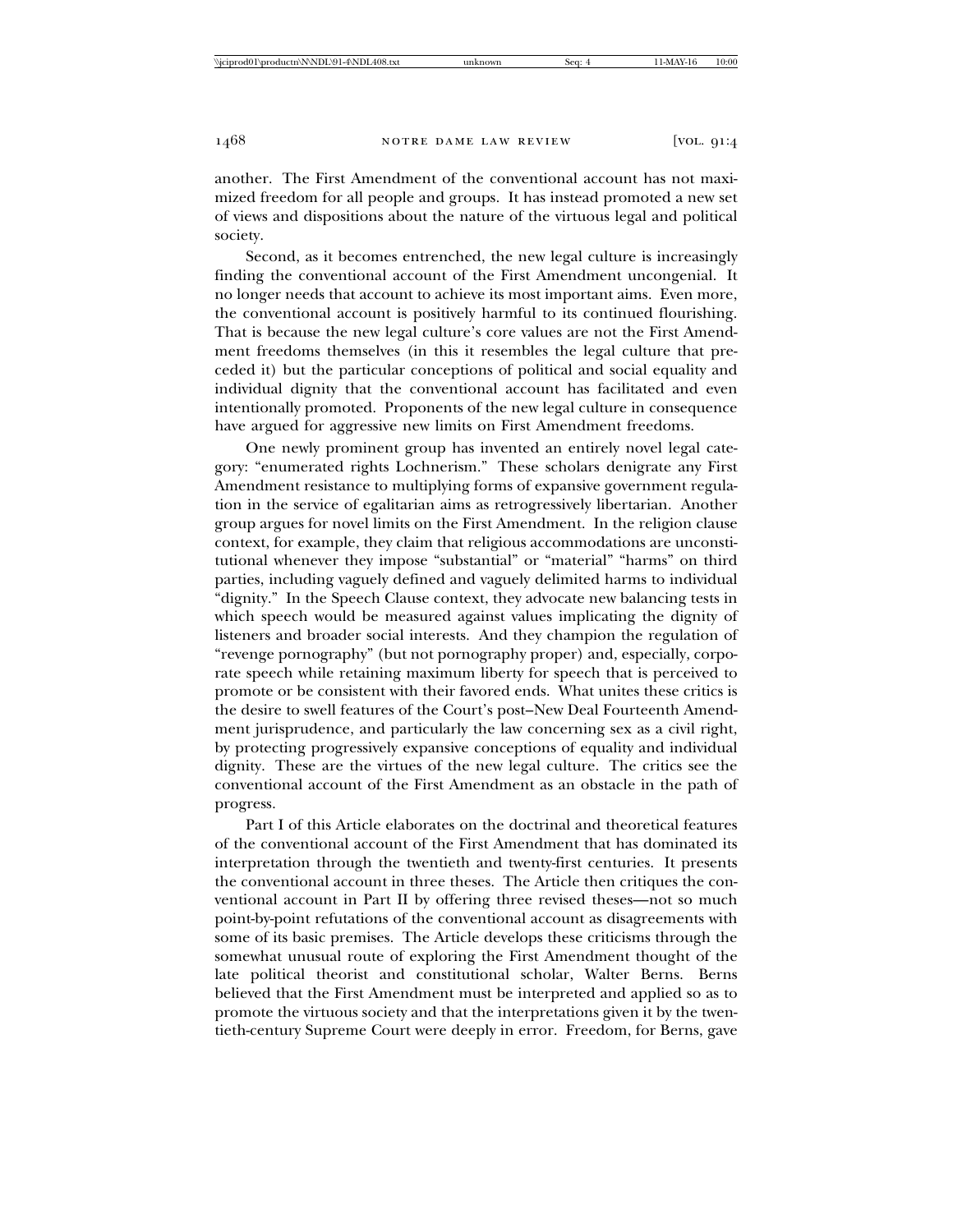another. The First Amendment of the conventional account has not maximized freedom for all people and groups. It has instead promoted a new set of views and dispositions about the nature of the virtuous legal and political society.

Second, as it becomes entrenched, the new legal culture is increasingly finding the conventional account of the First Amendment uncongenial. It no longer needs that account to achieve its most important aims. Even more, the conventional account is positively harmful to its continued flourishing. That is because the new legal culture's core values are not the First Amendment freedoms themselves (in this it resembles the legal culture that preceded it) but the particular conceptions of political and social equality and individual dignity that the conventional account has facilitated and even intentionally promoted. Proponents of the new legal culture in consequence have argued for aggressive new limits on First Amendment freedoms.

One newly prominent group has invented an entirely novel legal category: "enumerated rights Lochnerism." These scholars denigrate any First Amendment resistance to multiplying forms of expansive government regulation in the service of egalitarian aims as retrogressively libertarian. Another group argues for novel limits on the First Amendment. In the religion clause context, for example, they claim that religious accommodations are unconstitutional whenever they impose "substantial" or "material" "harms" on third parties, including vaguely defined and vaguely delimited harms to individual "dignity." In the Speech Clause context, they advocate new balancing tests in which speech would be measured against values implicating the dignity of listeners and broader social interests. And they champion the regulation of "revenge pornography" (but not pornography proper) and, especially, corporate speech while retaining maximum liberty for speech that is perceived to promote or be consistent with their favored ends. What unites these critics is the desire to swell features of the Court's post–New Deal Fourteenth Amendment jurisprudence, and particularly the law concerning sex as a civil right, by protecting progressively expansive conceptions of equality and individual dignity. These are the virtues of the new legal culture. The critics see the conventional account of the First Amendment as an obstacle in the path of progress.

Part I of this Article elaborates on the doctrinal and theoretical features of the conventional account of the First Amendment that has dominated its interpretation through the twentieth and twenty-first centuries. It presents the conventional account in three theses. The Article then critiques the conventional account in Part II by offering three revised theses—not so much point-by-point refutations of the conventional account as disagreements with some of its basic premises. The Article develops these criticisms through the somewhat unusual route of exploring the First Amendment thought of the late political theorist and constitutional scholar, Walter Berns. Berns believed that the First Amendment must be interpreted and applied so as to promote the virtuous society and that the interpretations given it by the twentieth-century Supreme Court were deeply in error. Freedom, for Berns, gave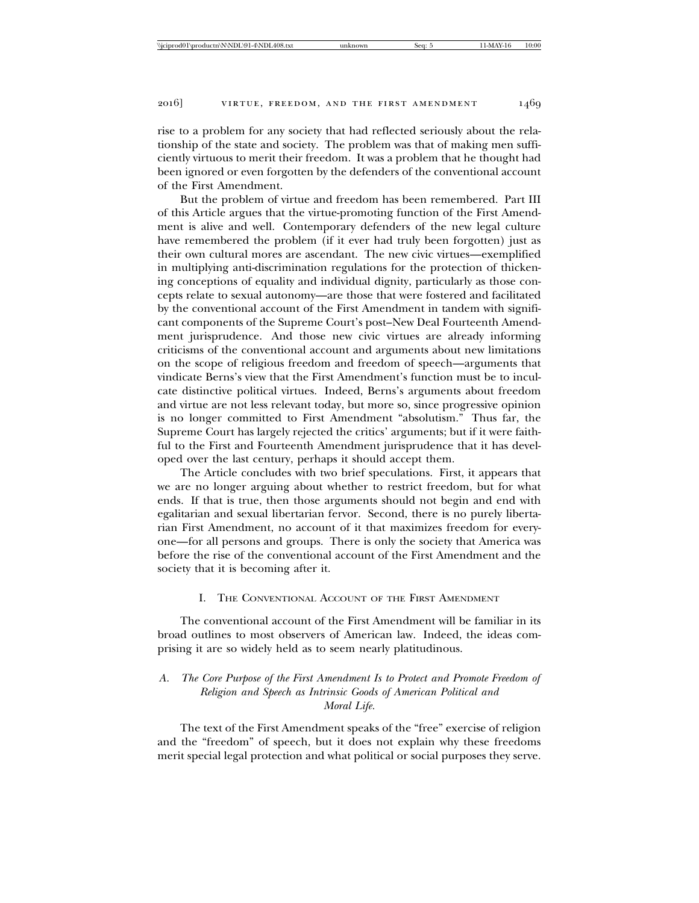rise to a problem for any society that had reflected seriously about the relationship of the state and society. The problem was that of making men sufficiently virtuous to merit their freedom. It was a problem that he thought had been ignored or even forgotten by the defenders of the conventional account of the First Amendment.

But the problem of virtue and freedom has been remembered. Part III of this Article argues that the virtue-promoting function of the First Amendment is alive and well. Contemporary defenders of the new legal culture have remembered the problem (if it ever had truly been forgotten) just as their own cultural mores are ascendant. The new civic virtues—exemplified in multiplying anti-discrimination regulations for the protection of thickening conceptions of equality and individual dignity, particularly as those concepts relate to sexual autonomy—are those that were fostered and facilitated by the conventional account of the First Amendment in tandem with significant components of the Supreme Court's post–New Deal Fourteenth Amendment jurisprudence. And those new civic virtues are already informing criticisms of the conventional account and arguments about new limitations on the scope of religious freedom and freedom of speech—arguments that vindicate Berns's view that the First Amendment's function must be to inculcate distinctive political virtues. Indeed, Berns's arguments about freedom and virtue are not less relevant today, but more so, since progressive opinion is no longer committed to First Amendment "absolutism." Thus far, the Supreme Court has largely rejected the critics' arguments; but if it were faithful to the First and Fourteenth Amendment jurisprudence that it has developed over the last century, perhaps it should accept them.

The Article concludes with two brief speculations. First, it appears that we are no longer arguing about whether to restrict freedom, but for what ends. If that is true, then those arguments should not begin and end with egalitarian and sexual libertarian fervor. Second, there is no purely libertarian First Amendment, no account of it that maximizes freedom for everyone—for all persons and groups. There is only the society that America was before the rise of the conventional account of the First Amendment and the society that it is becoming after it.

## I. The Conventional Account of the First Amendment

The conventional account of the First Amendment will be familiar in its broad outlines to most observers of American law. Indeed, the ideas comprising it are so widely held as to seem nearly platitudinous.

### A. *The Core Purpose of the First Amendment Is to Protect and Promote Freedom of Religion and Speech as Intrinsic Goods of American Political and Moral Life.*

The text of the First Amendment speaks of the "free" exercise of religion and the "freedom" of speech, but it does not explain why these freedoms merit special legal protection and what political or social purposes they serve.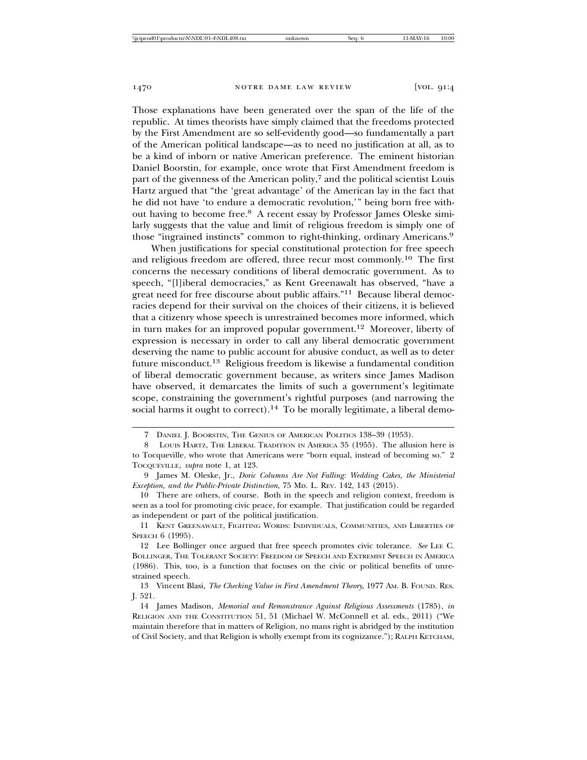Those explanations have been generated over the span of the life of the republic. At times theorists have simply claimed that the freedoms protected by the First Amendment are so self-evidently good—so fundamentally a part of the American political landscape—as to need no justification at all, as to be a kind of inborn or native American preference. The eminent historian Daniel Boorstin, for example, once wrote that First Amendment freedom is part of the givenness of the American polity,[7] and the political scientist Louis Hartz argued that "the 'great advantage' of the American lay in the fact that he did not have 'to endure a democratic revolution,'" being born free without having to become free.[8] A recent essay by Professor James Oleske similarly suggests that the value and limit of religious freedom is simply one of those "ingrained instincts" common to right-thinking, ordinary Americans.[9]

When justifications for special constitutional protection for free speech and religious freedom are offered, three recur most commonly.[10] The first concerns the necessary conditions of liberal democratic government. As to speech, "[l]iberal democracies," as Kent Greenawalt has observed, "have a great need for free discourse about public affairs."[11] Because liberal democracies depend for their survival on the choices of their citizens, it is believed that a citizenry whose speech is unrestrained becomes more informed, which in turn makes for an improved popular government.[12] Moreover, liberty of expression is necessary in order to call any liberal democratic government deserving the name to public account for abusive conduct, as well as to deter future misconduct.[13] Religious freedom is likewise a fundamental condition of liberal democratic government because, as writers since James Madison have observed, it demarcates the limits of such a government's legitimate scope, constraining the government's rightful purposes (and narrowing the social harms it ought to correct).[14] To be morally legitimate, a liberal demo-

---

7 DANIEL J. BOORSTIN, THE GENIUS OF AMERICAN POLITICS 138–39 (1953).

8 LOUIS HARTZ, THE LIBERAL TRADITION IN AMERICA 35 (1955). The allusion here is to Tocqueville, who wrote that Americans were "born equal, instead of becoming so." 2 TOCQUEVILLE, *supra* note 1, at 123.

9 James M. Oleske, Jr., *Doric Columns Are Not Falling: Wedding Cakes, the Ministerial Exception, and the Public-Private Distinction*, 75 MD. L. REV. 142, 143 (2015).

10 There are others, of course. Both in the speech and religion context, freedom is seen as a tool for promoting civic peace, for example. That justification could be regarded as independent or part of the political justification.

11 KENT GREENAWALT, FIGHTING WORDS: INDIVIDUALS, COMMUNITIES, AND LIBERTIES OF SPEECH 6 (1995).

12 Lee Bollinger once argued that free speech promotes civic tolerance. *See* LEE C. BOLLINGER, THE TOLERANT SOCIETY: FREEDOM OF SPEECH AND EXTREMIST SPEECH IN AMERICA (1986). This, too, is a function that focuses on the civic or political benefits of unrestrained speech.

13 Vincent Blasi, *The Checking Value in First Amendment Theory*, 1977 AM. B. FOUND. RES. J. 521.

14 James Madison, *Memorial and Remonstrance Against Religious Assessments* (1785), *in* RELIGION AND THE CONSTITUTION 51, 51 (Michael W. McConnell et al. eds., 2011) ("We maintain therefore that in matters of Religion, no mans right is abridged by the institution of Civil Society, and that Religion is wholly exempt from its cognizance."); RALPH KETCHAM,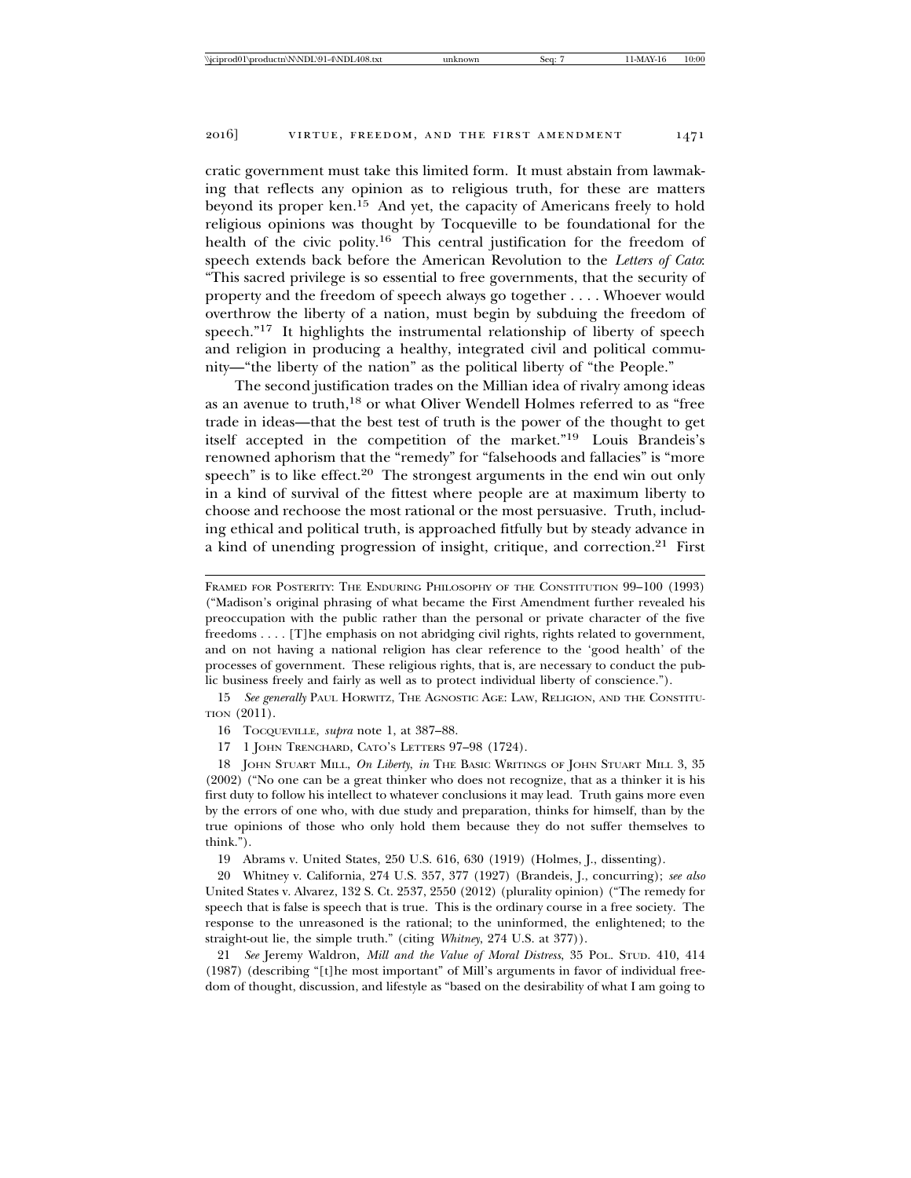cratic government must take this limited form. It must abstain from lawmaking that reflects any opinion as to religious truth, for these are matters beyond its proper ken.[15] And yet, the capacity of Americans freely to hold religious opinions was thought by Tocqueville to be foundational for the health of the civic polity.[16] This central justification for the freedom of speech extends back before the American Revolution to the *Letters of Cato*: "This sacred privilege is so essential to free governments, that the security of property and the freedom of speech always go together . . . . Whoever would overthrow the liberty of a nation, must begin by subduing the freedom of speech."[17] It highlights the instrumental relationship of liberty of speech and religion in producing a healthy, integrated civil and political community—"the liberty of the nation" as the political liberty of "the People."

The second justification trades on the Millian idea of rivalry among ideas as an avenue to truth,[18] or what Oliver Wendell Holmes referred to as "free trade in ideas—that the best test of truth is the power of the thought to get itself accepted in the competition of the market."[19] Louis Brandeis's renowned aphorism that the "remedy" for "falsehoods and fallacies" is "more speech" is to like effect.[20] The strongest arguments in the end win out only in a kind of survival of the fittest where people are at maximum liberty to choose and rechoose the most rational or the most persuasive. Truth, including ethical and political truth, is approached fitfully but by steady advance in a kind of unending progression of insight, critique, and correction.[21] First

---

FRAMED FOR POSTERITY: THE ENDURING PHILOSOPHY OF THE CONSTITUTION 99–100 (1993) ("Madison's original phrasing of what became the First Amendment further revealed his preoccupation with the public rather than the personal or private character of the five freedoms . . . . [T]he emphasis on not abridging civil rights, rights related to government, and on not having a national religion has clear reference to the 'good health' of the processes of government. These religious rights, that is, are necessary to conduct the public business freely and fairly as well as to protect individual liberty of conscience.").

15 *See generally* PAUL HORWITZ, THE AGNOSTIC AGE: LAW, RELIGION, AND THE CONSTITUTION (2011).

16 TOCQUEVILLE, *supra* note 1, at 387–88.

17 1 JOHN TRENCHARD, CATO'S LETTERS 97–98 (1724).

18 JOHN STUART MILL, *On Liberty*, *in* THE BASIC WRITINGS OF JOHN STUART MILL 3, 35 (2002) ("No one can be a great thinker who does not recognize, that as a thinker it is his first duty to follow his intellect to whatever conclusions it may lead. Truth gains more even by the errors of one who, with due study and preparation, thinks for himself, than by the true opinions of those who only hold them because they do not suffer themselves to think.").

19 Abrams v. United States, 250 U.S. 616, 630 (1919) (Holmes, J., dissenting).

20 Whitney v. California, 274 U.S. 357, 377 (1927) (Brandeis, J., concurring); *see also* United States v. Alvarez, 132 S. Ct. 2537, 2550 (2012) (plurality opinion) ("The remedy for speech that is false is speech that is true. This is the ordinary course in a free society. The response to the unreasoned is the rational; to the uninformed, the enlightened; to the straight-out lie, the simple truth." (citing *Whitney*, 274 U.S. at 377)).

21 *See* Jeremy Waldron, *Mill and the Value of Moral Distress*, 35 POL. STUD. 410, 414 (1987) (describing "[t]he most important" of Mill's arguments in favor of individual freedom of thought, discussion, and lifestyle as "based on the desirability of what I am going to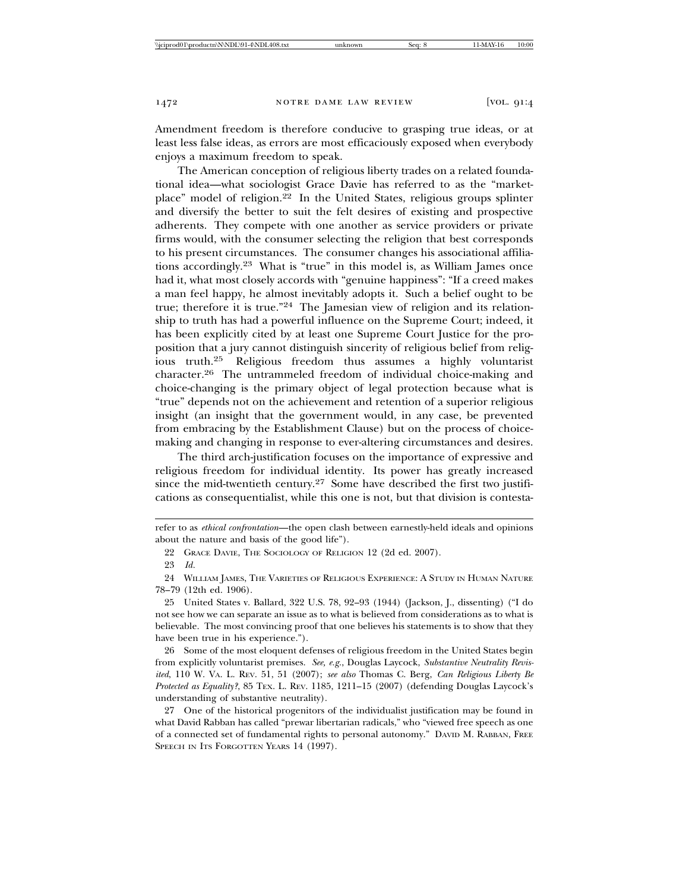Amendment freedom is therefore conducive to grasping true ideas, or at least less false ideas, as errors are most efficaciously exposed when everybody enjoys a maximum freedom to speak.

The American conception of religious liberty trades on a related foundational idea—what sociologist Grace Davie has referred to as the "marketplace" model of religion.[22] In the United States, religious groups splinter and diversify the better to suit the felt desires of existing and prospective adherents. They compete with one another as service providers or private firms would, with the consumer selecting the religion that best corresponds to his present circumstances. The consumer changes his associational affiliations accordingly.[23] What is "true" in this model is, as William James once had it, what most closely accords with "genuine happiness": "If a creed makes a man feel happy, he almost inevitably adopts it. Such a belief ought to be true; therefore it is true."[24] The Jamesian view of religion and its relationship to truth has had a powerful influence on the Supreme Court; indeed, it has been explicitly cited by at least one Supreme Court Justice for the proposition that a jury cannot distinguish sincerity of religious belief from religious truth.[25] Religious freedom thus assumes a highly voluntarist character.[26] The untrammeled freedom of individual choice-making and choice-changing is the primary object of legal protection because what is "true" depends not on the achievement and retention of a superior religious insight (an insight that the government would, in any case, be prevented from embracing by the Establishment Clause) but on the process of choice-making and changing in response to ever-altering circumstances and desires.

The third arch-justification focuses on the importance of expressive and religious freedom for individual identity. Its power has greatly increased since the mid-twentieth century.[27] Some have described the first two justifications as consequentialist, while this one is not, but that division is contesta-

---

refer to as *ethical confrontation*—the open clash between earnestly-held ideals and opinions about the nature and basis of the good life").

22 Grace Davie, The Sociology of Religion 12 (2d ed. 2007).

23 *Id.*

24 William James, The Varieties of Religious Experience: A Study in Human Nature 78–79 (12th ed. 1906).

25 United States v. Ballard, 322 U.S. 78, 92–93 (1944) (Jackson, J., dissenting) ("I do not see how we can separate an issue as to what is believed from considerations as to what is believable. The most convincing proof that one believes his statements is to show that they have been true in his experience.").

26 Some of the most eloquent defenses of religious freedom in the United States begin from explicitly voluntarist premises. *See, e.g.*, Douglas Laycock, *Substantive Neutrality Revisited*, 110 W. Va. L. Rev. 51, 51 (2007); *see also* Thomas C. Berg, *Can Religious Liberty Be Protected as Equality?*, 85 Tex. L. Rev. 1185, 1211–15 (2007) (defending Douglas Laycock's understanding of substantive neutrality).

27 One of the historical progenitors of the individualist justification may be found in what David Rabban has called "prewar libertarian radicals," who "viewed free speech as one of a connected set of fundamental rights to personal autonomy." David M. Rabban, Free Speech in Its Forgotten Years 14 (1997).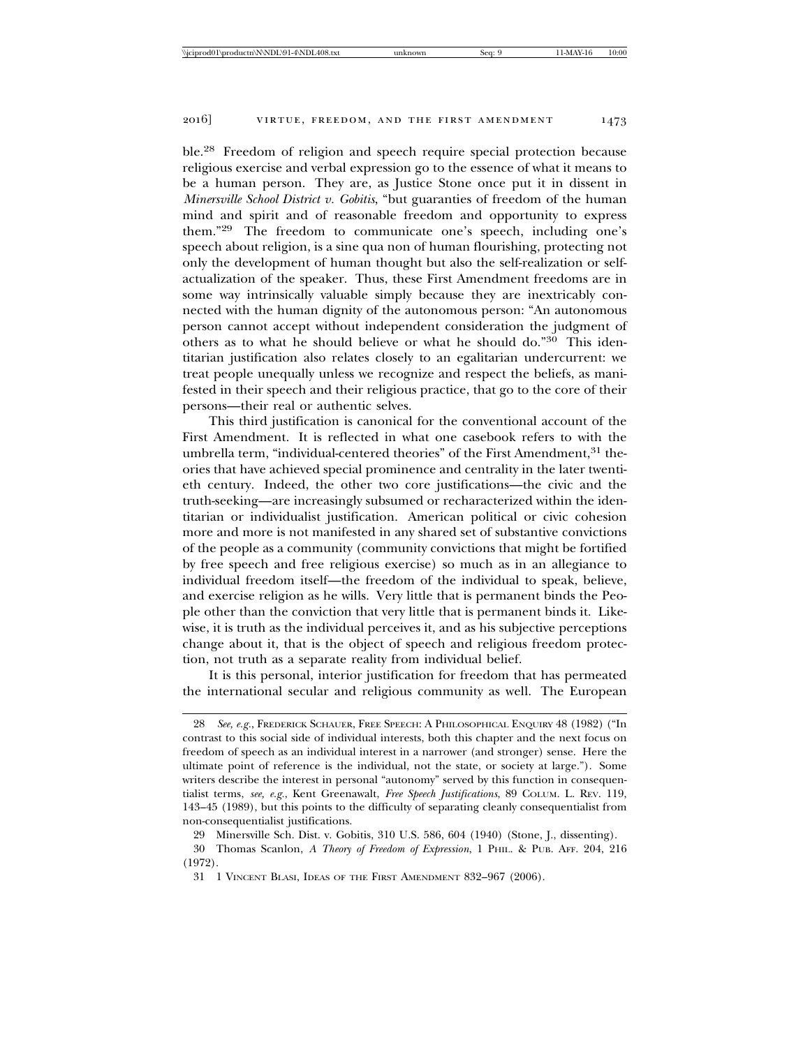ble.[28] Freedom of religion and speech require special protection because religious exercise and verbal expression go to the essence of what it means to be a human person. They are, as Justice Stone once put it in dissent in *Minersville School District v. Gobitis*, "but guaranties of freedom of the human mind and spirit and of reasonable freedom and opportunity to express them."[29] The freedom to communicate one's speech, including one's speech about religion, is a sine qua non of human flourishing, protecting not only the development of human thought but also the self-realization or self-actualization of the speaker. Thus, these First Amendment freedoms are in some way intrinsically valuable simply because they are inextricably connected with the human dignity of the autonomous person: "An autonomous person cannot accept without independent consideration the judgment of others as to what he should believe or what he should do."[30] This identitarian justification also relates closely to an egalitarian undercurrent: we treat people unequally unless we recognize and respect the beliefs, as manifested in their speech and their religious practice, that go to the core of their persons—their real or authentic selves.

This third justification is canonical for the conventional account of the First Amendment. It is reflected in what one casebook refers to with the umbrella term, "individual-centered theories" of the First Amendment,[31] theories that have achieved special prominence and centrality in the later twentieth century. Indeed, the other two core justifications—the civic and the truth-seeking—are increasingly subsumed or recharacterized within the identitarian or individualist justification. American political or civic cohesion more and more is not manifested in any shared set of substantive convictions of the people as a community (community convictions that might be fortified by free speech and free religious exercise) so much as in an allegiance to individual freedom itself—the freedom of the individual to speak, believe, and exercise religion as he wills. Very little that is permanent binds the People other than the conviction that very little that is permanent binds it. Likewise, it is truth as the individual perceives it, and as his subjective perceptions change about it, that is the object of speech and religious freedom protection, not truth as a separate reality from individual belief.

It is this personal, interior justification for freedom that has permeated the international secular and religious community as well. The European

---

28 *See, e.g.*, FREDERICK SCHAUER, FREE SPEECH: A PHILOSOPHICAL ENQUIRY 48 (1982) ("In contrast to this social side of individual interests, both this chapter and the next focus on freedom of speech as an individual interest in a narrower (and stronger) sense. Here the ultimate point of reference is the individual, not the state, or society at large."). Some writers describe the interest in personal "autonomy" served by this function in consequentialist terms, *see, e.g.*, Kent Greenawalt, *Free Speech Justifications*, 89 COLUM. L. REV. 119, 143–45 (1989), but this points to the difficulty of separating cleanly consequentialist from non-consequentialist justifications.

29 Minersville Sch. Dist. v. Gobitis, 310 U.S. 586, 604 (1940) (Stone, J., dissenting).

30 Thomas Scanlon, *A Theory of Freedom of Expression*, 1 PHIL. & PUB. AFF. 204, 216 (1972).

31 1 VINCENT BLASI, IDEAS OF THE FIRST AMENDMENT 832–967 (2006).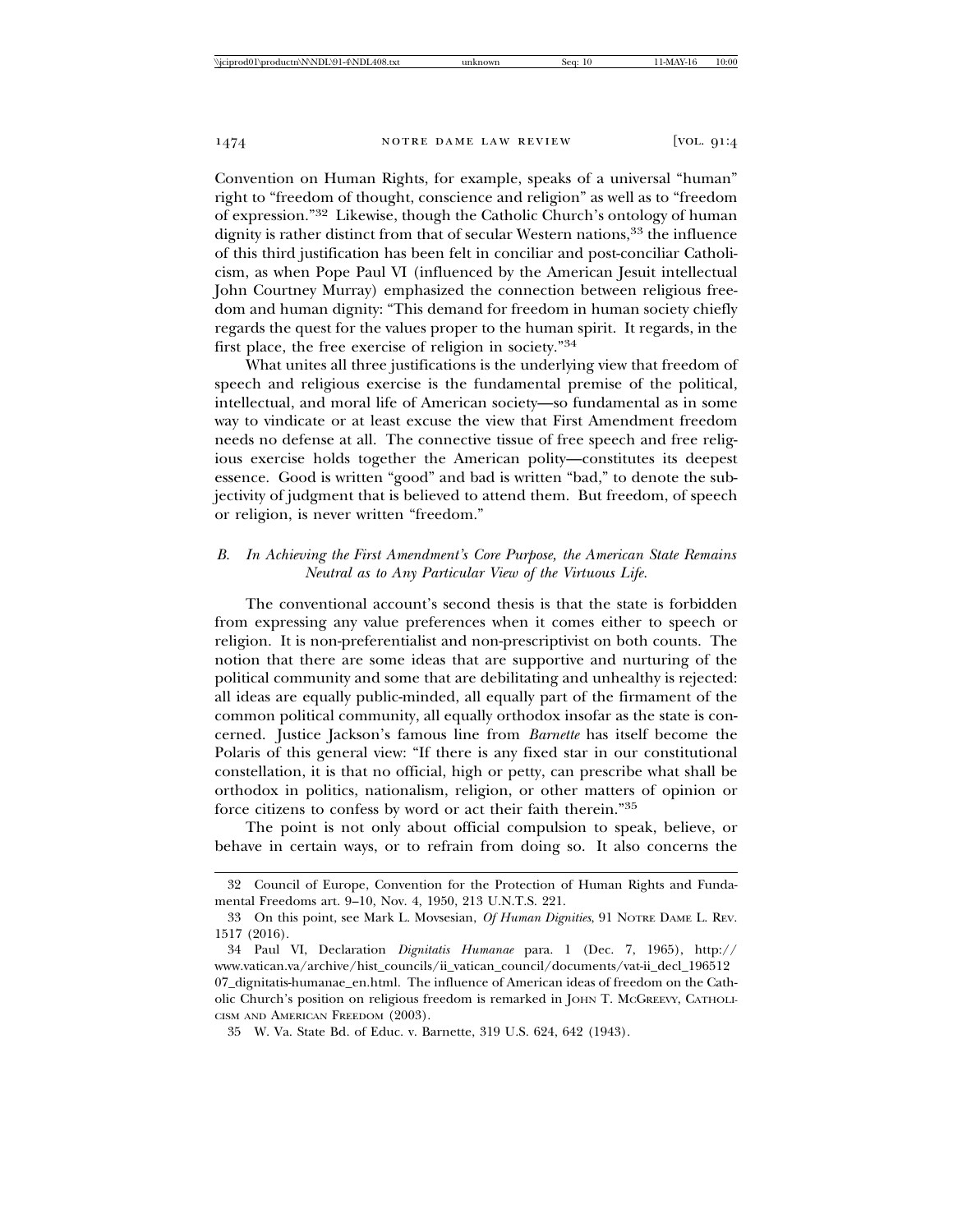Convention on Human Rights, for example, speaks of a universal "human" right to "freedom of thought, conscience and religion" as well as to "freedom of expression."[32] Likewise, though the Catholic Church's ontology of human dignity is rather distinct from that of secular Western nations,[33] the influence of this third justification has been felt in conciliar and post-conciliar Catholicism, as when Pope Paul VI (influenced by the American Jesuit intellectual John Courtney Murray) emphasized the connection between religious freedom and human dignity: "This demand for freedom in human society chiefly regards the quest for the values proper to the human spirit. It regards, in the first place, the free exercise of religion in society."[34]

What unites all three justifications is the underlying view that freedom of speech and religious exercise is the fundamental premise of the political, intellectual, and moral life of American society—so fundamental as in some way to vindicate or at least excuse the view that First Amendment freedom needs no defense at all. The connective tissue of free speech and free religious exercise holds together the American polity—constitutes its deepest essence. Good is written "good" and bad is written "bad," to denote the subjectivity of judgment that is believed to attend them. But freedom, of speech or religion, is never written "freedom."

### *B. In Achieving the First Amendment's Core Purpose, the American State Remains Neutral as to Any Particular View of the Virtuous Life.*

The conventional account's second thesis is that the state is forbidden from expressing any value preferences when it comes either to speech or religion. It is non-preferentialist and non-prescriptivist on both counts. The notion that there are some ideas that are supportive and nurturing of the political community and some that are debilitating and unhealthy is rejected: all ideas are equally public-minded, all equally part of the firmament of the common political community, all equally orthodox insofar as the state is concerned. Justice Jackson's famous line from *Barnette* has itself become the Polaris of this general view: "If there is any fixed star in our constitutional constellation, it is that no official, high or petty, can prescribe what shall be orthodox in politics, nationalism, religion, or other matters of opinion or force citizens to confess by word or act their faith therein."[35]

The point is not only about official compulsion to speak, believe, or behave in certain ways, or to refrain from doing so. It also concerns the

---

32 Council of Europe, Convention for the Protection of Human Rights and Fundamental Freedoms art. 9–10, Nov. 4, 1950, 213 U.N.T.S. 221.

33 On this point, see Mark L. Movsesian, *Of Human Dignities*, 91 NOTRE DAME L. REV. 1517 (2016).

34 Paul VI, Declaration *Dignitatis Humanae* para. 1 (Dec. 7, 1965), http://www.vatican.va/archive/hist_councils/ii_vatican_council/documents/vat-ii_decl_19651207_dignitatis-humanae_en.html. The influence of American ideas of freedom on the Catholic Church's position on religious freedom is remarked in JOHN T. MCGREEVY, CATHOLICISM AND AMERICAN FREEDOM (2003).

35 W. Va. State Bd. of Educ. v. Barnette, 319 U.S. 624, 642 (1943).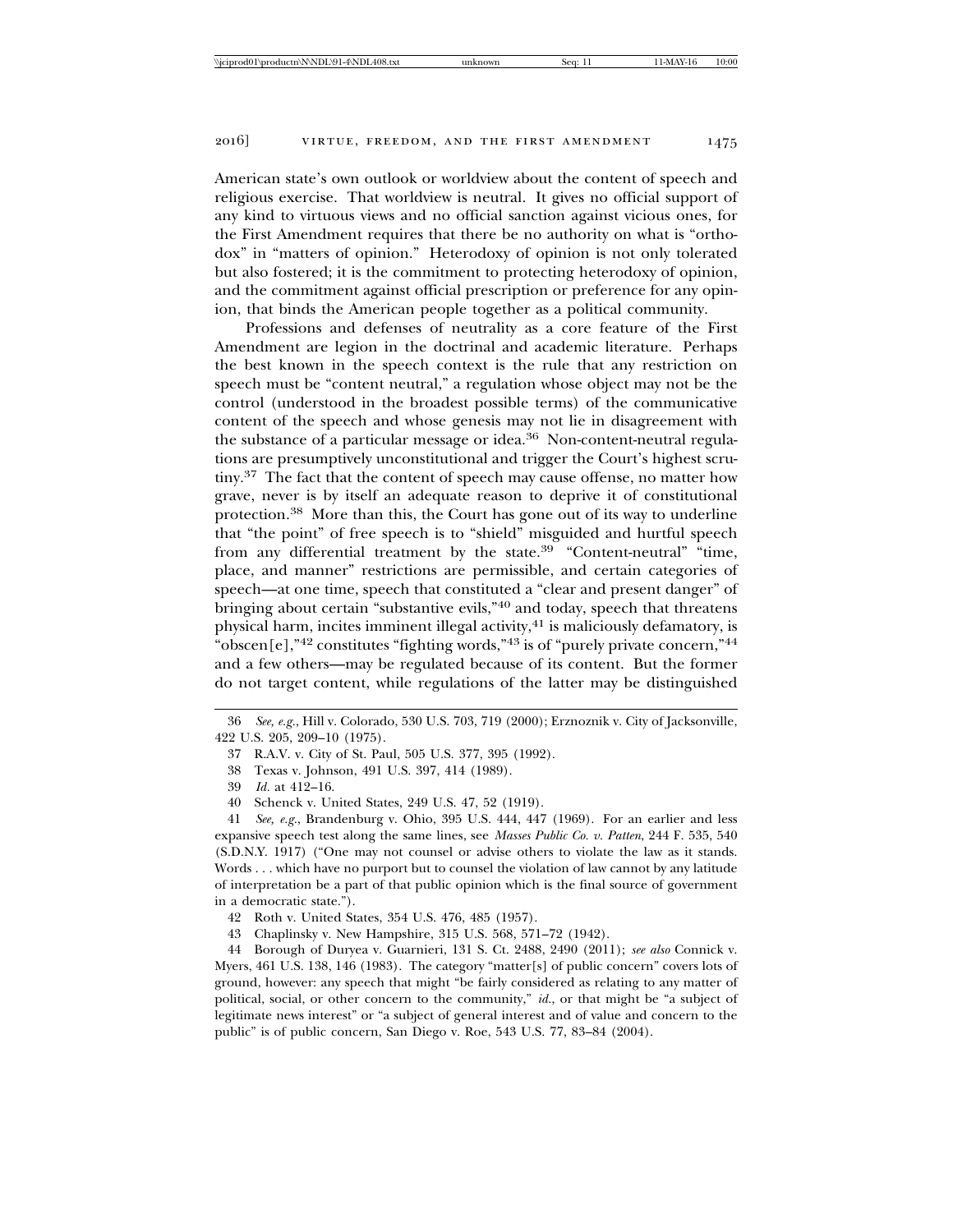American state's own outlook or worldview about the content of speech and religious exercise. That worldview is neutral. It gives no official support of any kind to virtuous views and no official sanction against vicious ones, for the First Amendment requires that there be no authority on what is "orthodox" in "matters of opinion." Heterodoxy of opinion is not only tolerated but also fostered; it is the commitment to protecting heterodoxy of opinion, and the commitment against official prescription or preference for any opinion, that binds the American people together as a political community.

Professions and defenses of neutrality as a core feature of the First Amendment are legion in the doctrinal and academic literature. Perhaps the best known in the speech context is the rule that any restriction on speech must be "content neutral," a regulation whose object may not be the control (understood in the broadest possible terms) of the communicative content of the speech and whose genesis may not lie in disagreement with the substance of a particular message or idea.[36] Non-content-neutral regulations are presumptively unconstitutional and trigger the Court's highest scrutiny.[37] The fact that the content of speech may cause offense, no matter how grave, never is by itself an adequate reason to deprive it of constitutional protection.[38] More than this, the Court has gone out of its way to underline that "the point" of free speech is to "shield" misguided and hurtful speech from any differential treatment by the state.[39] "Content-neutral" "time, place, and manner" restrictions are permissible, and certain categories of speech—at one time, speech that constituted a "clear and present danger" of bringing about certain "substantive evils,"[40] and today, speech that threatens physical harm, incites imminent illegal activity,[41] is maliciously defamatory, is "obscen[e],"[42] constitutes "fighting words,"[43] is of "purely private concern,"[44] and a few others—may be regulated because of its content. But the former do not target content, while regulations of the latter may be distinguished

---

36 *See, e.g.*, Hill v. Colorado, 530 U.S. 703, 719 (2000); Erznoznik v. City of Jacksonville, 422 U.S. 205, 209–10 (1975).

37 R.A.V. v. City of St. Paul, 505 U.S. 377, 395 (1992).

38 Texas v. Johnson, 491 U.S. 397, 414 (1989).

39 *Id.* at 412–16.

40 Schenck v. United States, 249 U.S. 47, 52 (1919).

41 *See, e.g.*, Brandenburg v. Ohio, 395 U.S. 444, 447 (1969). For an earlier and less expansive speech test along the same lines, see *Masses Public Co. v. Patten*, 244 F. 535, 540 (S.D.N.Y. 1917) ("One may not counsel or advise others to violate the law as it stands. Words . . . which have no purport but to counsel the violation of law cannot by any latitude of interpretation be a part of that public opinion which is the final source of government in a democratic state.").

42 Roth v. United States, 354 U.S. 476, 485 (1957).

43 Chaplinsky v. New Hampshire, 315 U.S. 568, 571–72 (1942).

44 Borough of Duryea v. Guarnieri, 131 S. Ct. 2488, 2490 (2011); *see also* Connick v. Myers, 461 U.S. 138, 146 (1983). The category "matter[s] of public concern" covers lots of ground, however: any speech that might "be fairly considered as relating to any matter of political, social, or other concern to the community," *id.*, or that might be "a subject of legitimate news interest" or "a subject of general interest and of value and concern to the public" is of public concern, San Diego v. Roe, 543 U.S. 77, 83–84 (2004).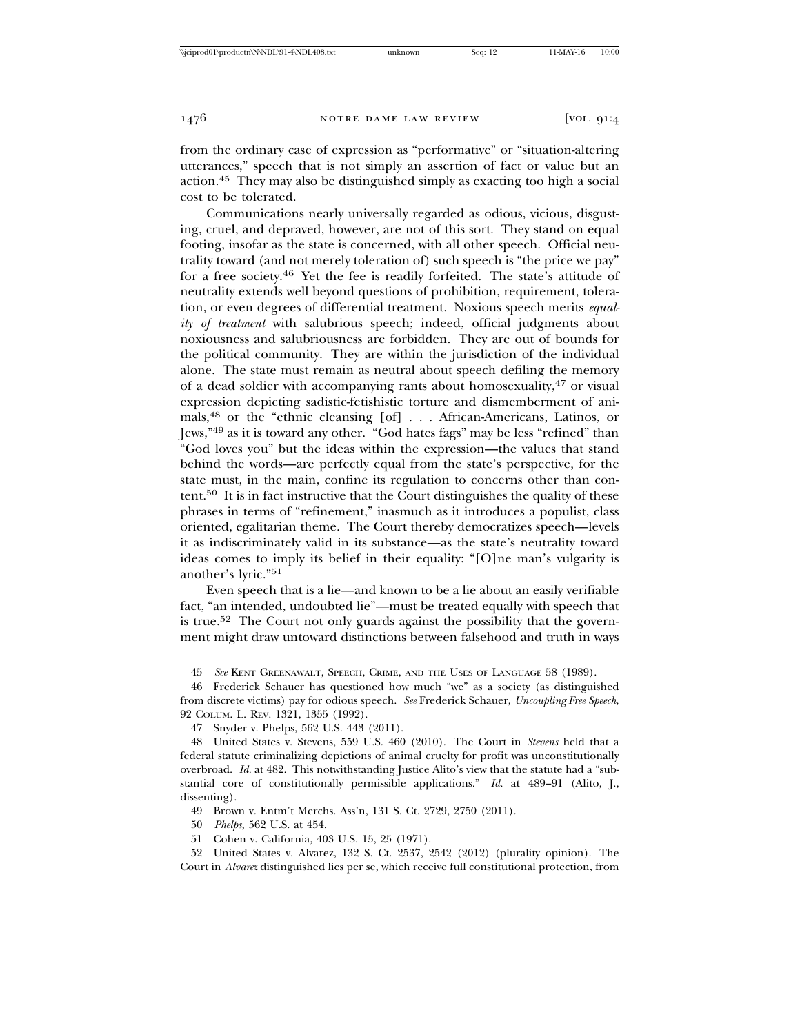from the ordinary case of expression as "performative" or "situation-altering utterances," speech that is not simply an assertion of fact or value but an action.[45] They may also be distinguished simply as exacting too high a social cost to be tolerated.

Communications nearly universally regarded as odious, vicious, disgusting, cruel, and depraved, however, are not of this sort. They stand on equal footing, insofar as the state is concerned, with all other speech. Official neutrality toward (and not merely toleration of) such speech is "the price we pay" for a free society.[46] Yet the fee is readily forfeited. The state's attitude of neutrality extends well beyond questions of prohibition, requirement, toleration, or even degrees of differential treatment. Noxious speech merits *equality of treatment* with salubrious speech; indeed, official judgments about noxiousness and salubriousness are forbidden. They are out of bounds for the political community. They are within the jurisdiction of the individual alone. The state must remain as neutral about speech defiling the memory of a dead soldier with accompanying rants about homosexuality,[47] or visual expression depicting sadistic-fetishistic torture and dismemberment of animals,[48] or the "ethnic cleansing [of] . . . African-Americans, Latinos, or Jews,"[49] as it is toward any other. "God hates fags" may be less "refined" than "God loves you" but the ideas within the expression—the values that stand behind the words—are perfectly equal from the state's perspective, for the state must, in the main, confine its regulation to concerns other than content.[50] It is in fact instructive that the Court distinguishes the quality of these phrases in terms of "refinement," inasmuch as it introduces a populist, class oriented, egalitarian theme. The Court thereby democratizes speech—levels it as indiscriminately valid in its substance—as the state's neutrality toward ideas comes to imply its belief in their equality: "[O]ne man's vulgarity is another's lyric."[51]

Even speech that is a lie—and known to be a lie about an easily verifiable fact, "an intended, undoubted lie"—must be treated equally with speech that is true.[52] The Court not only guards against the possibility that the government might draw untoward distinctions between falsehood and truth in ways

---

45 *See* Kent Greenawalt, Speech, Crime, and the Uses of Language 58 (1989).

46 Frederick Schauer has questioned how much "we" as a society (as distinguished from discrete victims) pay for odious speech. *See* Frederick Schauer, *Uncoupling Free Speech*, 92 Colum. L. Rev. 1321, 1355 (1992).

47 Snyder v. Phelps, 562 U.S. 443 (2011).

48 United States v. Stevens, 559 U.S. 460 (2010). The Court in *Stevens* held that a federal statute criminalizing depictions of animal cruelty for profit was unconstitutionally overbroad. *Id.* at 482. This notwithstanding Justice Alito's view that the statute had a "substantial core of constitutionally permissible applications." *Id.* at 489–91 (Alito, J., dissenting).

49 Brown v. Entm't Merchs. Ass'n, 131 S. Ct. 2729, 2750 (2011).

50 *Phelps*, 562 U.S. at 454.

51 Cohen v. California, 403 U.S. 15, 25 (1971).

52 United States v. Alvarez, 132 S. Ct. 2537, 2542 (2012) (plurality opinion). The Court in *Alvarez* distinguished lies per se, which receive full constitutional protection, from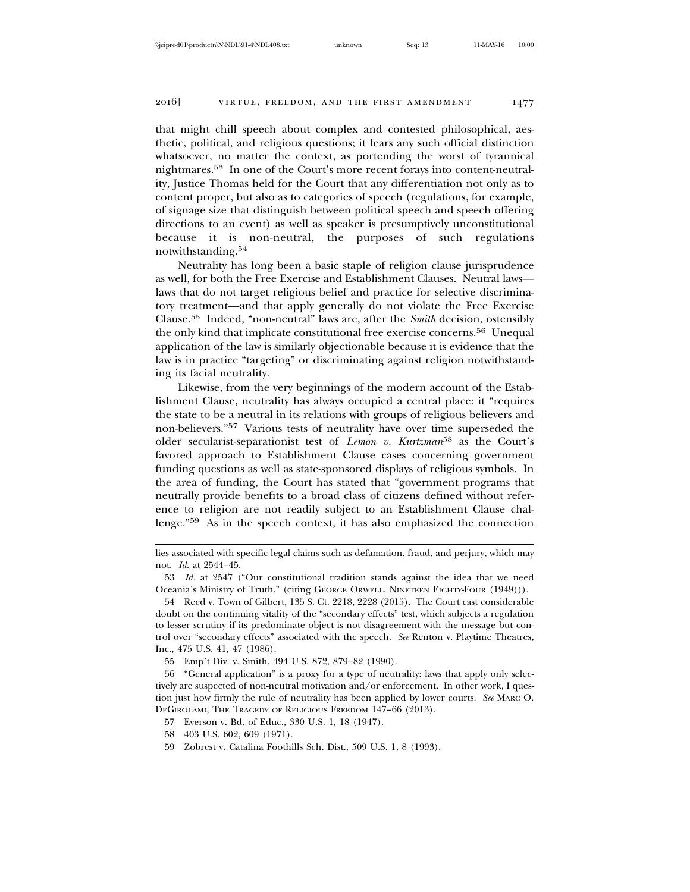that might chill speech about complex and contested philosophical, aesthetic, political, and religious questions; it fears any such official distinction whatsoever, no matter the context, as portending the worst of tyrannical nightmares.[53] In one of the Court's more recent forays into content-neutrality, Justice Thomas held for the Court that any differentiation not only as to content proper, but also as to categories of speech (regulations, for example, of signage size that distinguish between political speech and speech offering directions to an event) as well as speaker is presumptively unconstitutional because it is non-neutral, the purposes of such regulations notwithstanding.[54]

Neutrality has long been a basic staple of religion clause jurisprudence as well, for both the Free Exercise and Establishment Clauses. Neutral laws—laws that do not target religious belief and practice for selective discriminatory treatment—and that apply generally do not violate the Free Exercise Clause.[55] Indeed, "non-neutral" laws are, after the *Smith* decision, ostensibly the only kind that implicate constitutional free exercise concerns.[56] Unequal application of the law is similarly objectionable because it is evidence that the law is in practice "targeting" or discriminating against religion notwithstanding its facial neutrality.

Likewise, from the very beginnings of the modern account of the Establishment Clause, neutrality has always occupied a central place: it "requires the state to be a neutral in its relations with groups of religious believers and non-believers."[57] Various tests of neutrality have over time superseded the older secularist-separationist test of *Lemon v. Kurtzman*[58] as the Court's favored approach to Establishment Clause cases concerning government funding questions as well as state-sponsored displays of religious symbols. In the area of funding, the Court has stated that "government programs that neutrally provide benefits to a broad class of citizens defined without reference to religion are not readily subject to an Establishment Clause challenge."[59] As in the speech context, it has also emphasized the connection

---

lies associated with specific legal claims such as defamation, fraud, and perjury, which may not. *Id.* at 2544–45.

53 *Id.* at 2547 ("Our constitutional tradition stands against the idea that we need Oceania's Ministry of Truth." (citing GEORGE ORWELL, NINETEEN EIGHTY-FOUR (1949))).

54 Reed v. Town of Gilbert, 135 S. Ct. 2218, 2228 (2015). The Court cast considerable doubt on the continuing vitality of the "secondary effects" test, which subjects a regulation to lesser scrutiny if its predominate object is not disagreement with the message but control over "secondary effects" associated with the speech. *See* Renton v. Playtime Theatres, Inc., 475 U.S. 41, 47 (1986).

55 Emp't Div. v. Smith, 494 U.S. 872, 879–82 (1990).

56 "General application" is a proxy for a type of neutrality: laws that apply only selectively are suspected of non-neutral motivation and/or enforcement. In other work, I question just how firmly the rule of neutrality has been applied by lower courts. *See* MARC O. DEGIROLAMI, THE TRAGEDY OF RELIGIOUS FREEDOM 147–66 (2013).

57 Everson v. Bd. of Educ., 330 U.S. 1, 18 (1947).

58 403 U.S. 602, 609 (1971).

59 Zobrest v. Catalina Foothills Sch. Dist., 509 U.S. 1, 8 (1993).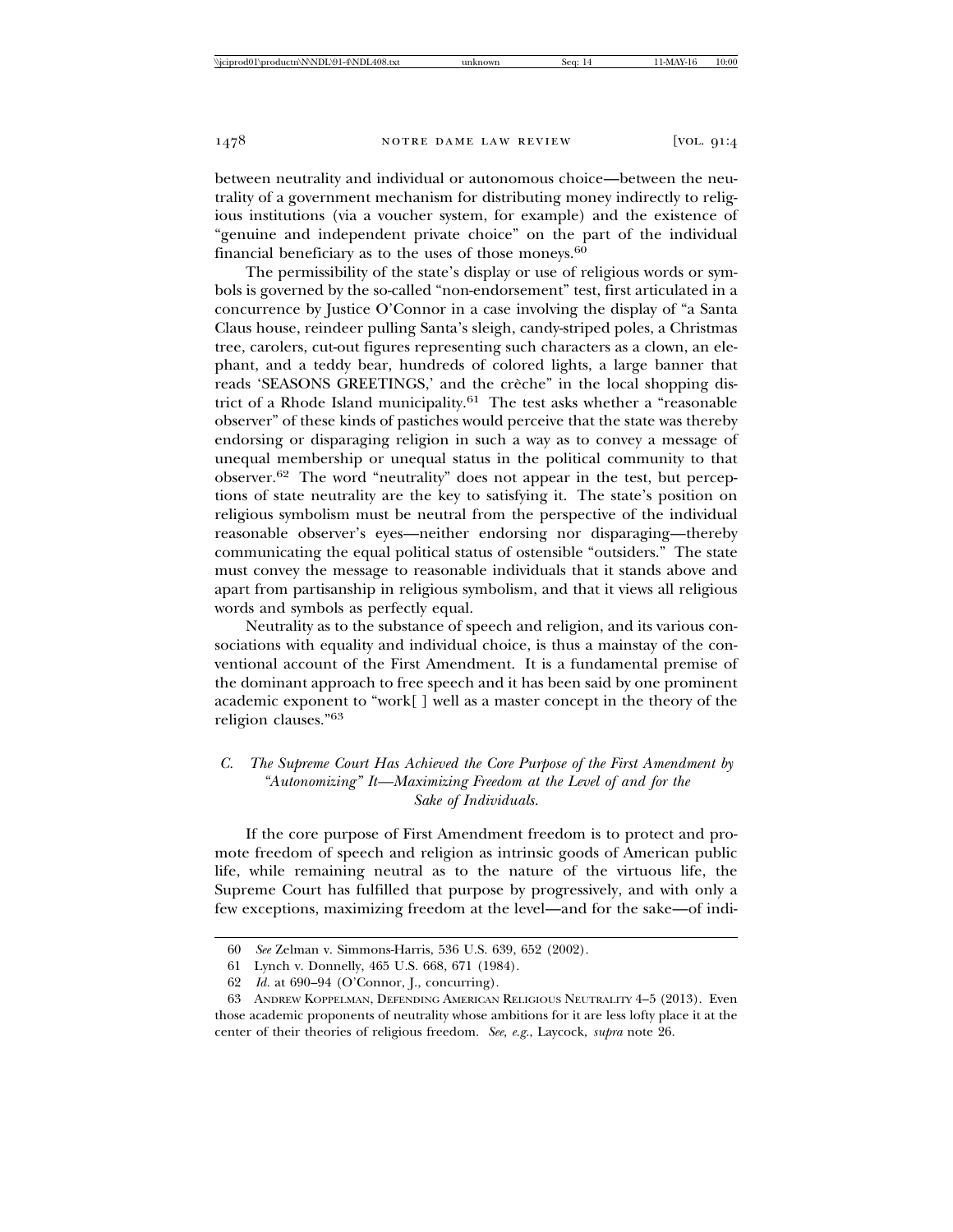between neutrality and individual or autonomous choice—between the neutrality of a government mechanism for distributing money indirectly to religious institutions (via a voucher system, for example) and the existence of "genuine and independent private choice" on the part of the individual financial beneficiary as to the uses of those moneys.[60]

The permissibility of the state's display or use of religious words or symbols is governed by the so-called "non-endorsement" test, first articulated in a concurrence by Justice O'Connor in a case involving the display of "a Santa Claus house, reindeer pulling Santa's sleigh, candy-striped poles, a Christmas tree, carolers, cut-out figures representing such characters as a clown, an elephant, and a teddy bear, hundreds of colored lights, a large banner that reads 'SEASONS GREETINGS,' and the crèche" in the local shopping district of a Rhode Island municipality.[61] The test asks whether a "reasonable observer" of these kinds of pastiches would perceive that the state was thereby endorsing or disparaging religion in such a way as to convey a message of unequal membership or unequal status in the political community to that observer.[62] The word "neutrality" does not appear in the test, but perceptions of state neutrality are the key to satisfying it. The state's position on religious symbolism must be neutral from the perspective of the individual reasonable observer's eyes—neither endorsing nor disparaging—thereby communicating the equal political status of ostensible "outsiders." The state must convey the message to reasonable individuals that it stands above and apart from partisanship in religious symbolism, and that it views all religious words and symbols as perfectly equal.

Neutrality as to the substance of speech and religion, and its various consociations with equality and individual choice, is thus a mainstay of the conventional account of the First Amendment. It is a fundamental premise of the dominant approach to free speech and it has been said by one prominent academic exponent to "work[ ] well as a master concept in the theory of the religion clauses."[63]

### *C. The Supreme Court Has Achieved the Core Purpose of the First Amendment by "Autonomizing" It—Maximizing Freedom at the Level of and for the Sake of Individuals.*

If the core purpose of First Amendment freedom is to protect and promote freedom of speech and religion as intrinsic goods of American public life, while remaining neutral as to the nature of the virtuous life, the Supreme Court has fulfilled that purpose by progressively, and with only a few exceptions, maximizing freedom at the level—and for the sake—of indi-

---

60 *See* Zelman v. Simmons-Harris, 536 U.S. 639, 652 (2002).

61 Lynch v. Donnelly, 465 U.S. 668, 671 (1984).

62 *Id.* at 690–94 (O'Connor, J., concurring).

63 ANDREW KOPPELMAN, DEFENDING AMERICAN RELIGIOUS NEUTRALITY 4–5 (2013). Even those academic proponents of neutrality whose ambitions for it are less lofty place it at the center of their theories of religious freedom. *See, e.g.*, Laycock, *supra* note 26.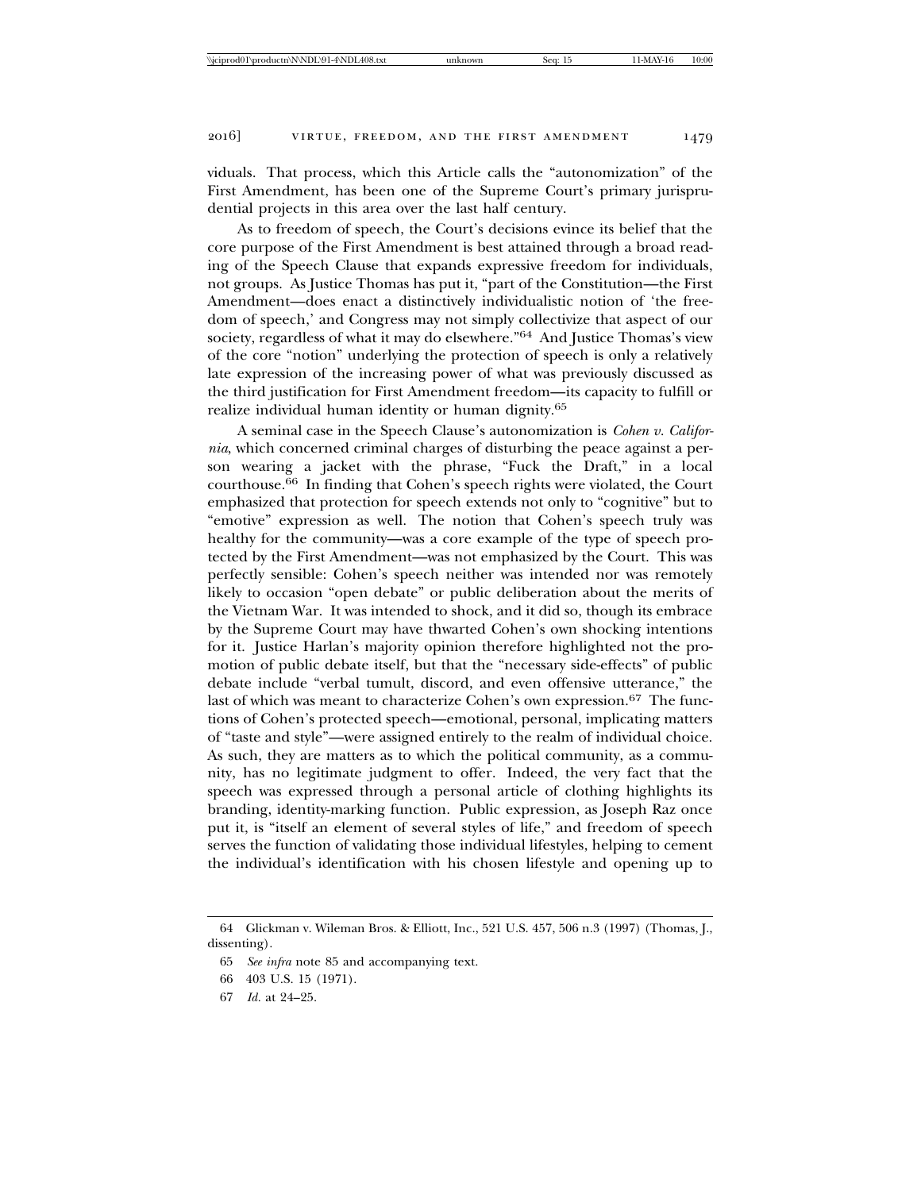viduals. That process, which this Article calls the "autonomization" of the First Amendment, has been one of the Supreme Court's primary jurisprudential projects in this area over the last half century.

As to freedom of speech, the Court's decisions evince its belief that the core purpose of the First Amendment is best attained through a broad reading of the Speech Clause that expands expressive freedom for individuals, not groups. As Justice Thomas has put it, "part of the Constitution—the First Amendment—does enact a distinctively individualistic notion of 'the freedom of speech,' and Congress may not simply collectivize that aspect of our society, regardless of what it may do elsewhere."[64] And Justice Thomas's view of the core "notion" underlying the protection of speech is only a relatively late expression of the increasing power of what was previously discussed as the third justification for First Amendment freedom—its capacity to fulfill or realize individual human identity or human dignity.[65]

A seminal case in the Speech Clause's autonomization is *Cohen v. California*, which concerned criminal charges of disturbing the peace against a person wearing a jacket with the phrase, "Fuck the Draft," in a local courthouse.[66] In finding that Cohen's speech rights were violated, the Court emphasized that protection for speech extends not only to "cognitive" but to "emotive" expression as well. The notion that Cohen's speech truly was healthy for the community—was a core example of the type of speech protected by the First Amendment—was not emphasized by the Court. This was perfectly sensible: Cohen's speech neither was intended nor was remotely likely to occasion "open debate" or public deliberation about the merits of the Vietnam War. It was intended to shock, and it did so, though its embrace by the Supreme Court may have thwarted Cohen's own shocking intentions for it. Justice Harlan's majority opinion therefore highlighted not the promotion of public debate itself, but that the "necessary side-effects" of public debate include "verbal tumult, discord, and even offensive utterance," the last of which was meant to characterize Cohen's own expression.[67] The functions of Cohen's protected speech—emotional, personal, implicating matters of "taste and style"—were assigned entirely to the realm of individual choice. As such, they are matters as to which the political community, as a community, has no legitimate judgment to offer. Indeed, the very fact that the speech was expressed through a personal article of clothing highlights its branding, identity-marking function. Public expression, as Joseph Raz once put it, is "itself an element of several styles of life," and freedom of speech serves the function of validating those individual lifestyles, helping to cement the individual's identification with his chosen lifestyle and opening up to

64 Glickman v. Wileman Bros. & Elliott, Inc., 521 U.S. 457, 506 n.3 (1997) (Thomas, J., dissenting).

65 *See infra* note 85 and accompanying text.

66 403 U.S. 15 (1971).

67 *Id.* at 24–25.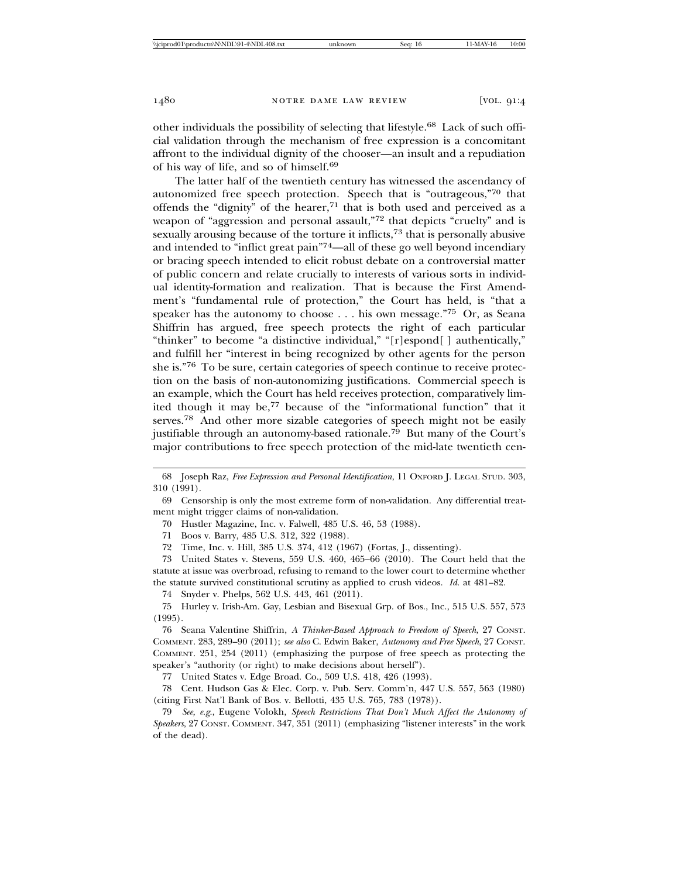other individuals the possibility of selecting that lifestyle.[68] Lack of such official validation through the mechanism of free expression is a concomitant affront to the individual dignity of the chooser—an insult and a repudiation of his way of life, and so of himself.[69]

The latter half of the twentieth century has witnessed the ascendancy of autonomized free speech protection. Speech that is "outrageous,"[70] that offends the "dignity" of the hearer,[71] that is both used and perceived as a weapon of "aggression and personal assault,"[72] that depicts "cruelty" and is sexually arousing because of the torture it inflicts,[73] that is personally abusive and intended to "inflict great pain"[74]—all of these go well beyond incendiary or bracing speech intended to elicit robust debate on a controversial matter of public concern and relate crucially to interests of various sorts in individual identity-formation and realization. That is because the First Amendment's "fundamental rule of protection," the Court has held, is "that a speaker has the autonomy to choose . . . his own message."[75] Or, as Seana Shiffrin has argued, free speech protects the right of each particular "thinker" to become "a distinctive individual," "[r]espond[ ] authentically," and fulfill her "interest in being recognized by other agents for the person she is."[76] To be sure, certain categories of speech continue to receive protection on the basis of non-autonomizing justifications. Commercial speech is an example, which the Court has held receives protection, comparatively limited though it may be,[77] because of the "informational function" that it serves.[78] And other more sizable categories of speech might not be easily justifiable through an autonomy-based rationale.[79] But many of the Court's major contributions to free speech protection of the mid-late twentieth cen-

---

68 Joseph Raz, *Free Expression and Personal Identification*, 11 OXFORD J. LEGAL STUD. 303, 310 (1991).

69 Censorship is only the most extreme form of non-validation. Any differential treatment might trigger claims of non-validation.

70 Hustler Magazine, Inc. v. Falwell, 485 U.S. 46, 53 (1988).

71 Boos v. Barry, 485 U.S. 312, 322 (1988).

72 Time, Inc. v. Hill, 385 U.S. 374, 412 (1967) (Fortas, J., dissenting).

73 United States v. Stevens, 559 U.S. 460, 465–66 (2010). The Court held that the statute at issue was overbroad, refusing to remand to the lower court to determine whether the statute survived constitutional scrutiny as applied to crush videos. *Id.* at 481–82.

74 Snyder v. Phelps, 562 U.S. 443, 461 (2011).

75 Hurley v. Irish-Am. Gay, Lesbian and Bisexual Grp. of Bos., Inc., 515 U.S. 557, 573 (1995).

76 Seana Valentine Shiffrin, *A Thinker-Based Approach to Freedom of Speech*, 27 CONST. COMMENT. 283, 289–90 (2011); *see also* C. Edwin Baker, *Autonomy and Free Speech*, 27 CONST. COMMENT. 251, 254 (2011) (emphasizing the purpose of free speech as protecting the speaker's "authority (or right) to make decisions about herself").

77 United States v. Edge Broad. Co., 509 U.S. 418, 426 (1993).

78 Cent. Hudson Gas & Elec. Corp. v. Pub. Serv. Comm'n, 447 U.S. 557, 563 (1980) (citing First Nat'l Bank of Bos. v. Bellotti, 435 U.S. 765, 783 (1978)).

79 *See, e.g.*, Eugene Volokh, *Speech Restrictions That Don't Much Affect the Autonomy of Speakers*, 27 CONST. COMMENT. 347, 351 (2011) (emphasizing "listener interests" in the work of the dead).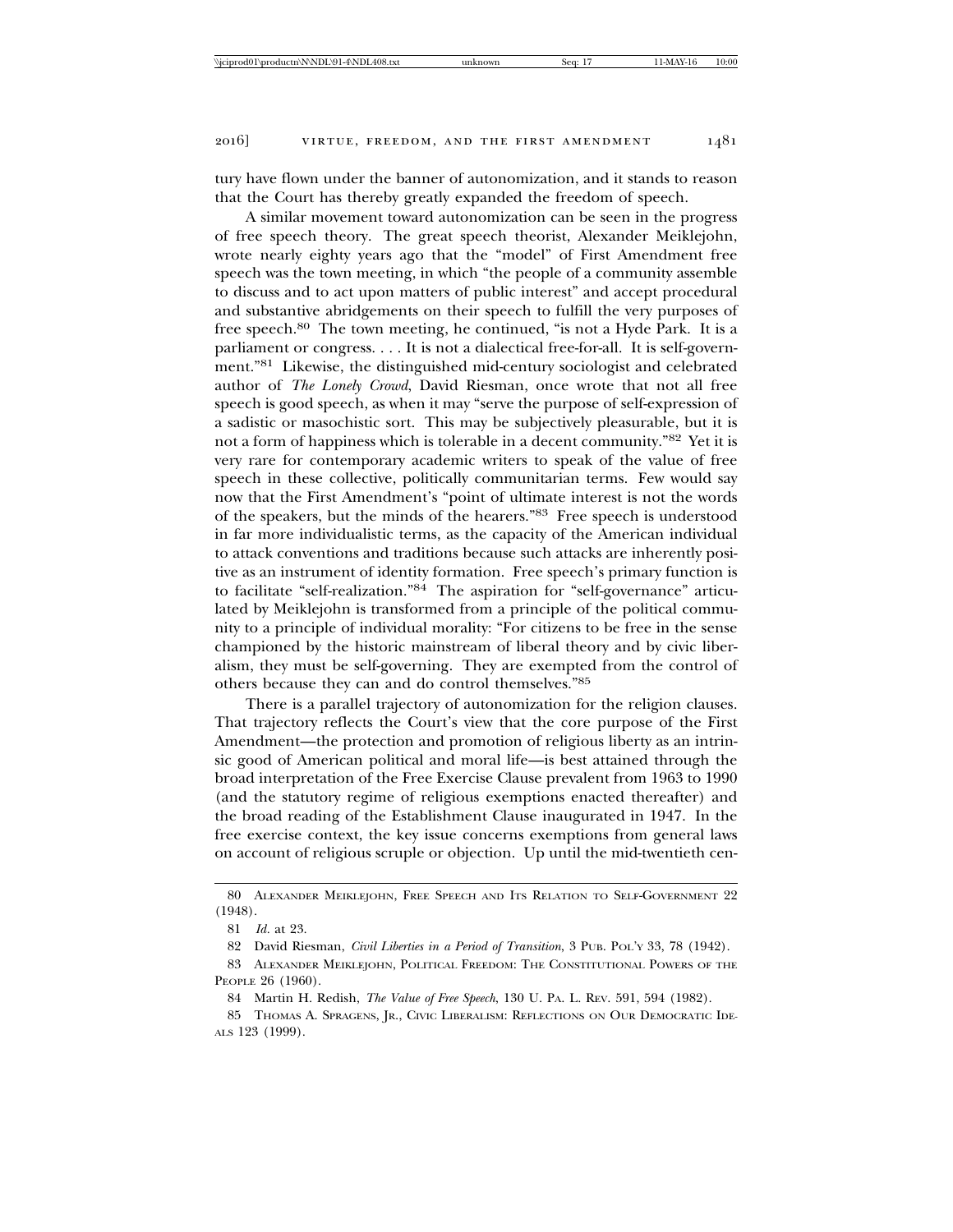tury have flown under the banner of autonomization, and it stands to reason that the Court has thereby greatly expanded the freedom of speech.

A similar movement toward autonomization can be seen in the progress of free speech theory. The great speech theorist, Alexander Meiklejohn, wrote nearly eighty years ago that the "model" of First Amendment free speech was the town meeting, in which "the people of a community assemble to discuss and to act upon matters of public interest" and accept procedural and substantive abridgements on their speech to fulfill the very purposes of free speech.[80] The town meeting, he continued, "is not a Hyde Park. It is a parliament or congress. . . . It is not a dialectical free-for-all. It is self-government."[81] Likewise, the distinguished mid-century sociologist and celebrated author of *The Lonely Crowd*, David Riesman, once wrote that not all free speech is good speech, as when it may "serve the purpose of self-expression of a sadistic or masochistic sort. This may be subjectively pleasurable, but it is not a form of happiness which is tolerable in a decent community."[82] Yet it is very rare for contemporary academic writers to speak of the value of free speech in these collective, politically communitarian terms. Few would say now that the First Amendment's "point of ultimate interest is not the words of the speakers, but the minds of the hearers."[83] Free speech is understood in far more individualistic terms, as the capacity of the American individual to attack conventions and traditions because such attacks are inherently positive as an instrument of identity formation. Free speech's primary function is to facilitate "self-realization."[84] The aspiration for "self-governance" articulated by Meiklejohn is transformed from a principle of the political community to a principle of individual morality: "For citizens to be free in the sense championed by the historic mainstream of liberal theory and by civic liberalism, they must be self-governing. They are exempted from the control of others because they can and do control themselves."[85]

There is a parallel trajectory of autonomization for the religion clauses. That trajectory reflects the Court's view that the core purpose of the First Amendment—the protection and promotion of religious liberty as an intrinsic good of American political and moral life—is best attained through the broad interpretation of the Free Exercise Clause prevalent from 1963 to 1990 (and the statutory regime of religious exemptions enacted thereafter) and the broad reading of the Establishment Clause inaugurated in 1947. In the free exercise context, the key issue concerns exemptions from general laws on account of religious scruple or objection. Up until the mid-twentieth cen-

---

80 Alexander Meiklejohn, Free Speech and Its Relation to Self-Government 22 (1948).

81 *Id.* at 23.

82 David Riesman, *Civil Liberties in a Period of Transition*, 3 Pub. Pol'y 33, 78 (1942).

83 Alexander Meiklejohn, Political Freedom: The Constitutional Powers of the People 26 (1960).

84 Martin H. Redish, *The Value of Free Speech*, 130 U. Pa. L. Rev. 591, 594 (1982).

85 Thomas A. Spragens, Jr., Civic Liberalism: Reflections on Our Democratic Ideals 123 (1999).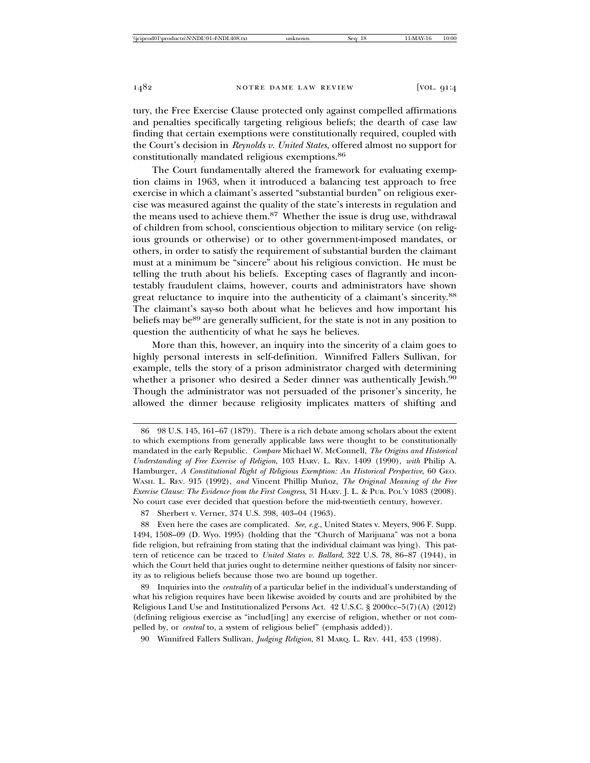tury, the Free Exercise Clause protected only against compelled affirmations and penalties specifically targeting religious beliefs; the dearth of case law finding that certain exemptions were constitutionally required, coupled with the Court's decision in *Reynolds v. United States*, offered almost no support for constitutionally mandated religious exemptions.[86]

The Court fundamentally altered the framework for evaluating exemption claims in 1963, when it introduced a balancing test approach to free exercise in which a claimant's asserted "substantial burden" on religious exercise was measured against the quality of the state's interests in regulation and the means used to achieve them.[87] Whether the issue is drug use, withdrawal of children from school, conscientious objection to military service (on religious grounds or otherwise) or to other government-imposed mandates, or others, in order to satisfy the requirement of substantial burden the claimant must at a minimum be "sincere" about his religious conviction. He must be telling the truth about his beliefs. Excepting cases of flagrantly and incontestably fraudulent claims, however, courts and administrators have shown great reluctance to inquire into the authenticity of a claimant's sincerity.[88] The claimant's say-so both about what he believes and how important his beliefs may be[89] are generally sufficient, for the state is not in any position to question the authenticity of what he says he believes.

More than this, however, an inquiry into the sincerity of a claim goes to highly personal interests in self-definition. Winnifred Fallers Sullivan, for example, tells the story of a prison administrator charged with determining whether a prisoner who desired a Seder dinner was authentically Jewish.[90] Though the administrator was not persuaded of the prisoner's sincerity, he allowed the dinner because religiosity implicates matters of shifting and

---

86 98 U.S. 145, 161–67 (1879). There is a rich debate among scholars about the extent to which exemptions from generally applicable laws were thought to be constitutionally mandated in the early Republic. *Compare* Michael W. McConnell, *The Origins and Historical Understanding of Free Exercise of Religion*, 103 HARV. L. REV. 1409 (1990), *with* Philip A. Hamburger, *A Constitutional Right of Religious Exemption: An Historical Perspective*, 60 GEO. WASH. L. REV. 915 (1992), *and* Vincent Phillip Muñoz, *The Original Meaning of the Free Exercise Clause: The Evidence from the First Congress*, 31 HARV. J. L. & PUB. POL'Y 1083 (2008). No court case ever decided that question before the mid-twentieth century, however.

87 Sherbert v. Verner, 374 U.S. 398, 403–04 (1963).

88 Even here the cases are complicated. *See, e.g.*, United States v. Meyers, 906 F. Supp. 1494, 1508–09 (D. Wyo. 1995) (holding that the "Church of Marijuana" was not a bona fide religion, but refraining from stating that the individual claimant was lying). This pattern of reticence can be traced to *United States v. Ballard*, 322 U.S. 78, 86–87 (1944), in which the Court held that juries ought to determine neither questions of falsity nor sincerity as to religious beliefs because those two are bound up together.

89 Inquiries into the *centrality* of a particular belief in the individual's understanding of what his religion requires have been likewise avoided by courts and are prohibited by the Religious Land Use and Institutionalized Persons Act. 42 U.S.C. § 2000cc–5(7)(A) (2012) (defining religious exercise as "includ[ing] any exercise of religion, whether or not compelled by, or *central* to, a system of religious belief" (emphasis added)).

90 Winnifred Fallers Sullivan, *Judging Religion*, 81 MARQ. L. REV. 441, 453 (1998).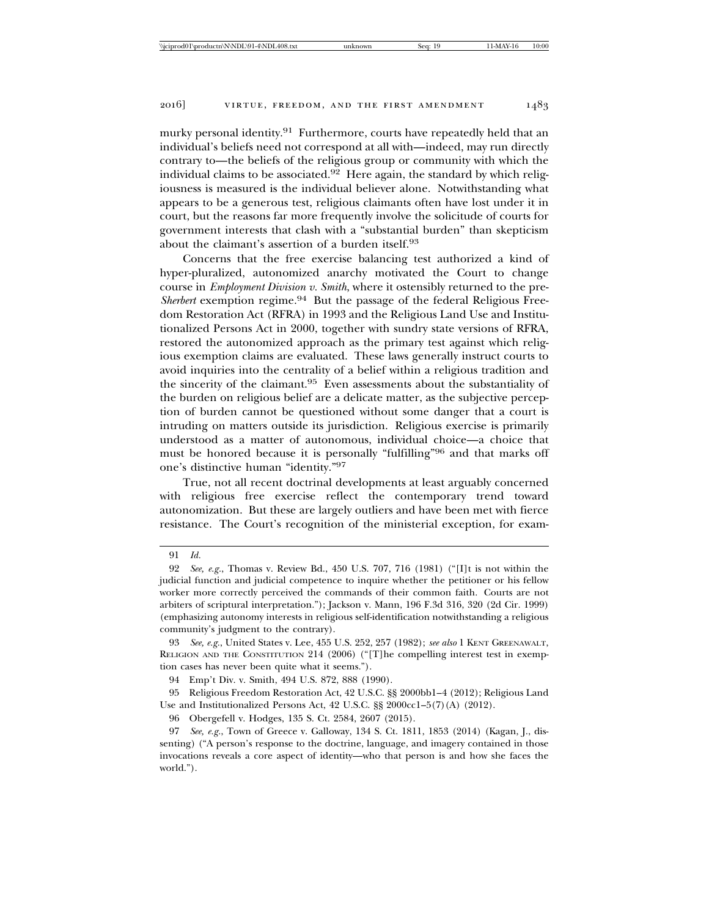murky personal identity.[91] Furthermore, courts have repeatedly held that an individual's beliefs need not correspond at all with—indeed, may run directly contrary to—the beliefs of the religious group or community with which the individual claims to be associated.[92] Here again, the standard by which religiousness is measured is the individual believer alone. Notwithstanding what appears to be a generous test, religious claimants often have lost under it in court, but the reasons far more frequently involve the solicitude of courts for government interests that clash with a "substantial burden" than skepticism about the claimant's assertion of a burden itself.[93]

Concerns that the free exercise balancing test authorized a kind of hyper-pluralized, autonomized anarchy motivated the Court to change course in *Employment Division v. Smith*, where it ostensibly returned to the pre-*Sherbert* exemption regime.[94] But the passage of the federal Religious Freedom Restoration Act (RFRA) in 1993 and the Religious Land Use and Institutionalized Persons Act in 2000, together with sundry state versions of RFRA, restored the autonomized approach as the primary test against which religious exemption claims are evaluated. These laws generally instruct courts to avoid inquiries into the centrality of a belief within a religious tradition and the sincerity of the claimant.[95] Even assessments about the substantiality of the burden on religious belief are a delicate matter, as the subjective perception of burden cannot be questioned without some danger that a court is intruding on matters outside its jurisdiction. Religious exercise is primarily understood as a matter of autonomous, individual choice—a choice that must be honored because it is personally "fulfilling"[96] and that marks off one's distinctive human "identity."[97]

True, not all recent doctrinal developments at least arguably concerned with religious free exercise reflect the contemporary trend toward autonomization. But these are largely outliers and have been met with fierce resistance. The Court's recognition of the ministerial exception, for exam-

91 *Id.*

92 *See, e.g.*, Thomas v. Review Bd., 450 U.S. 707, 716 (1981) ("[I]t is not within the judicial function and judicial competence to inquire whether the petitioner or his fellow worker more correctly perceived the commands of their common faith. Courts are not arbiters of scriptural interpretation."); Jackson v. Mann, 196 F.3d 316, 320 (2d Cir. 1999) (emphasizing autonomy interests in religious self-identification notwithstanding a religious community's judgment to the contrary).

93 *See, e.g.*, United States v. Lee, 455 U.S. 252, 257 (1982); *see also* 1 KENT GREENAWALT, RELIGION AND THE CONSTITUTION 214 (2006) ("[T]he compelling interest test in exemption cases has never been quite what it seems.").

94 Emp't Div. v. Smith, 494 U.S. 872, 888 (1990).

95 Religious Freedom Restoration Act, 42 U.S.C. §§ 2000bb1–4 (2012); Religious Land Use and Institutionalized Persons Act, 42 U.S.C. §§ 2000cc1–5(7)(A) (2012).

96 Obergefell v. Hodges, 135 S. Ct. 2584, 2607 (2015).

97 *See, e.g.*, Town of Greece v. Galloway, 134 S. Ct. 1811, 1853 (2014) (Kagan, J., dissenting) ("A person's response to the doctrine, language, and imagery contained in those invocations reveals a core aspect of identity—who that person is and how she faces the world.").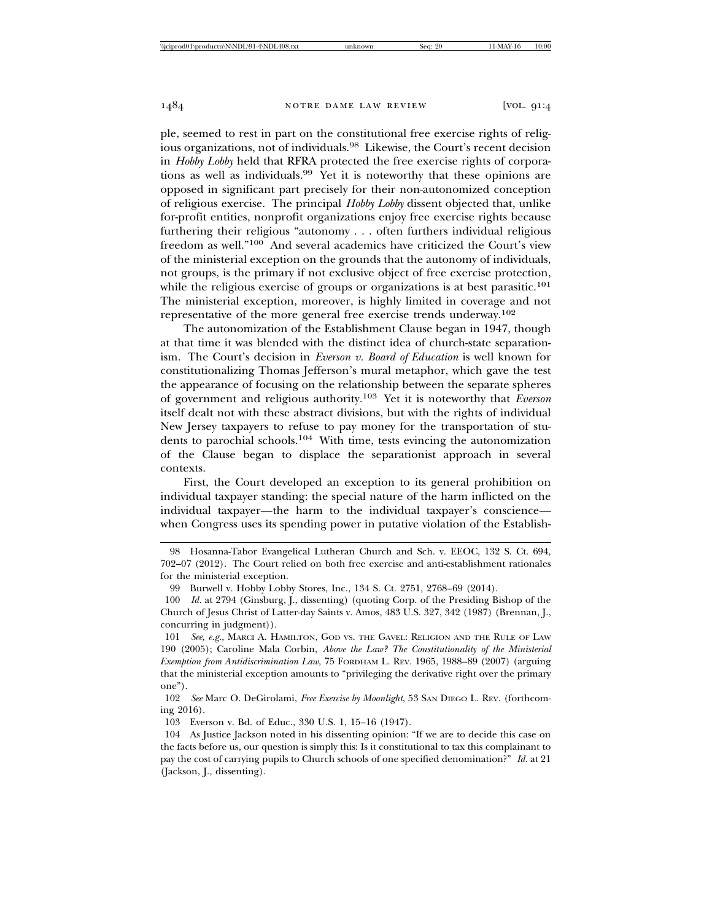ple, seemed to rest in part on the constitutional free exercise rights of religious organizations, not of individuals.[98] Likewise, the Court's recent decision in *Hobby Lobby* held that RFRA protected the free exercise rights of corporations as well as individuals.[99] Yet it is noteworthy that these opinions are opposed in significant part precisely for their non-autonomized conception of religious exercise. The principal *Hobby Lobby* dissent objected that, unlike for-profit entities, nonprofit organizations enjoy free exercise rights because furthering their religious "autonomy . . . often furthers individual religious freedom as well."[100] And several academics have criticized the Court's view of the ministerial exception on the grounds that the autonomy of individuals, not groups, is the primary if not exclusive object of free exercise protection, while the religious exercise of groups or organizations is at best parasitic.[101] The ministerial exception, moreover, is highly limited in coverage and not representative of the more general free exercise trends underway.[102]

The autonomization of the Establishment Clause began in 1947, though at that time it was blended with the distinct idea of church-state separationism. The Court's decision in *Everson v. Board of Education* is well known for constitutionalizing Thomas Jefferson's mural metaphor, which gave the test the appearance of focusing on the relationship between the separate spheres of government and religious authority.[103] Yet it is noteworthy that *Everson* itself dealt not with these abstract divisions, but with the rights of individual New Jersey taxpayers to refuse to pay money for the transportation of students to parochial schools.[104] With time, tests evincing the autonomization of the Clause began to displace the separationist approach in several contexts.

First, the Court developed an exception to its general prohibition on individual taxpayer standing: the special nature of the harm inflicted on the individual taxpayer—the harm to the individual taxpayer's conscience—when Congress uses its spending power in putative violation of the Establish-

---

98 Hosanna-Tabor Evangelical Lutheran Church and Sch. v. EEOC, 132 S. Ct. 694, 702–07 (2012). The Court relied on both free exercise and anti-establishment rationales for the ministerial exception.

99 Burwell v. Hobby Lobby Stores, Inc., 134 S. Ct. 2751, 2768–69 (2014).

100 *Id.* at 2794 (Ginsburg, J., dissenting) (quoting Corp. of the Presiding Bishop of the Church of Jesus Christ of Latter-day Saints v. Amos, 483 U.S. 327, 342 (1987) (Brennan, J., concurring in judgment)).

101 *See, e.g.*, Marci A. Hamilton, God vs. the Gavel: Religion and the Rule of Law 190 (2005); Caroline Mala Corbin, *Above the Law? The Constitutionality of the Ministerial Exemption from Antidiscrimination Law*, 75 Fordham L. Rev. 1965, 1988–89 (2007) (arguing that the ministerial exception amounts to "privileging the derivative right over the primary one").

102 *See* Marc O. DeGirolami, *Free Exercise by Moonlight*, 53 San Diego L. Rev. (forthcoming 2016).

103 Everson v. Bd. of Educ., 330 U.S. 1, 15–16 (1947).

104 As Justice Jackson noted in his dissenting opinion: "If we are to decide this case on the facts before us, our question is simply this: Is it constitutional to tax this complainant to pay the cost of carrying pupils to Church schools of one specified denomination?" *Id.* at 21 (Jackson, J., dissenting).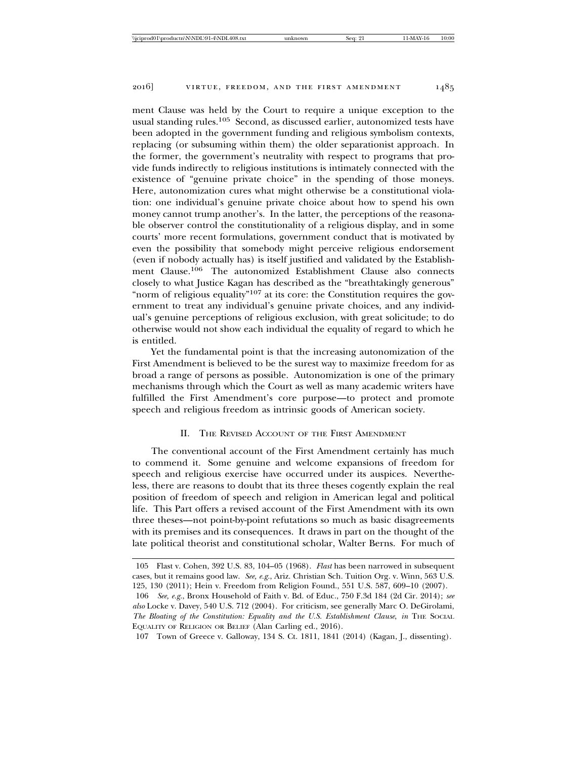ment Clause was held by the Court to require a unique exception to the usual standing rules.[105] Second, as discussed earlier, autonomized tests have been adopted in the government funding and religious symbolism contexts, replacing (or subsuming within them) the older separationist approach. In the former, the government's neutrality with respect to programs that provide funds indirectly to religious institutions is intimately connected with the existence of "genuine private choice" in the spending of those moneys. Here, autonomization cures what might otherwise be a constitutional violation: one individual's genuine private choice about how to spend his own money cannot trump another's. In the latter, the perceptions of the reasonable observer control the constitutionality of a religious display, and in some courts' more recent formulations, government conduct that is motivated by even the possibility that somebody might perceive religious endorsement (even if nobody actually has) is itself justified and validated by the Establishment Clause.[106] The autonomized Establishment Clause also connects closely to what Justice Kagan has described as the "breathtakingly generous" "norm of religious equality"[107] at its core: the Constitution requires the government to treat any individual's genuine private choices, and any individual's genuine perceptions of religious exclusion, with great solicitude; to do otherwise would not show each individual the equality of regard to which he is entitled.

Yet the fundamental point is that the increasing autonomization of the First Amendment is believed to be the surest way to maximize freedom for as broad a range of persons as possible. Autonomization is one of the primary mechanisms through which the Court as well as many academic writers have fulfilled the First Amendment's core purpose—to protect and promote speech and religious freedom as intrinsic goods of American society.

## II. The Revised Account of the First Amendment

The conventional account of the First Amendment certainly has much to commend it. Some genuine and welcome expansions of freedom for speech and religious exercise have occurred under its auspices. Nevertheless, there are reasons to doubt that its three theses cogently explain the real position of freedom of speech and religion in American legal and political life. This Part offers a revised account of the First Amendment with its own three theses—not point-by-point refutations so much as basic disagreements with its premises and its consequences. It draws in part on the thought of the late political theorist and constitutional scholar, Walter Berns. For much of

---

105 Flast v. Cohen, 392 U.S. 83, 104–05 (1968). *Flast* has been narrowed in subsequent cases, but it remains good law. *See, e.g.*, Ariz. Christian Sch. Tuition Org. v. Winn, 563 U.S. 125, 130 (2011); Hein v. Freedom from Religion Found., 551 U.S. 587, 609–10 (2007).

106 *See, e.g.*, Bronx Household of Faith v. Bd. of Educ., 750 F.3d 184 (2d Cir. 2014); *see also* Locke v. Davey, 540 U.S. 712 (2004). For criticism, see generally Marc O. DeGirolami, *The Bloating of the Constitution: Equality and the U.S. Establishment Clause*, *in* The Social Equality of Religion or Belief (Alan Carling ed., 2016).

107 Town of Greece v. Galloway, 134 S. Ct. 1811, 1841 (2014) (Kagan, J., dissenting).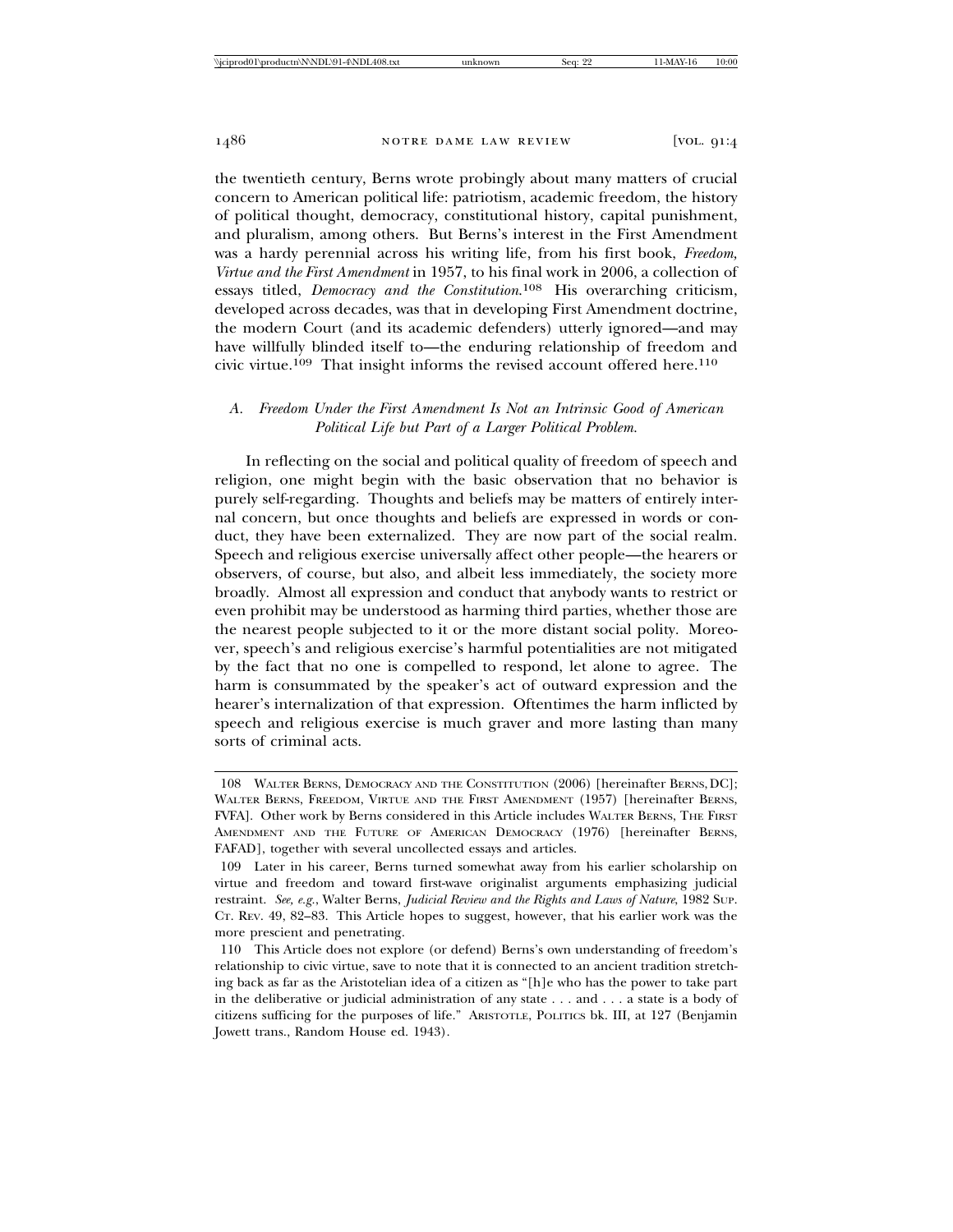the twentieth century, Berns wrote probingly about many matters of crucial concern to American political life: patriotism, academic freedom, the history of political thought, democracy, constitutional history, capital punishment, and pluralism, among others. But Berns's interest in the First Amendment was a hardy perennial across his writing life, from his first book, *Freedom, Virtue and the First Amendment* in 1957, to his final work in 2006, a collection of essays titled, *Democracy and the Constitution*.[108] His overarching criticism, developed across decades, was that in developing First Amendment doctrine, the modern Court (and its academic defenders) utterly ignored—and may have willfully blinded itself to—the enduring relationship of freedom and civic virtue.[109] That insight informs the revised account offered here.[110]

### *A. Freedom Under the First Amendment Is Not an Intrinsic Good of American Political Life but Part of a Larger Political Problem.*

In reflecting on the social and political quality of freedom of speech and religion, one might begin with the basic observation that no behavior is purely self-regarding. Thoughts and beliefs may be matters of entirely internal concern, but once thoughts and beliefs are expressed in words or conduct, they have been externalized. They are now part of the social realm. Speech and religious exercise universally affect other people—the hearers or observers, of course, but also, and albeit less immediately, the society more broadly. Almost all expression and conduct that anybody wants to restrict or even prohibit may be understood as harming third parties, whether those are the nearest people subjected to it or the more distant social polity. Moreover, speech's and religious exercise's harmful potentialities are not mitigated by the fact that no one is compelled to respond, let alone to agree. The harm is consummated by the speaker's act of outward expression and the hearer's internalization of that expression. Oftentimes the harm inflicted by speech and religious exercise is much graver and more lasting than many sorts of criminal acts.

---

108 WALTER BERNS, DEMOCRACY AND THE CONSTITUTION (2006) [hereinafter BERNS, DC]; WALTER BERNS, FREEDOM, VIRTUE AND THE FIRST AMENDMENT (1957) [hereinafter BERNS, FVFA]. Other work by Berns considered in this Article includes WALTER BERNS, THE FIRST AMENDMENT AND THE FUTURE OF AMERICAN DEMOCRACY (1976) [hereinafter BERNS, FAFAD], together with several uncollected essays and articles.

109 Later in his career, Berns turned somewhat away from his earlier scholarship on virtue and freedom and toward first-wave originalist arguments emphasizing judicial restraint. *See, e.g.*, Walter Berns, *Judicial Review and the Rights and Laws of Nature*, 1982 SUP. CT. REV. 49, 82–83. This Article hopes to suggest, however, that his earlier work was the more prescient and penetrating.

110 This Article does not explore (or defend) Berns's own understanding of freedom's relationship to civic virtue, save to note that it is connected to an ancient tradition stretching back as far as the Aristotelian idea of a citizen as "[h]e who has the power to take part in the deliberative or judicial administration of any state . . . and . . . a state is a body of citizens sufficing for the purposes of life." ARISTOTLE, POLITICS bk. III, at 127 (Benjamin Jowett trans., Random House ed. 1943).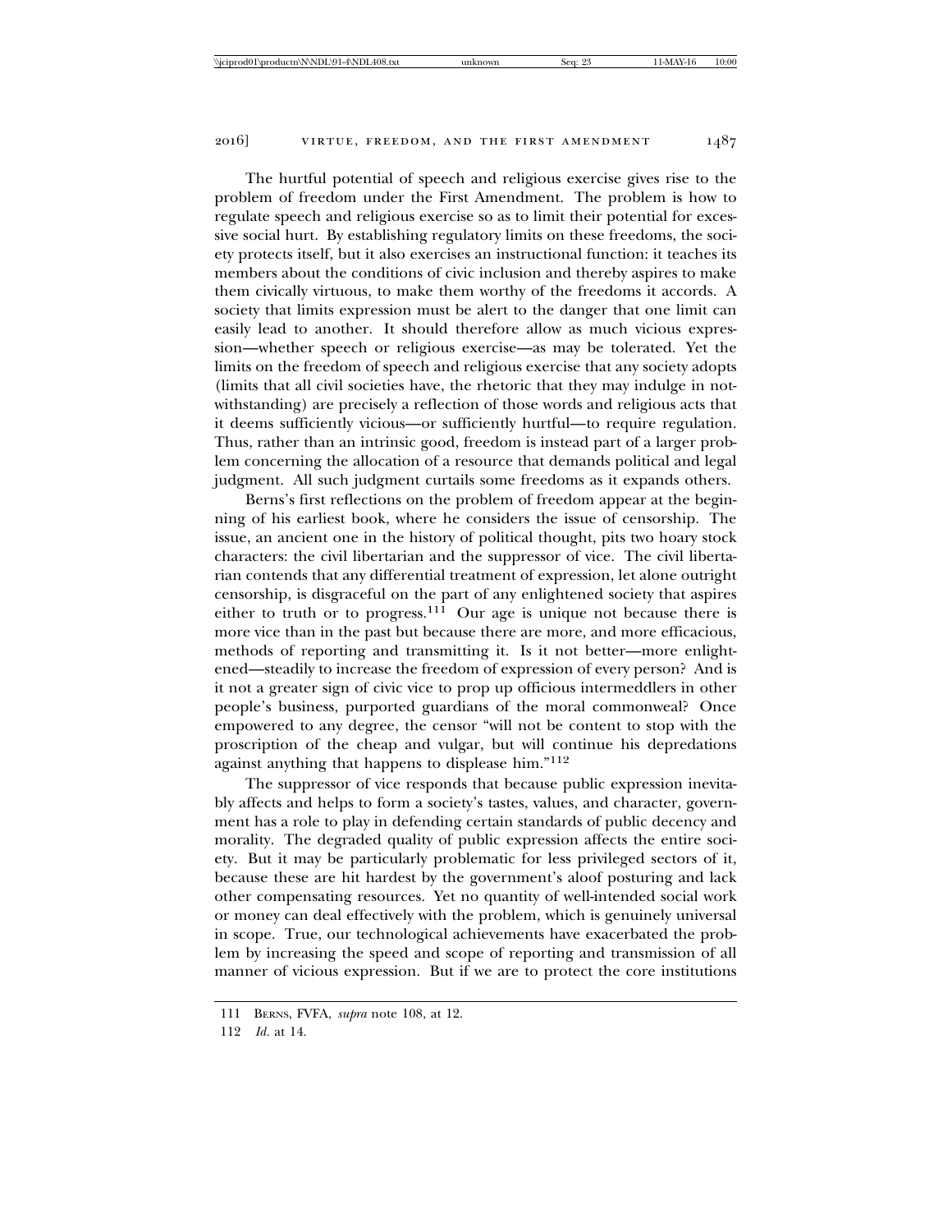The hurtful potential of speech and religious exercise gives rise to the problem of freedom under the First Amendment. The problem is how to regulate speech and religious exercise so as to limit their potential for excessive social hurt. By establishing regulatory limits on these freedoms, the society protects itself, but it also exercises an instructional function: it teaches its members about the conditions of civic inclusion and thereby aspires to make them civically virtuous, to make them worthy of the freedoms it accords. A society that limits expression must be alert to the danger that one limit can easily lead to another. It should therefore allow as much vicious expression—whether speech or religious exercise—as may be tolerated. Yet the limits on the freedom of speech and religious exercise that any society adopts (limits that all civil societies have, the rhetoric that they may indulge in notwithstanding) are precisely a reflection of those words and religious acts that it deems sufficiently vicious—or sufficiently hurtful—to require regulation. Thus, rather than an intrinsic good, freedom is instead part of a larger problem concerning the allocation of a resource that demands political and legal judgment. All such judgment curtails some freedoms as it expands others.

Berns's first reflections on the problem of freedom appear at the beginning of his earliest book, where he considers the issue of censorship. The issue, an ancient one in the history of political thought, pits two hoary stock characters: the civil libertarian and the suppressor of vice. The civil libertarian contends that any differential treatment of expression, let alone outright censorship, is disgraceful on the part of any enlightened society that aspires either to truth or to progress.[111] Our age is unique not because there is more vice than in the past but because there are more, and more efficacious, methods of reporting and transmitting it. Is it not better—more enlightened—steadily to increase the freedom of expression of every person? And is it not a greater sign of civic vice to prop up officious intermeddlers in other people's business, purported guardians of the moral commonweal? Once empowered to any degree, the censor "will not be content to stop with the proscription of the cheap and vulgar, but will continue his depredations against anything that happens to displease him."[112]

The suppressor of vice responds that because public expression inevitably affects and helps to form a society's tastes, values, and character, government has a role to play in defending certain standards of public decency and morality. The degraded quality of public expression affects the entire society. But it may be particularly problematic for less privileged sectors of it, because these are hit hardest by the government's aloof posturing and lack other compensating resources. Yet no quantity of well-intended social work or money can deal effectively with the problem, which is genuinely universal in scope. True, our technological achievements have exacerbated the problem by increasing the speed and scope of reporting and transmission of all manner of vicious expression. But if we are to protect the core institutions

---

111 Berns, FVFA, *supra* note 108, at 12.

112 *Id.* at 14.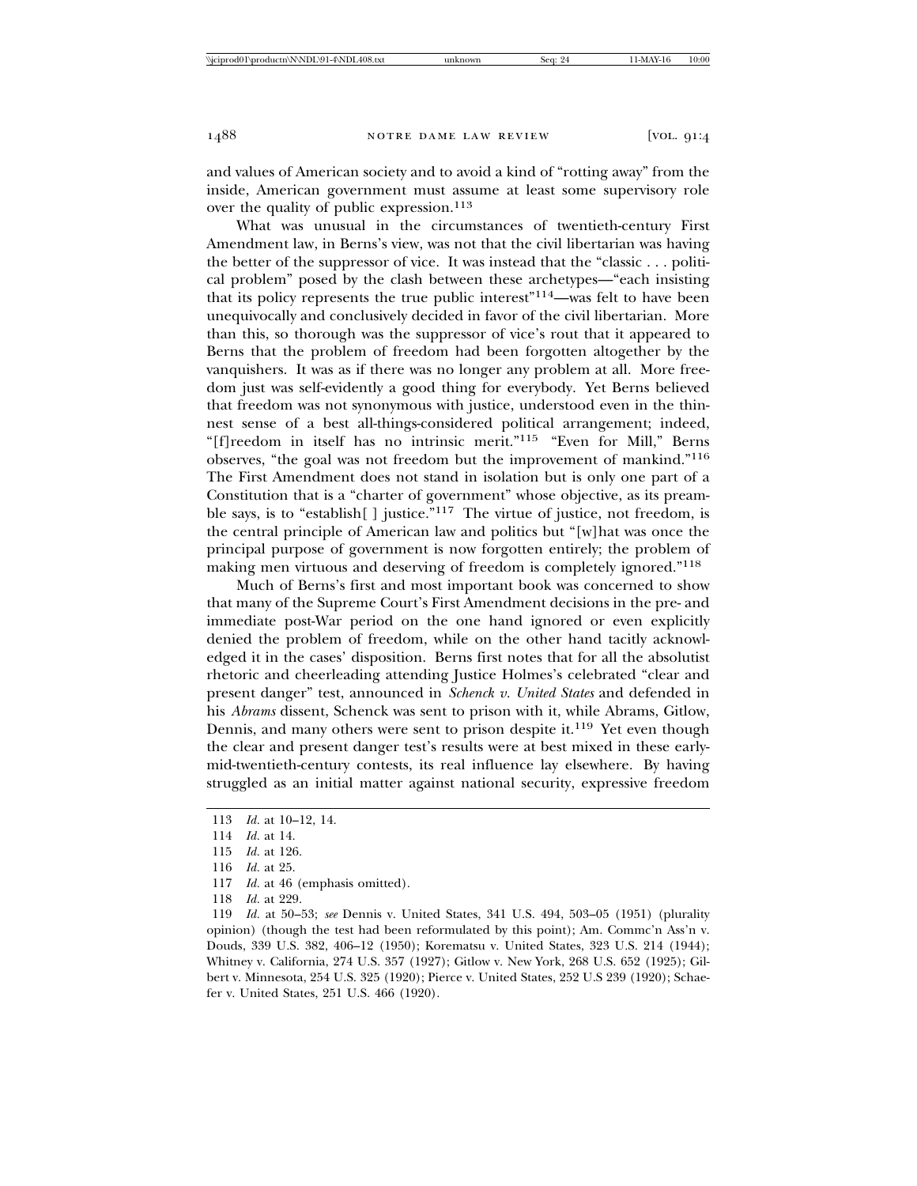and values of American society and to avoid a kind of "rotting away" from the inside, American government must assume at least some supervisory role over the quality of public expression.[113]

What was unusual in the circumstances of twentieth-century First Amendment law, in Berns's view, was not that the civil libertarian was having the better of the suppressor of vice. It was instead that the "classic . . . political problem" posed by the clash between these archetypes—"each insisting that its policy represents the true public interest"[114]—was felt to have been unequivocally and conclusively decided in favor of the civil libertarian. More than this, so thorough was the suppressor of vice's rout that it appeared to Berns that the problem of freedom had been forgotten altogether by the vanquishers. It was as if there was no longer any problem at all. More freedom just was self-evidently a good thing for everybody. Yet Berns believed that freedom was not synonymous with justice, understood even in the thinnest sense of a best all-things-considered political arrangement; indeed, "[f]reedom in itself has no intrinsic merit."[115] "Even for Mill," Berns observes, "the goal was not freedom but the improvement of mankind."[116] The First Amendment does not stand in isolation but is only one part of a Constitution that is a "charter of government" whose objective, as its preamble says, is to "establish[ ] justice."[117] The virtue of justice, not freedom, is the central principle of American law and politics but "[w]hat was once the principal purpose of government is now forgotten entirely; the problem of making men virtuous and deserving of freedom is completely ignored."[118]

Much of Berns's first and most important book was concerned to show that many of the Supreme Court's First Amendment decisions in the pre- and immediate post-War period on the one hand ignored or even explicitly denied the problem of freedom, while on the other hand tacitly acknowledged it in the cases' disposition. Berns first notes that for all the absolutist rhetoric and cheerleading attending Justice Holmes's celebrated "clear and present danger" test, announced in *Schenck v. United States* and defended in his *Abrams* dissent, Schenck was sent to prison with it, while Abrams, Gitlow, Dennis, and many others were sent to prison despite it.[119] Yet even though the clear and present danger test's results were at best mixed in these early-mid-twentieth-century contests, its real influence lay elsewhere. By having struggled as an initial matter against national security, expressive freedom

---

113 *Id.* at 10–12, 14.

114 *Id.* at 14.

115 *Id.* at 126.

116 *Id.* at 25.

117 *Id.* at 46 (emphasis omitted).

118 *Id.* at 229.

119 *Id.* at 50–53; *see* Dennis v. United States, 341 U.S. 494, 503–05 (1951) (plurality opinion) (though the test had been reformulated by this point); Am. Commc'n Ass'n v. Douds, 339 U.S. 382, 406–12 (1950); Korematsu v. United States, 323 U.S. 214 (1944); Whitney v. California, 274 U.S. 357 (1927); Gitlow v. New York, 268 U.S. 652 (1925); Gilbert v. Minnesota, 254 U.S. 325 (1920); Pierce v. United States, 252 U.S 239 (1920); Schaefer v. United States, 251 U.S. 466 (1920).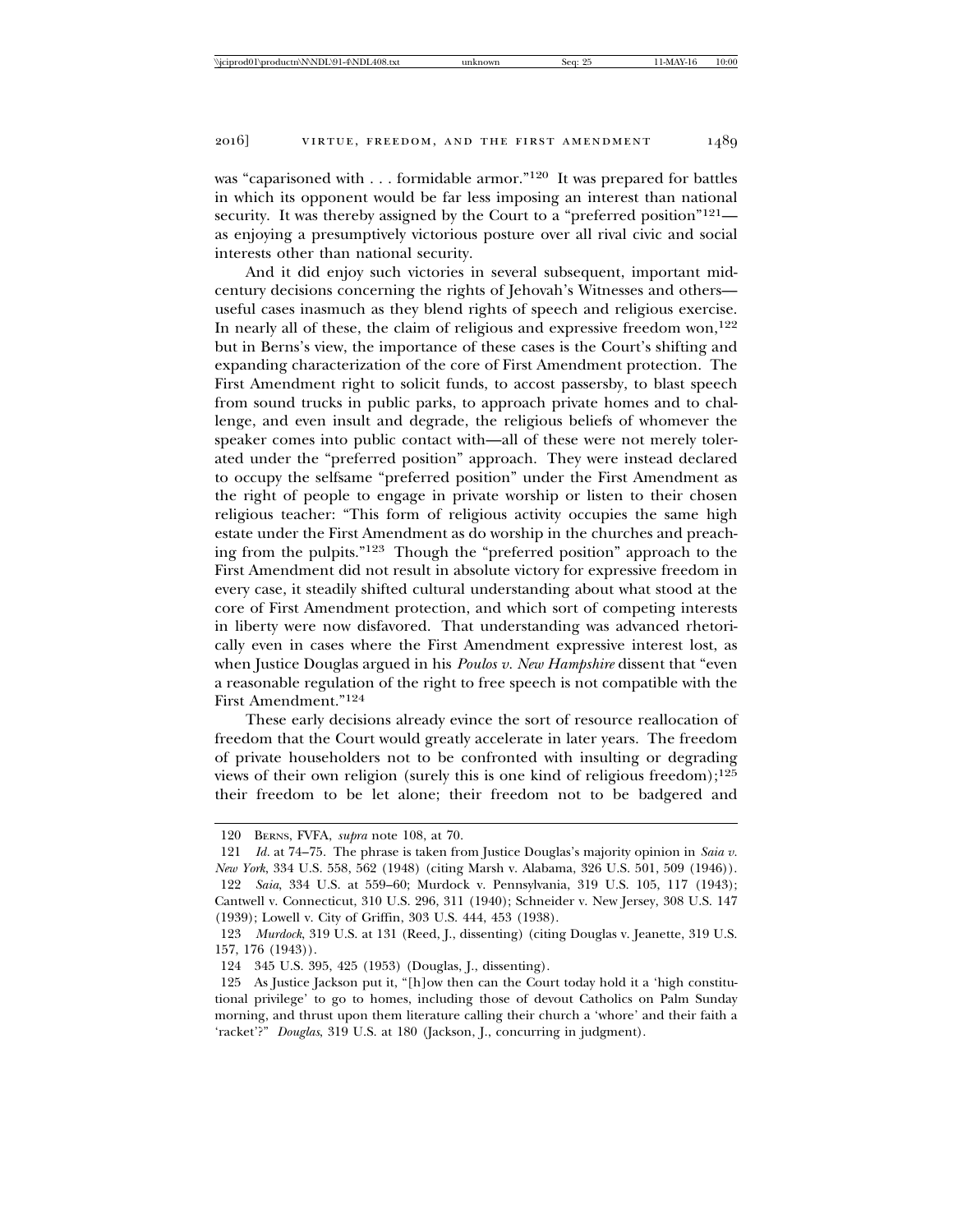was "caparisoned with . . . formidable armor."[120] It was prepared for battles in which its opponent would be far less imposing an interest than national security. It was thereby assigned by the Court to a "preferred position"[121]—as enjoying a presumptively victorious posture over all rival civic and social interests other than national security.

And it did enjoy such victories in several subsequent, important mid-century decisions concerning the rights of Jehovah's Witnesses and others—useful cases inasmuch as they blend rights of speech and religious exercise. In nearly all of these, the claim of religious and expressive freedom won,[122] but in Berns's view, the importance of these cases is the Court's shifting and expanding characterization of the core of First Amendment protection. The First Amendment right to solicit funds, to accost passersby, to blast speech from sound trucks in public parks, to approach private homes and to challenge, and even insult and degrade, the religious beliefs of whomever the speaker comes into public contact with—all of these were not merely tolerated under the "preferred position" approach. They were instead declared to occupy the selfsame "preferred position" under the First Amendment as the right of people to engage in private worship or listen to their chosen religious teacher: "This form of religious activity occupies the same high estate under the First Amendment as do worship in the churches and preaching from the pulpits."[123] Though the "preferred position" approach to the First Amendment did not result in absolute victory for expressive freedom in every case, it steadily shifted cultural understanding about what stood at the core of First Amendment protection, and which sort of competing interests in liberty were now disfavored. That understanding was advanced rhetorically even in cases where the First Amendment expressive interest lost, as when Justice Douglas argued in his *Poulos v. New Hampshire* dissent that "even a reasonable regulation of the right to free speech is not compatible with the First Amendment."[124]

These early decisions already evince the sort of resource reallocation of freedom that the Court would greatly accelerate in later years. The freedom of private householders not to be confronted with insulting or degrading views of their own religion (surely this is one kind of religious freedom);[125] their freedom to be let alone; their freedom not to be badgered and

---

120 Berns, FVFA, *supra* note 108, at 70.

121 *Id.* at 74–75. The phrase is taken from Justice Douglas's majority opinion in *Saia v. New York*, 334 U.S. 558, 562 (1948) (citing Marsh v. Alabama, 326 U.S. 501, 509 (1946)).

122 *Saia*, 334 U.S. at 559–60; Murdock v. Pennsylvania, 319 U.S. 105, 117 (1943); Cantwell v. Connecticut, 310 U.S. 296, 311 (1940); Schneider v. New Jersey, 308 U.S. 147 (1939); Lowell v. City of Griffin, 303 U.S. 444, 453 (1938).

123 *Murdock*, 319 U.S. at 131 (Reed, J., dissenting) (citing Douglas v. Jeanette, 319 U.S. 157, 176 (1943)).

124 345 U.S. 395, 425 (1953) (Douglas, J., dissenting).

125 As Justice Jackson put it, "[h]ow then can the Court today hold it a 'high constitutional privilege' to go to homes, including those of devout Catholics on Palm Sunday morning, and thrust upon them literature calling their church a 'whore' and their faith a 'racket'?" *Douglas*, 319 U.S. at 180 (Jackson, J., concurring in judgment).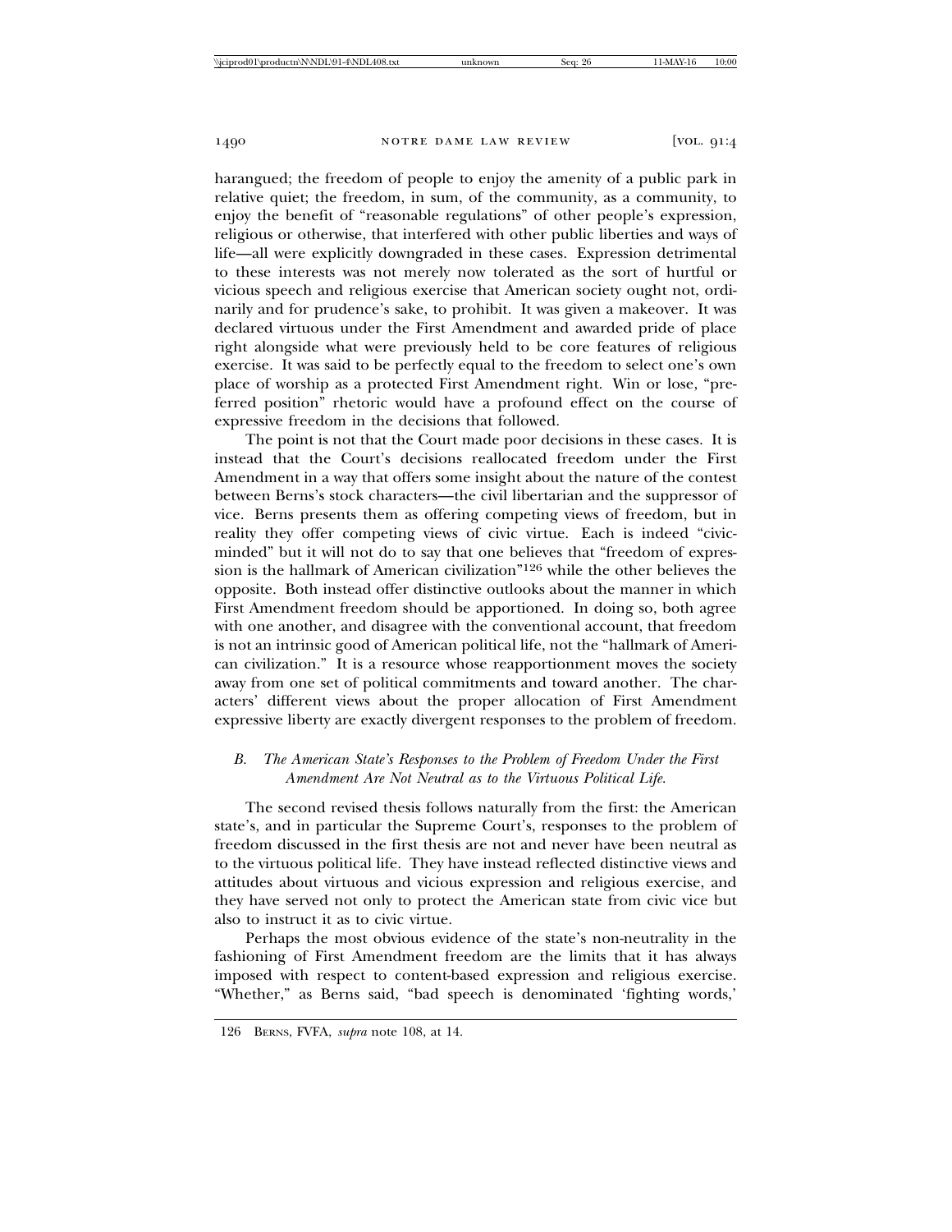harangued; the freedom of people to enjoy the amenity of a public park in relative quiet; the freedom, in sum, of the community, as a community, to enjoy the benefit of "reasonable regulations" of other people's expression, religious or otherwise, that interfered with other public liberties and ways of life—all were explicitly downgraded in these cases. Expression detrimental to these interests was not merely now tolerated as the sort of hurtful or vicious speech and religious exercise that American society ought not, ordinarily and for prudence's sake, to prohibit. It was given a makeover. It was declared virtuous under the First Amendment and awarded pride of place right alongside what were previously held to be core features of religious exercise. It was said to be perfectly equal to the freedom to select one's own place of worship as a protected First Amendment right. Win or lose, "preferred position" rhetoric would have a profound effect on the course of expressive freedom in the decisions that followed.

The point is not that the Court made poor decisions in these cases. It is instead that the Court's decisions reallocated freedom under the First Amendment in a way that offers some insight about the nature of the contest between Berns's stock characters—the civil libertarian and the suppressor of vice. Berns presents them as offering competing views of freedom, but in reality they offer competing views of civic virtue. Each is indeed "civic-minded" but it will not do to say that one believes that "freedom of expression is the hallmark of American civilization"[126] while the other believes the opposite. Both instead offer distinctive outlooks about the manner in which First Amendment freedom should be apportioned. In doing so, both agree with one another, and disagree with the conventional account, that freedom is not an intrinsic good of American political life, not the "hallmark of American civilization." It is a resource whose reapportionment moves the society away from one set of political commitments and toward another. The characters' different views about the proper allocation of First Amendment expressive liberty are exactly divergent responses to the problem of freedom.

### *B. The American State's Responses to the Problem of Freedom Under the First Amendment Are Not Neutral as to the Virtuous Political Life.*

The second revised thesis follows naturally from the first: the American state's, and in particular the Supreme Court's, responses to the problem of freedom discussed in the first thesis are not and never have been neutral as to the virtuous political life. They have instead reflected distinctive views and attitudes about virtuous and vicious expression and religious exercise, and they have served not only to protect the American state from civic vice but also to instruct it as to civic virtue.

Perhaps the most obvious evidence of the state's non-neutrality in the fashioning of First Amendment freedom are the limits that it has always imposed with respect to content-based expression and religious exercise. "Whether," as Berns said, "bad speech is denominated 'fighting words,'

---

126 BERNS, FVFA, *supra* note 108, at 14.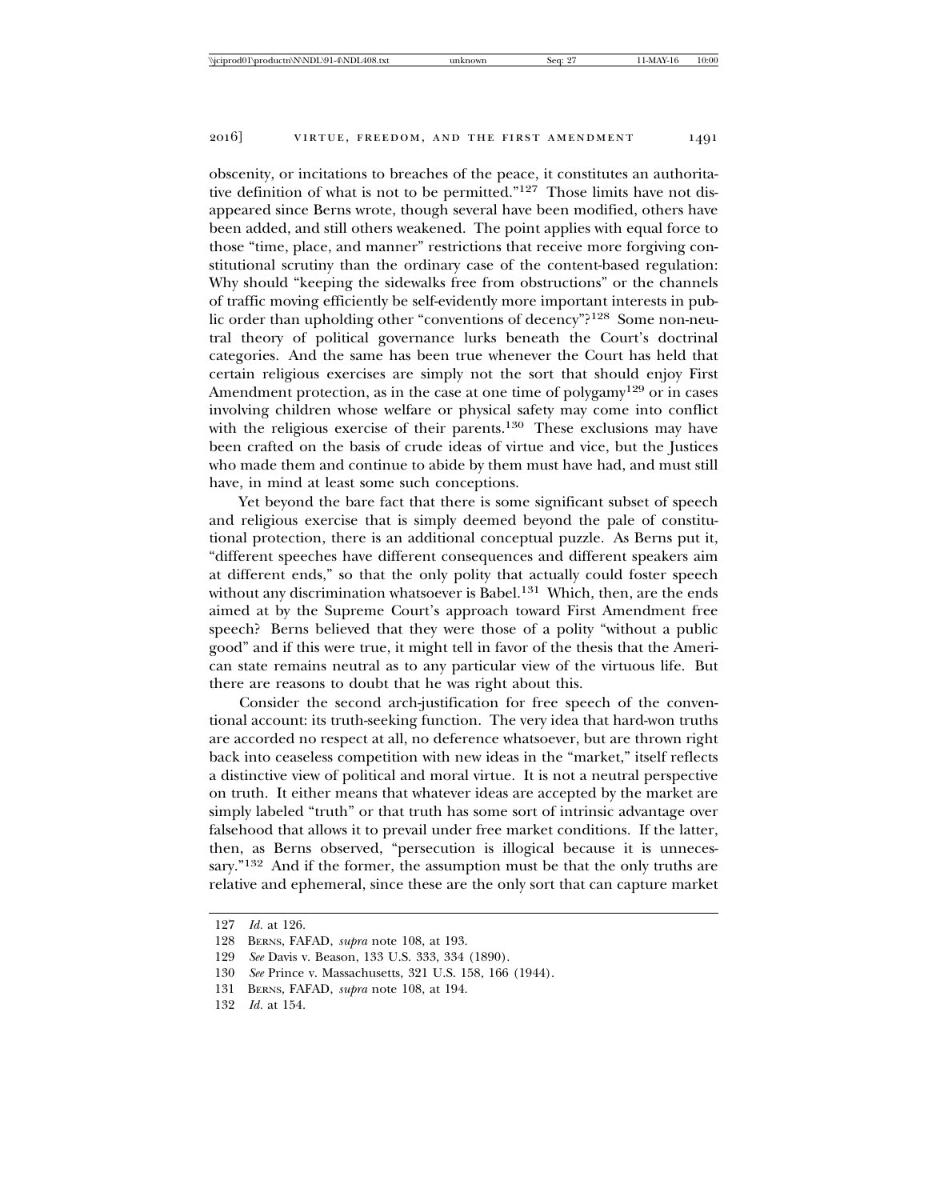obscenity, or incitations to breaches of the peace, it constitutes an authoritative definition of what is not to be permitted."[127] Those limits have not disappeared since Berns wrote, though several have been modified, others have been added, and still others weakened. The point applies with equal force to those "time, place, and manner" restrictions that receive more forgiving constitutional scrutiny than the ordinary case of the content-based regulation: Why should "keeping the sidewalks free from obstructions" or the channels of traffic moving efficiently be self-evidently more important interests in public order than upholding other "conventions of decency"?[128] Some non-neutral theory of political governance lurks beneath the Court's doctrinal categories. And the same has been true whenever the Court has held that certain religious exercises are simply not the sort that should enjoy First Amendment protection, as in the case at one time of polygamy[129] or in cases involving children whose welfare or physical safety may come into conflict with the religious exercise of their parents.[130] These exclusions may have been crafted on the basis of crude ideas of virtue and vice, but the Justices who made them and continue to abide by them must have had, and must still have, in mind at least some such conceptions.

Yet beyond the bare fact that there is some significant subset of speech and religious exercise that is simply deemed beyond the pale of constitutional protection, there is an additional conceptual puzzle. As Berns put it, "different speeches have different consequences and different speakers aim at different ends," so that the only polity that actually could foster speech without any discrimination whatsoever is Babel.[131] Which, then, are the ends aimed at by the Supreme Court's approach toward First Amendment free speech? Berns believed that they were those of a polity "without a public good" and if this were true, it might tell in favor of the thesis that the American state remains neutral as to any particular view of the virtuous life. But there are reasons to doubt that he was right about this.

Consider the second arch-justification for free speech of the conventional account: its truth-seeking function. The very idea that hard-won truths are accorded no respect at all, no deference whatsoever, but are thrown right back into ceaseless competition with new ideas in the "market," itself reflects a distinctive view of political and moral virtue. It is not a neutral perspective on truth. It either means that whatever ideas are accepted by the market are simply labeled "truth" or that truth has some sort of intrinsic advantage over falsehood that allows it to prevail under free market conditions. If the latter, then, as Berns observed, "persecution is illogical because it is unnecessary."[132] And if the former, the assumption must be that the only truths are relative and ephemeral, since these are the only sort that can capture market

---

127 *Id.* at 126.

128 BERNS, FAFAD, *supra* note 108, at 193.

129 *See* Davis v. Beason, 133 U.S. 333, 334 (1890).

130 *See* Prince v. Massachusetts, 321 U.S. 158, 166 (1944).

131 BERNS, FAFAD, *supra* note 108, at 194.

132 *Id.* at 154.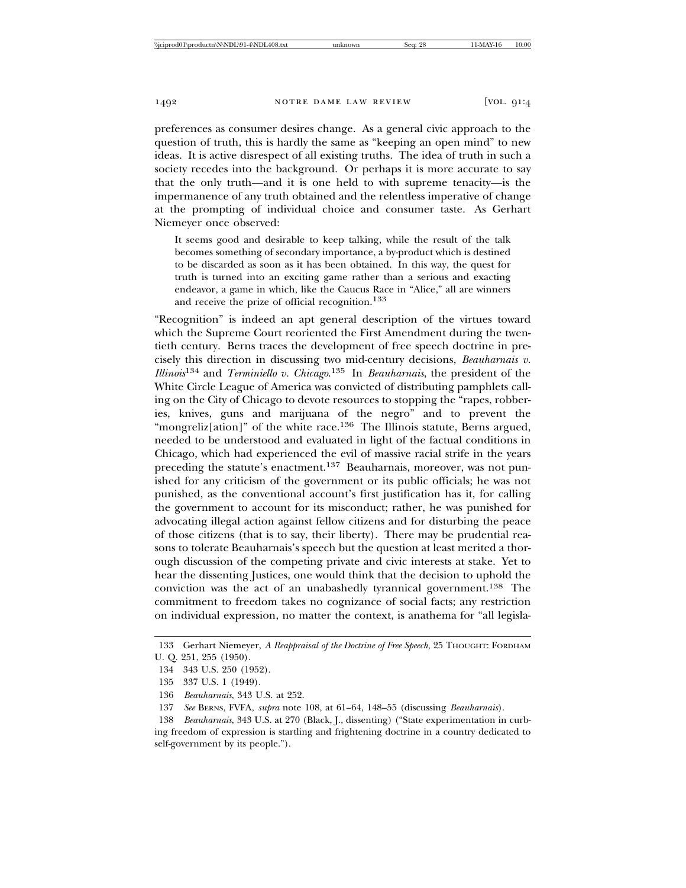preferences as consumer desires change. As a general civic approach to the question of truth, this is hardly the same as "keeping an open mind" to new ideas. It is active disrespect of all existing truths. The idea of truth in such a society recedes into the background. Or perhaps it is more accurate to say that the only truth—and it is one held to with supreme tenacity—is the impermanence of any truth obtained and the relentless imperative of change at the prompting of individual choice and consumer taste. As Gerhart Niemeyer once observed:

> It seems good and desirable to keep talking, while the result of the talk becomes something of secondary importance, a by-product which is destined to be discarded as soon as it has been obtained. In this way, the quest for truth is turned into an exciting game rather than a serious and exacting endeavor, a game in which, like the Caucus Race in "Alice," all are winners and receive the prize of official recognition.[133]

"Recognition" is indeed an apt general description of the virtues toward which the Supreme Court reoriented the First Amendment during the twentieth century. Berns traces the development of free speech doctrine in precisely this direction in discussing two mid-century decisions, *Beauharnais v. Illinois*[134] and *Terminiello v. Chicago*.[135] In *Beauharnais*, the president of the White Circle League of America was convicted of distributing pamphlets calling on the City of Chicago to devote resources to stopping the "rapes, robberies, knives, guns and marijuana of the negro" and to prevent the "mongreliz[ation]" of the white race.[136] The Illinois statute, Berns argued, needed to be understood and evaluated in light of the factual conditions in Chicago, which had experienced the evil of massive racial strife in the years preceding the statute's enactment.[137] Beauharnais, moreover, was not punished for any criticism of the government or its public officials; he was not punished, as the conventional account's first justification has it, for calling the government to account for its misconduct; rather, he was punished for advocating illegal action against fellow citizens and for disturbing the peace of those citizens (that is to say, their liberty). There may be prudential reasons to tolerate Beauharnais's speech but the question at least merited a thorough discussion of the competing private and civic interests at stake. Yet to hear the dissenting Justices, one would think that the decision to uphold the conviction was the act of an unabashedly tyrannical government.[138] The commitment to freedom takes no cognizance of social facts; any restriction on individual expression, no matter the context, is anathema for "all legisla-

---

133 Gerhart Niemeyer, *A Reappraisal of the Doctrine of Free Speech*, 25 THOUGHT: FORDHAM U. Q. 251, 255 (1950).

134 343 U.S. 250 (1952).

135 337 U.S. 1 (1949).

136 *Beauharnais*, 343 U.S. at 252.

137 *See* BERNS, FVFA, *supra* note 108, at 61–64, 148–55 (discussing *Beauharnais*).

138 *Beauharnais*, 343 U.S. at 270 (Black, J., dissenting) ("State experimentation in curbing freedom of expression is startling and frightening doctrine in a country dedicated to self-government by its people.").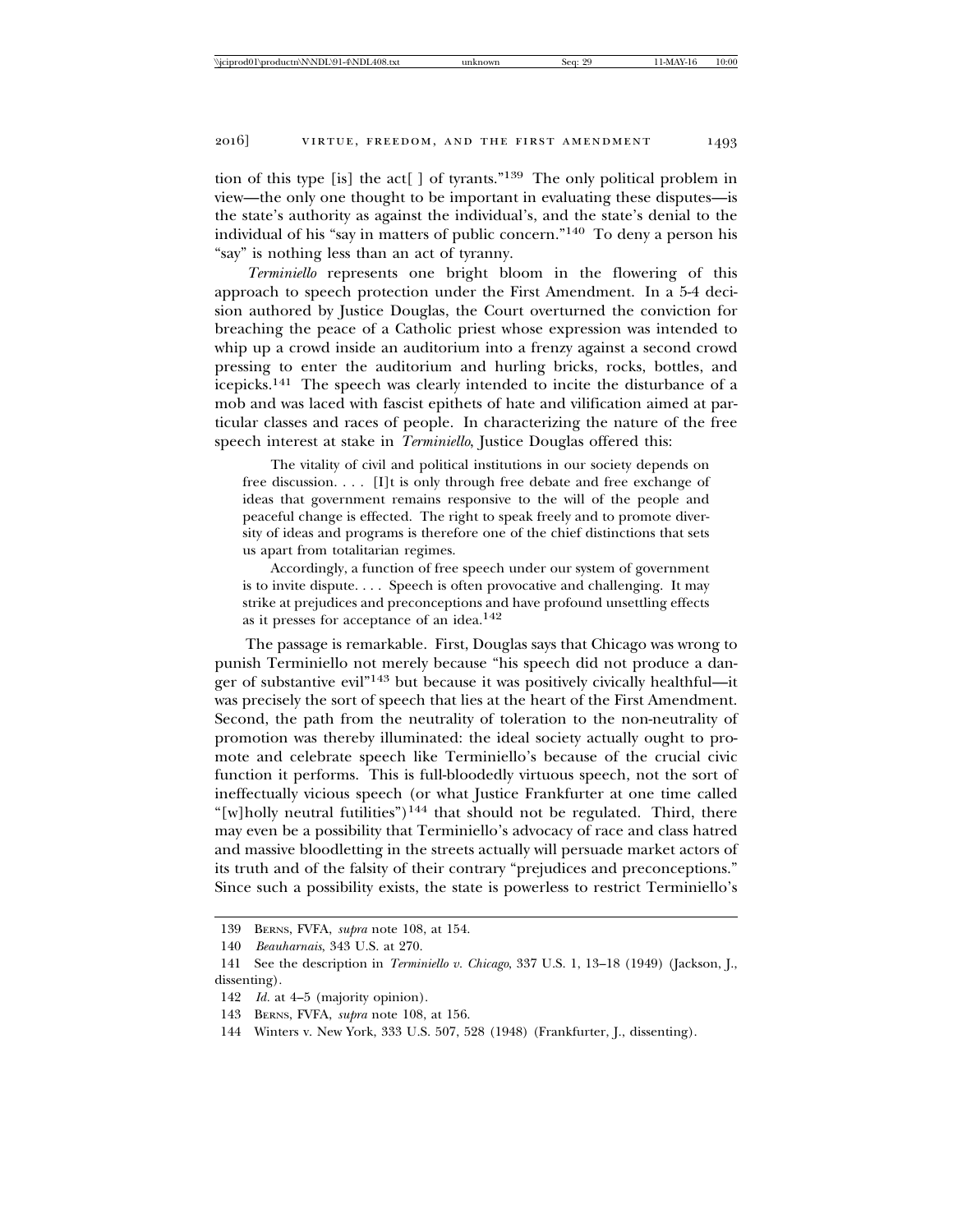tion of this type [is] the act[ ] of tyrants."[139] The only political problem in view—the only one thought to be important in evaluating these disputes—is the state's authority as against the individual's, and the state's denial to the individual of his "say in matters of public concern."[140] To deny a person his "say" is nothing less than an act of tyranny.

*Terminiello* represents one bright bloom in the flowering of this approach to speech protection under the First Amendment. In a 5-4 decision authored by Justice Douglas, the Court overturned the conviction for breaching the peace of a Catholic priest whose expression was intended to whip up a crowd inside an auditorium into a frenzy against a second crowd pressing to enter the auditorium and hurling bricks, rocks, bottles, and icepicks.[141] The speech was clearly intended to incite the disturbance of a mob and was laced with fascist epithets of hate and vilification aimed at particular classes and races of people. In characterizing the nature of the free speech interest at stake in *Terminiello*, Justice Douglas offered this:

> The vitality of civil and political institutions in our society depends on free discussion. . . . [I]t is only through free debate and free exchange of ideas that government remains responsive to the will of the people and peaceful change is effected. The right to speak freely and to promote diversity of ideas and programs is therefore one of the chief distinctions that sets us apart from totalitarian regimes.
>
> Accordingly, a function of free speech under our system of government is to invite dispute. . . . Speech is often provocative and challenging. It may strike at prejudices and preconceptions and have profound unsettling effects as it presses for acceptance of an idea.[142]

The passage is remarkable. First, Douglas says that Chicago was wrong to punish Terminiello not merely because "his speech did not produce a danger of substantive evil"[143] but because it was positively civically healthful—it was precisely the sort of speech that lies at the heart of the First Amendment. Second, the path from the neutrality of toleration to the non-neutrality of promotion was thereby illuminated: the ideal society actually ought to promote and celebrate speech like Terminiello's because of the crucial civic function it performs. This is full-bloodedly virtuous speech, not the sort of ineffectually vicious speech (or what Justice Frankfurter at one time called "[w]holly neutral futilities")[144] that should not be regulated. Third, there may even be a possibility that Terminiello's advocacy of race and class hatred and massive bloodletting in the streets actually will persuade market actors of its truth and of the falsity of their contrary "prejudices and preconceptions." Since such a possibility exists, the state is powerless to restrict Terminiello's

---

139 BERNS, FVFA, *supra* note 108, at 154.

140 *Beauharnais*, 343 U.S. at 270.

141 See the description in *Terminiello v. Chicago*, 337 U.S. 1, 13–18 (1949) (Jackson, J., dissenting).

142 *Id.* at 4–5 (majority opinion).

143 BERNS, FVFA, *supra* note 108, at 156.

144 Winters v. New York, 333 U.S. 507, 528 (1948) (Frankfurter, J., dissenting).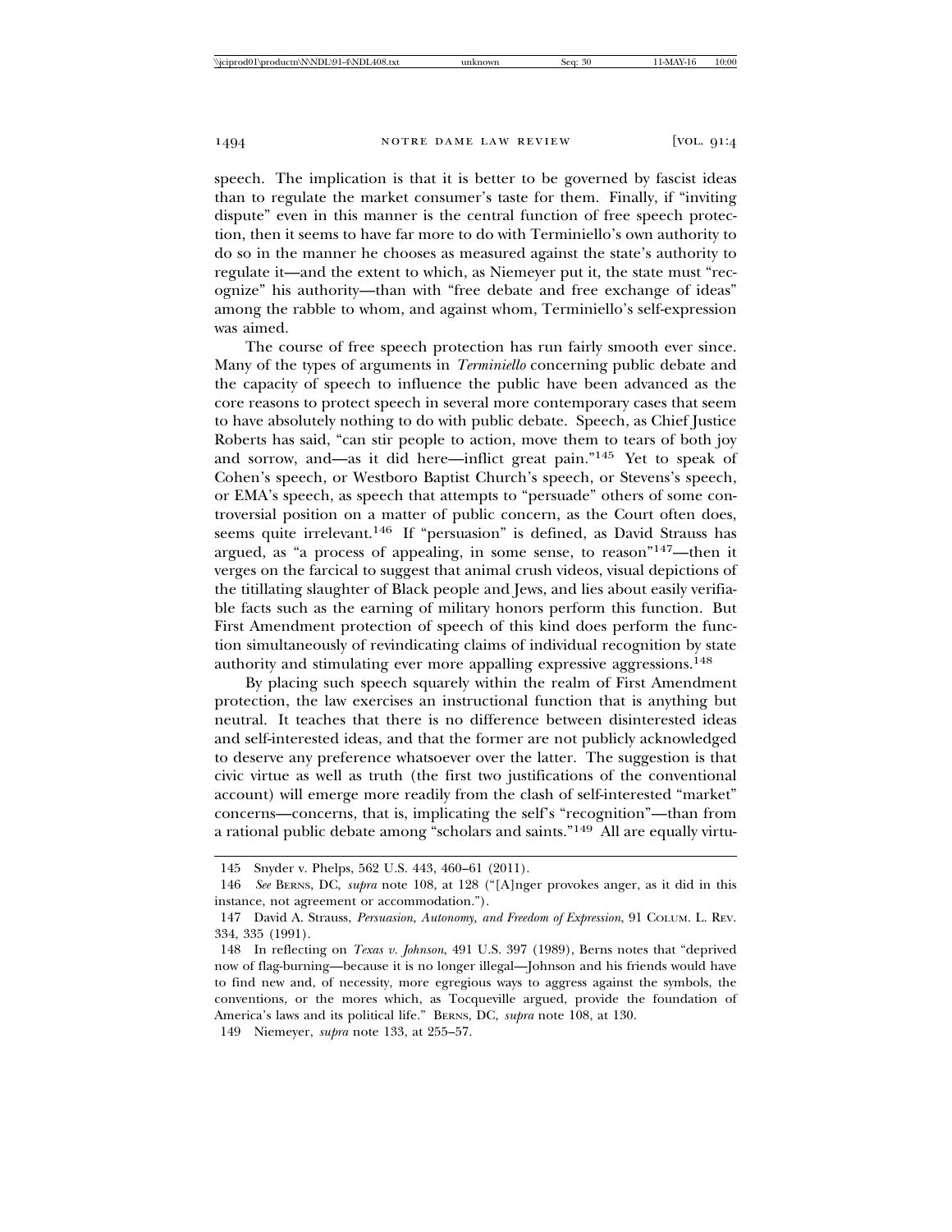speech. The implication is that it is better to be governed by fascist ideas than to regulate the market consumer's taste for them. Finally, if "inviting dispute" even in this manner is the central function of free speech protection, then it seems to have far more to do with Terminiello's own authority to do so in the manner he chooses as measured against the state's authority to regulate it—and the extent to which, as Niemeyer put it, the state must "recognize" his authority—than with "free debate and free exchange of ideas" among the rabble to whom, and against whom, Terminiello's self-expression was aimed.

The course of free speech protection has run fairly smooth ever since. Many of the types of arguments in *Terminiello* concerning public debate and the capacity of speech to influence the public have been advanced as the core reasons to protect speech in several more contemporary cases that seem to have absolutely nothing to do with public debate. Speech, as Chief Justice Roberts has said, "can stir people to action, move them to tears of both joy and sorrow, and—as it did here—inflict great pain."[145] Yet to speak of Cohen's speech, or Westboro Baptist Church's speech, or Stevens's speech, or EMA's speech, as speech that attempts to "persuade" others of some controversial position on a matter of public concern, as the Court often does, seems quite irrelevant.[146] If "persuasion" is defined, as David Strauss has argued, as "a process of appealing, in some sense, to reason"[147]—then it verges on the farcical to suggest that animal crush videos, visual depictions of the titillating slaughter of Black people and Jews, and lies about easily verifiable facts such as the earning of military honors perform this function. But First Amendment protection of speech of this kind does perform the function simultaneously of revindicating claims of individual recognition by state authority and stimulating ever more appalling expressive aggressions.[148]

By placing such speech squarely within the realm of First Amendment protection, the law exercises an instructional function that is anything but neutral. It teaches that there is no difference between disinterested ideas and self-interested ideas, and that the former are not publicly acknowledged to deserve any preference whatsoever over the latter. The suggestion is that civic virtue as well as truth (the first two justifications of the conventional account) will emerge more readily from the clash of self-interested "market" concerns—concerns, that is, implicating the self's "recognition"—than from a rational public debate among "scholars and saints."[149] All are equally virtu-

---

145 Snyder v. Phelps, 562 U.S. 443, 460–61 (2011).

146 *See* BERNS, DC, *supra* note 108, at 128 ("[A]nger provokes anger, as it did in this instance, not agreement or accommodation.").

147 David A. Strauss, *Persuasion, Autonomy, and Freedom of Expression*, 91 COLUM. L. REV. 334, 335 (1991).

148 In reflecting on *Texas v. Johnson*, 491 U.S. 397 (1989), Berns notes that "deprived now of flag-burning—because it is no longer illegal—Johnson and his friends would have to find new and, of necessity, more egregious ways to aggress against the symbols, the conventions, or the mores which, as Tocqueville argued, provide the foundation of America's laws and its political life." BERNS, DC, *supra* note 108, at 130.

149 Niemeyer, *supra* note 133, at 255–57.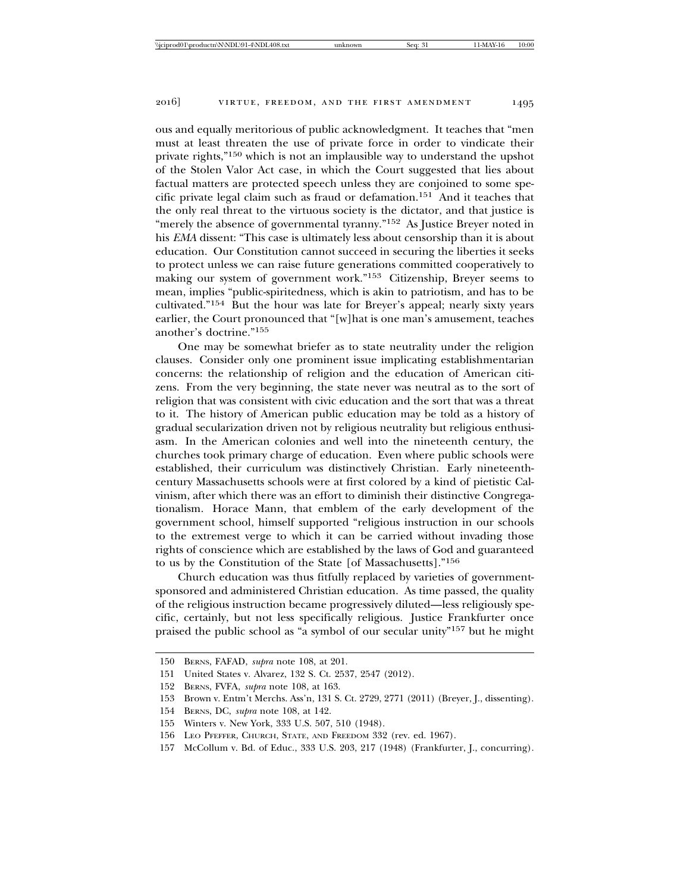ous and equally meritorious of public acknowledgment. It teaches that "men must at least threaten the use of private force in order to vindicate their private rights,"[150] which is not an implausible way to understand the upshot of the Stolen Valor Act case, in which the Court suggested that lies about factual matters are protected speech unless they are conjoined to some specific private legal claim such as fraud or defamation.[151] And it teaches that the only real threat to the virtuous society is the dictator, and that justice is "merely the absence of governmental tyranny."[152] As Justice Breyer noted in his *EMA* dissent: "This case is ultimately less about censorship than it is about education. Our Constitution cannot succeed in securing the liberties it seeks to protect unless we can raise future generations committed cooperatively to making our system of government work."[153] Citizenship, Breyer seems to mean, implies "public-spiritedness, which is akin to patriotism, and has to be cultivated."[154] But the hour was late for Breyer's appeal; nearly sixty years earlier, the Court pronounced that "[w]hat is one man's amusement, teaches another's doctrine."[155]

One may be somewhat briefer as to state neutrality under the religion clauses. Consider only one prominent issue implicating establishmentarian concerns: the relationship of religion and the education of American citizens. From the very beginning, the state never was neutral as to the sort of religion that was consistent with civic education and the sort that was a threat to it. The history of American public education may be told as a history of gradual secularization driven not by religious neutrality but religious enthusiasm. In the American colonies and well into the nineteenth century, the churches took primary charge of education. Even where public schools were established, their curriculum was distinctively Christian. Early nineteenth-century Massachusetts schools were at first colored by a kind of pietistic Calvinism, after which there was an effort to diminish their distinctive Congregationalism. Horace Mann, that emblem of the early development of the government school, himself supported "religious instruction in our schools to the extremest verge to which it can be carried without invading those rights of conscience which are established by the laws of God and guaranteed to us by the Constitution of the State [of Massachusetts]."[156]

Church education was thus fitfully replaced by varieties of government-sponsored and administered Christian education. As time passed, the quality of the religious instruction became progressively diluted—less religiously specific, certainly, but not less specifically religious. Justice Frankfurter once praised the public school as "a symbol of our secular unity"[157] but he might

---

150 BERNS, FAFAD, *supra* note 108, at 201.

151 United States v. Alvarez, 132 S. Ct. 2537, 2547 (2012).

152 BERNS, FVFA, *supra* note 108, at 163.

153 Brown v. Entm't Merchs. Ass'n, 131 S. Ct. 2729, 2771 (2011) (Breyer, J., dissenting).

154 BERNS, DC, *supra* note 108, at 142.

155 Winters v. New York, 333 U.S. 507, 510 (1948).

156 LEO PFEFFER, CHURCH, STATE, AND FREEDOM 332 (rev. ed. 1967).

157 McCollum v. Bd. of Educ., 333 U.S. 203, 217 (1948) (Frankfurter, J., concurring).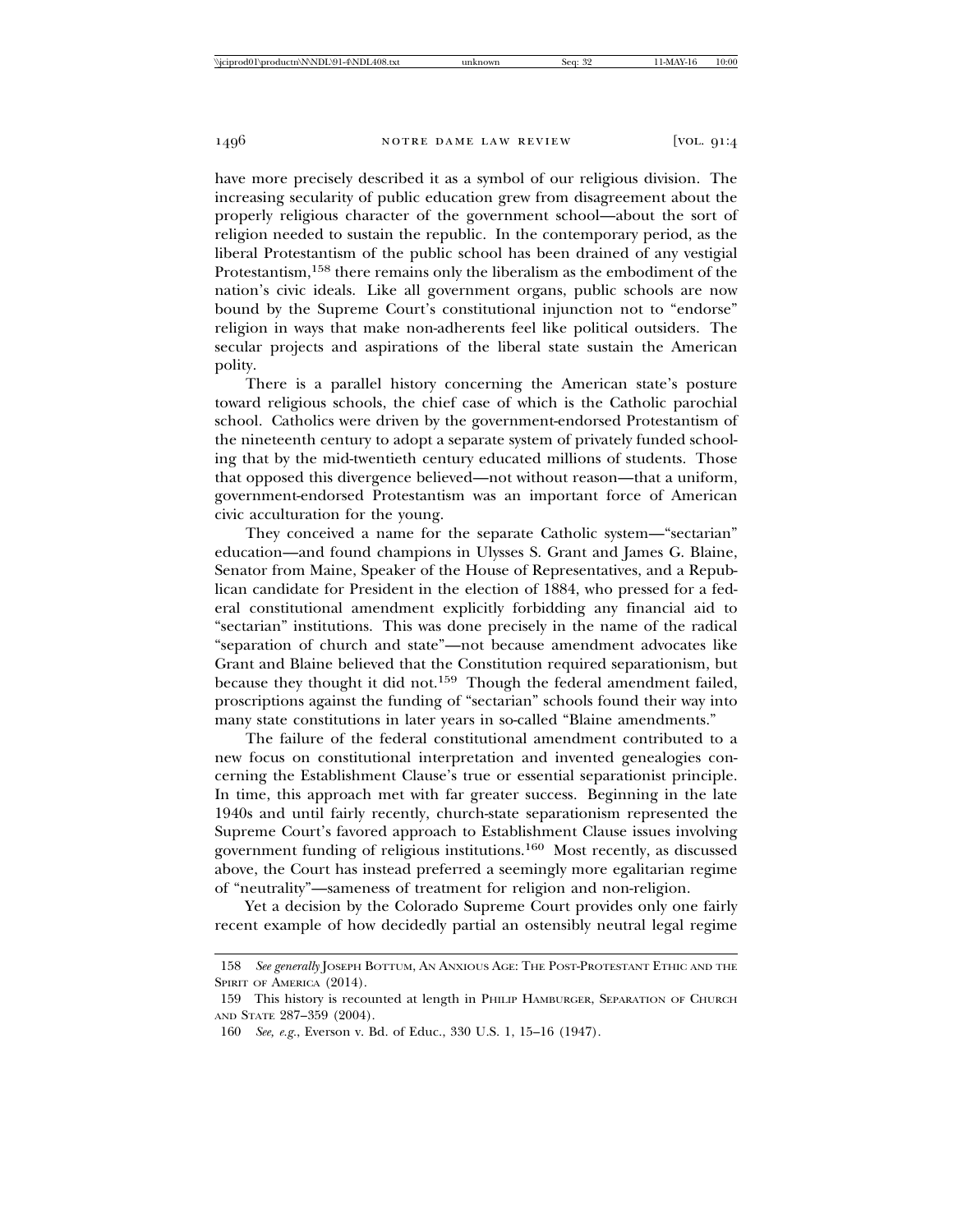have more precisely described it as a symbol of our religious division. The increasing secularity of public education grew from disagreement about the properly religious character of the government school—about the sort of religion needed to sustain the republic. In the contemporary period, as the liberal Protestantism of the public school has been drained of any vestigial Protestantism,[158] there remains only the liberalism as the embodiment of the nation's civic ideals. Like all government organs, public schools are now bound by the Supreme Court's constitutional injunction not to "endorse" religion in ways that make non-adherents feel like political outsiders. The secular projects and aspirations of the liberal state sustain the American polity.

There is a parallel history concerning the American state's posture toward religious schools, the chief case of which is the Catholic parochial school. Catholics were driven by the government-endorsed Protestantism of the nineteenth century to adopt a separate system of privately funded schooling that by the mid-twentieth century educated millions of students. Those that opposed this divergence believed—not without reason—that a uniform, government-endorsed Protestantism was an important force of American civic acculturation for the young.

They conceived a name for the separate Catholic system—"sectarian" education—and found champions in Ulysses S. Grant and James G. Blaine, Senator from Maine, Speaker of the House of Representatives, and a Republican candidate for President in the election of 1884, who pressed for a federal constitutional amendment explicitly forbidding any financial aid to "sectarian" institutions. This was done precisely in the name of the radical "separation of church and state"—not because amendment advocates like Grant and Blaine believed that the Constitution required separationism, but because they thought it did not.[159] Though the federal amendment failed, proscriptions against the funding of "sectarian" schools found their way into many state constitutions in later years in so-called "Blaine amendments."

The failure of the federal constitutional amendment contributed to a new focus on constitutional interpretation and invented genealogies concerning the Establishment Clause's true or essential separationist principle. In time, this approach met with far greater success. Beginning in the late 1940s and until fairly recently, church-state separationism represented the Supreme Court's favored approach to Establishment Clause issues involving government funding of religious institutions.[160] Most recently, as discussed above, the Court has instead preferred a seemingly more egalitarian regime of "neutrality"—sameness of treatment for religion and non-religion.

Yet a decision by the Colorado Supreme Court provides only one fairly recent example of how decidedly partial an ostensibly neutral legal regime

---

158 *See generally* JOSEPH BOTTUM, AN ANXIOUS AGE: THE POST-PROTESTANT ETHIC AND THE SPIRIT OF AMERICA (2014).

159 This history is recounted at length in PHILIP HAMBURGER, SEPARATION OF CHURCH AND STATE 287–359 (2004).

160 *See, e.g.*, Everson v. Bd. of Educ., 330 U.S. 1, 15–16 (1947).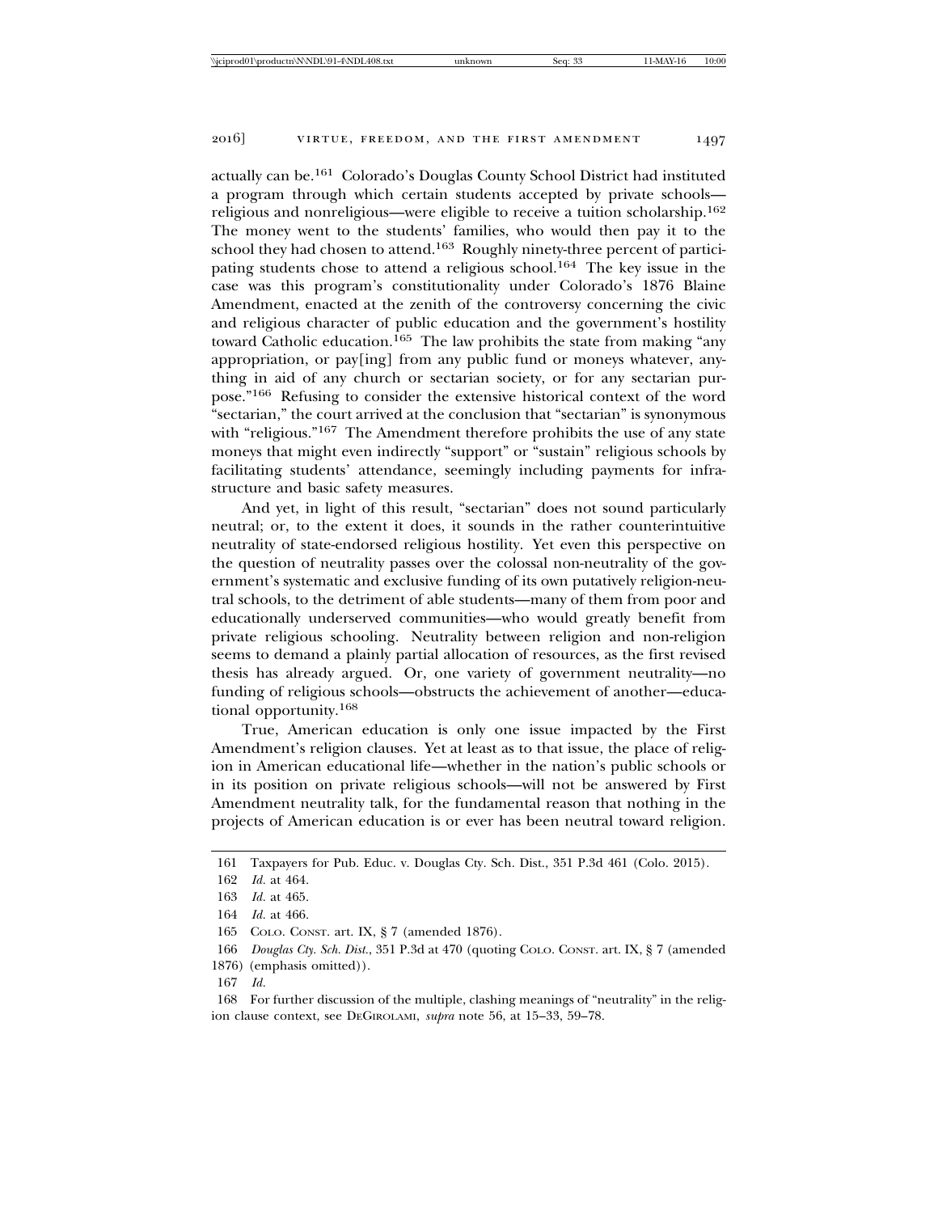actually can be.[161] Colorado's Douglas County School District had instituted a program through which certain students accepted by private schools—religious and nonreligious—were eligible to receive a tuition scholarship.[162] The money went to the students' families, who would then pay it to the school they had chosen to attend.[163] Roughly ninety-three percent of participating students chose to attend a religious school.[164] The key issue in the case was this program's constitutionality under Colorado's 1876 Blaine Amendment, enacted at the zenith of the controversy concerning the civic and religious character of public education and the government's hostility toward Catholic education.[165] The law prohibits the state from making "any appropriation, or pay[ing] from any public fund or moneys whatever, anything in aid of any church or sectarian society, or for any sectarian purpose."[166] Refusing to consider the extensive historical context of the word "sectarian," the court arrived at the conclusion that "sectarian" is synonymous with "religious."[167] The Amendment therefore prohibits the use of any state moneys that might even indirectly "support" or "sustain" religious schools by facilitating students' attendance, seemingly including payments for infrastructure and basic safety measures.

And yet, in light of this result, "sectarian" does not sound particularly neutral; or, to the extent it does, it sounds in the rather counterintuitive neutrality of state-endorsed religious hostility. Yet even this perspective on the question of neutrality passes over the colossal non-neutrality of the government's systematic and exclusive funding of its own putatively religion-neutral schools, to the detriment of able students—many of them from poor and educationally underserved communities—who would greatly benefit from private religious schooling. Neutrality between religion and non-religion seems to demand a plainly partial allocation of resources, as the first revised thesis has already argued. Or, one variety of government neutrality—no funding of religious schools—obstructs the achievement of another—educational opportunity.[168]

True, American education is only one issue impacted by the First Amendment's religion clauses. Yet at least as to that issue, the place of religion in American educational life—whether in the nation's public schools or in its position on private religious schools—will not be answered by First Amendment neutrality talk, for the fundamental reason that nothing in the projects of American education is or ever has been neutral toward religion.

161 Taxpayers for Pub. Educ. v. Douglas Cty. Sch. Dist., 351 P.3d 461 (Colo. 2015).

162 *Id.* at 464.

163 *Id.* at 465.

164 *Id.* at 466.

165 COLO. CONST. art. IX, § 7 (amended 1876).

166 *Douglas Cty. Sch. Dist.*, 351 P.3d at 470 (quoting COLO. CONST. art. IX, § 7 (amended 1876) (emphasis omitted)).

167 *Id.*

168 For further discussion of the multiple, clashing meanings of "neutrality" in the religion clause context, see DEGIROLAMI, *supra* note 56, at 15–33, 59–78.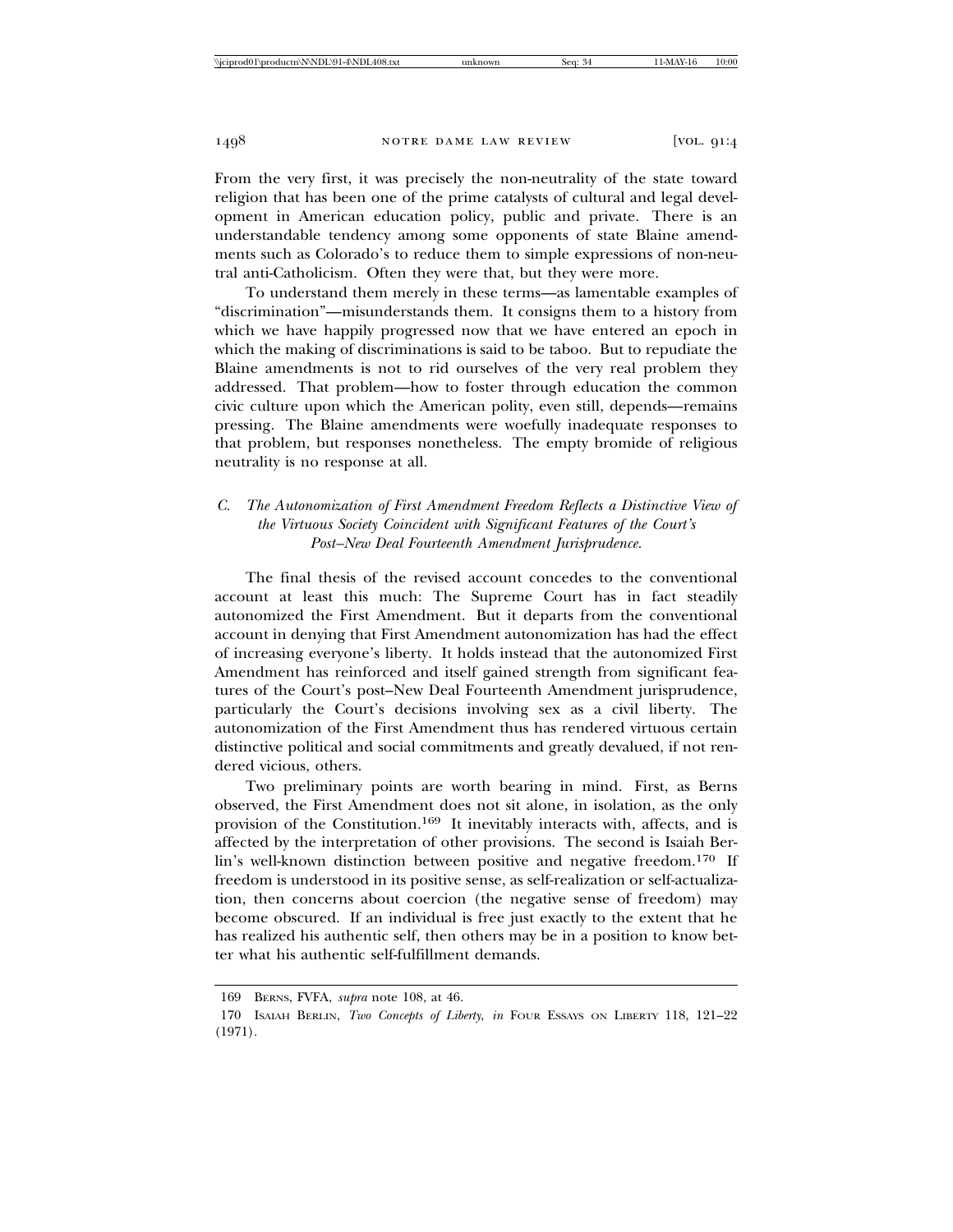From the very first, it was precisely the non-neutrality of the state toward religion that has been one of the prime catalysts of cultural and legal development in American education policy, public and private. There is an understandable tendency among some opponents of state Blaine amendments such as Colorado's to reduce them to simple expressions of non-neutral anti-Catholicism. Often they were that, but they were more.

To understand them merely in these terms—as lamentable examples of "discrimination"—misunderstands them. It consigns them to a history from which we have happily progressed now that we have entered an epoch in which the making of discriminations is said to be taboo. But to repudiate the Blaine amendments is not to rid ourselves of the very real problem they addressed. That problem—how to foster through education the common civic culture upon which the American polity, even still, depends—remains pressing. The Blaine amendments were woefully inadequate responses to that problem, but responses nonetheless. The empty bromide of religious neutrality is no response at all.

### *C. The Autonomization of First Amendment Freedom Reflects a Distinctive View of the Virtuous Society Coincident with Significant Features of the Court's Post–New Deal Fourteenth Amendment Jurisprudence.*

The final thesis of the revised account concedes to the conventional account at least this much: The Supreme Court has in fact steadily autonomized the First Amendment. But it departs from the conventional account in denying that First Amendment autonomization has had the effect of increasing everyone's liberty. It holds instead that the autonomized First Amendment has reinforced and itself gained strength from significant features of the Court's post–New Deal Fourteenth Amendment jurisprudence, particularly the Court's decisions involving sex as a civil liberty. The autonomization of the First Amendment thus has rendered virtuous certain distinctive political and social commitments and greatly devalued, if not rendered vicious, others.

Two preliminary points are worth bearing in mind. First, as Berns observed, the First Amendment does not sit alone, in isolation, as the only provision of the Constitution.[169] It inevitably interacts with, affects, and is affected by the interpretation of other provisions. The second is Isaiah Berlin's well-known distinction between positive and negative freedom.[170] If freedom is understood in its positive sense, as self-realization or self-actualization, then concerns about coercion (the negative sense of freedom) may become obscured. If an individual is free just exactly to the extent that he has realized his authentic self, then others may be in a position to know better what his authentic self-fulfillment demands.

---

169 BERNS, FVFA, *supra* note 108, at 46.

170 ISAIAH BERLIN, *Two Concepts of Liberty*, *in* FOUR ESSAYS ON LIBERTY 118, 121–22 (1971).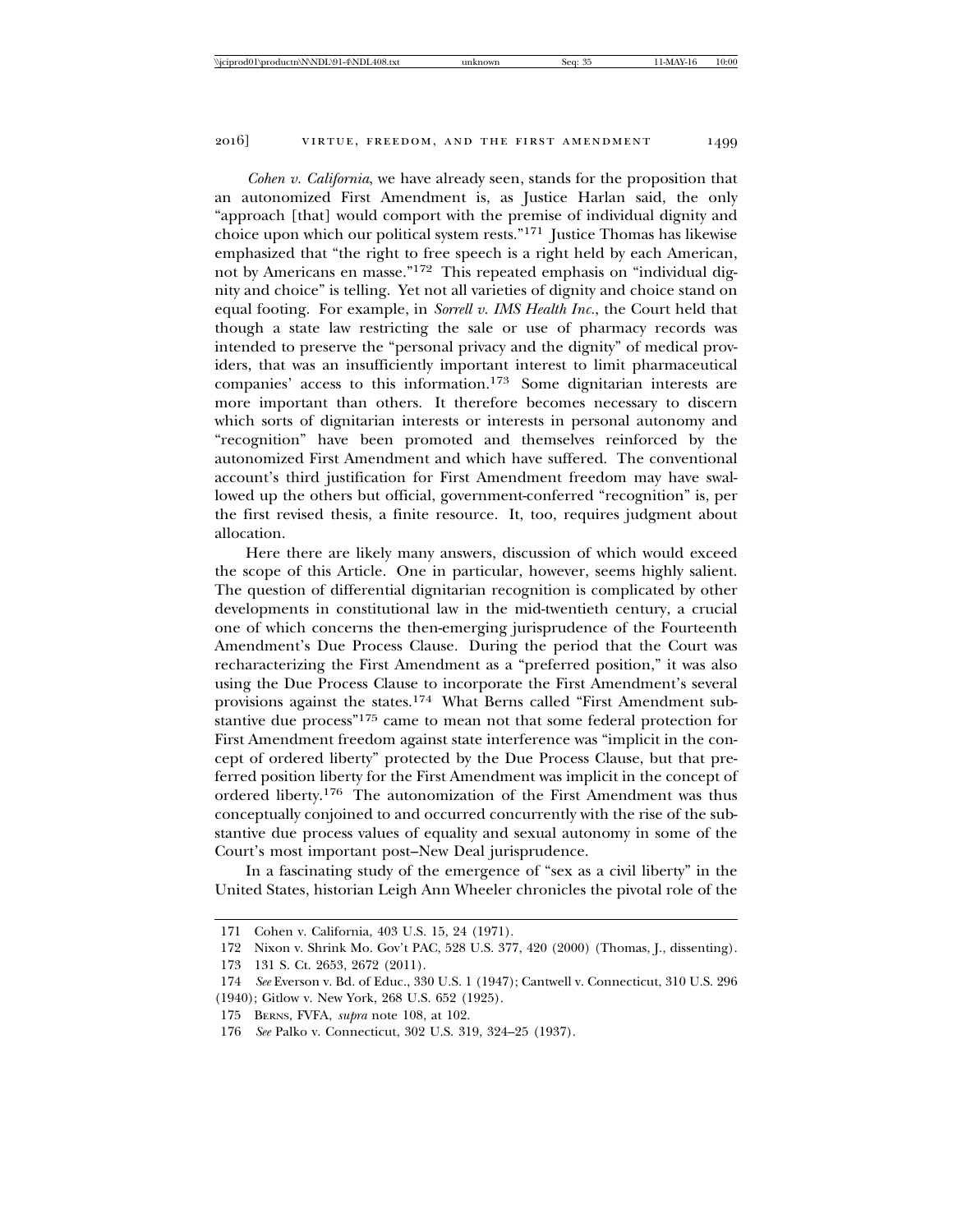*Cohen v. California*, we have already seen, stands for the proposition that an autonomized First Amendment is, as Justice Harlan said, the only "approach [that] would comport with the premise of individual dignity and choice upon which our political system rests."[171] Justice Thomas has likewise emphasized that "the right to free speech is a right held by each American, not by Americans en masse."[172] This repeated emphasis on "individual dignity and choice" is telling. Yet not all varieties of dignity and choice stand on equal footing. For example, in *Sorrell v. IMS Health Inc.*, the Court held that though a state law restricting the sale or use of pharmacy records was intended to preserve the "personal privacy and the dignity" of medical providers, that was an insufficiently important interest to limit pharmaceutical companies' access to this information.[173] Some dignitarian interests are more important than others. It therefore becomes necessary to discern which sorts of dignitarian interests or interests in personal autonomy and "recognition" have been promoted and themselves reinforced by the autonomized First Amendment and which have suffered. The conventional account's third justification for First Amendment freedom may have swallowed up the others but official, government-conferred "recognition" is, per the first revised thesis, a finite resource. It, too, requires judgment about allocation.

Here there are likely many answers, discussion of which would exceed the scope of this Article. One in particular, however, seems highly salient. The question of differential dignitarian recognition is complicated by other developments in constitutional law in the mid-twentieth century, a crucial one of which concerns the then-emerging jurisprudence of the Fourteenth Amendment's Due Process Clause. During the period that the Court was recharacterizing the First Amendment as a "preferred position," it was also using the Due Process Clause to incorporate the First Amendment's several provisions against the states.[174] What Berns called "First Amendment substantive due process"[175] came to mean not that some federal protection for First Amendment freedom against state interference was "implicit in the concept of ordered liberty" protected by the Due Process Clause, but that preferred position liberty for the First Amendment was implicit in the concept of ordered liberty.[176] The autonomization of the First Amendment was thus conceptually conjoined to and occurred concurrently with the rise of the substantive due process values of equality and sexual autonomy in some of the Court's most important post–New Deal jurisprudence.

In a fascinating study of the emergence of "sex as a civil liberty" in the United States, historian Leigh Ann Wheeler chronicles the pivotal role of the

---

171 Cohen v. California, 403 U.S. 15, 24 (1971).

172 Nixon v. Shrink Mo. Gov't PAC, 528 U.S. 377, 420 (2000) (Thomas, J., dissenting).

173 131 S. Ct. 2653, 2672 (2011).

174 *See* Everson v. Bd. of Educ., 330 U.S. 1 (1947); Cantwell v. Connecticut, 310 U.S. 296 (1940); Gitlow v. New York, 268 U.S. 652 (1925).

175 BERNS, FVFA, *supra* note 108, at 102.

176 *See* Palko v. Connecticut, 302 U.S. 319, 324–25 (1937).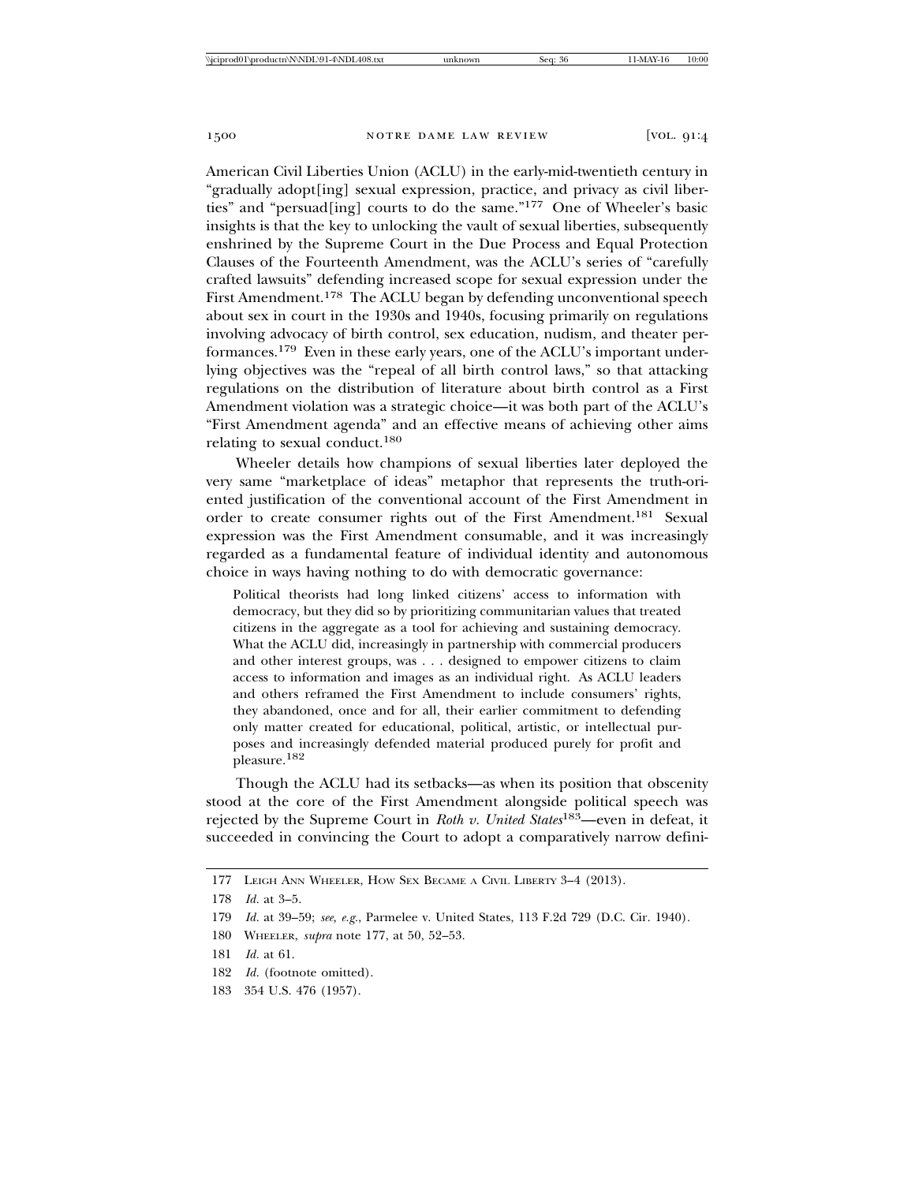American Civil Liberties Union (ACLU) in the early-mid-twentieth century in "gradually adopt[ing] sexual expression, practice, and privacy as civil liberties" and "persuad[ing] courts to do the same."[177] One of Wheeler's basic insights is that the key to unlocking the vault of sexual liberties, subsequently enshrined by the Supreme Court in the Due Process and Equal Protection Clauses of the Fourteenth Amendment, was the ACLU's series of "carefully crafted lawsuits" defending increased scope for sexual expression under the First Amendment.[178] The ACLU began by defending unconventional speech about sex in court in the 1930s and 1940s, focusing primarily on regulations involving advocacy of birth control, sex education, nudism, and theater performances.[179] Even in these early years, one of the ACLU's important underlying objectives was the "repeal of all birth control laws," so that attacking regulations on the distribution of literature about birth control as a First Amendment violation was a strategic choice—it was both part of the ACLU's "First Amendment agenda" and an effective means of achieving other aims relating to sexual conduct.[180]

Wheeler details how champions of sexual liberties later deployed the very same "marketplace of ideas" metaphor that represents the truth-oriented justification of the conventional account of the First Amendment in order to create consumer rights out of the First Amendment.[181] Sexual expression was the First Amendment consumable, and it was increasingly regarded as a fundamental feature of individual identity and autonomous choice in ways having nothing to do with democratic governance:

> Political theorists had long linked citizens' access to information with democracy, but they did so by prioritizing communitarian values that treated citizens in the aggregate as a tool for achieving and sustaining democracy. What the ACLU did, increasingly in partnership with commercial producers and other interest groups, was . . . designed to empower citizens to claim access to information and images as an individual right. As ACLU leaders and others reframed the First Amendment to include consumers' rights, they abandoned, once and for all, their earlier commitment to defending only matter created for educational, political, artistic, or intellectual purposes and increasingly defended material produced purely for profit and pleasure.[182]

Though the ACLU had its setbacks—as when its position that obscenity stood at the core of the First Amendment alongside political speech was rejected by the Supreme Court in *Roth v. United States*[183]—even in defeat, it succeeded in convincing the Court to adopt a comparatively narrow defini-

---

177 Leigh Ann Wheeler, How Sex Became a Civil Liberty 3–4 (2013).

178 *Id.* at 3–5.

179 *Id.* at 39–59; *see, e.g.*, Parmelee v. United States, 113 F.2d 729 (D.C. Cir. 1940).

180 Wheeler, *supra* note 177, at 50, 52–53.

181 *Id.* at 61.

182 *Id.* (footnote omitted).

183 354 U.S. 476 (1957).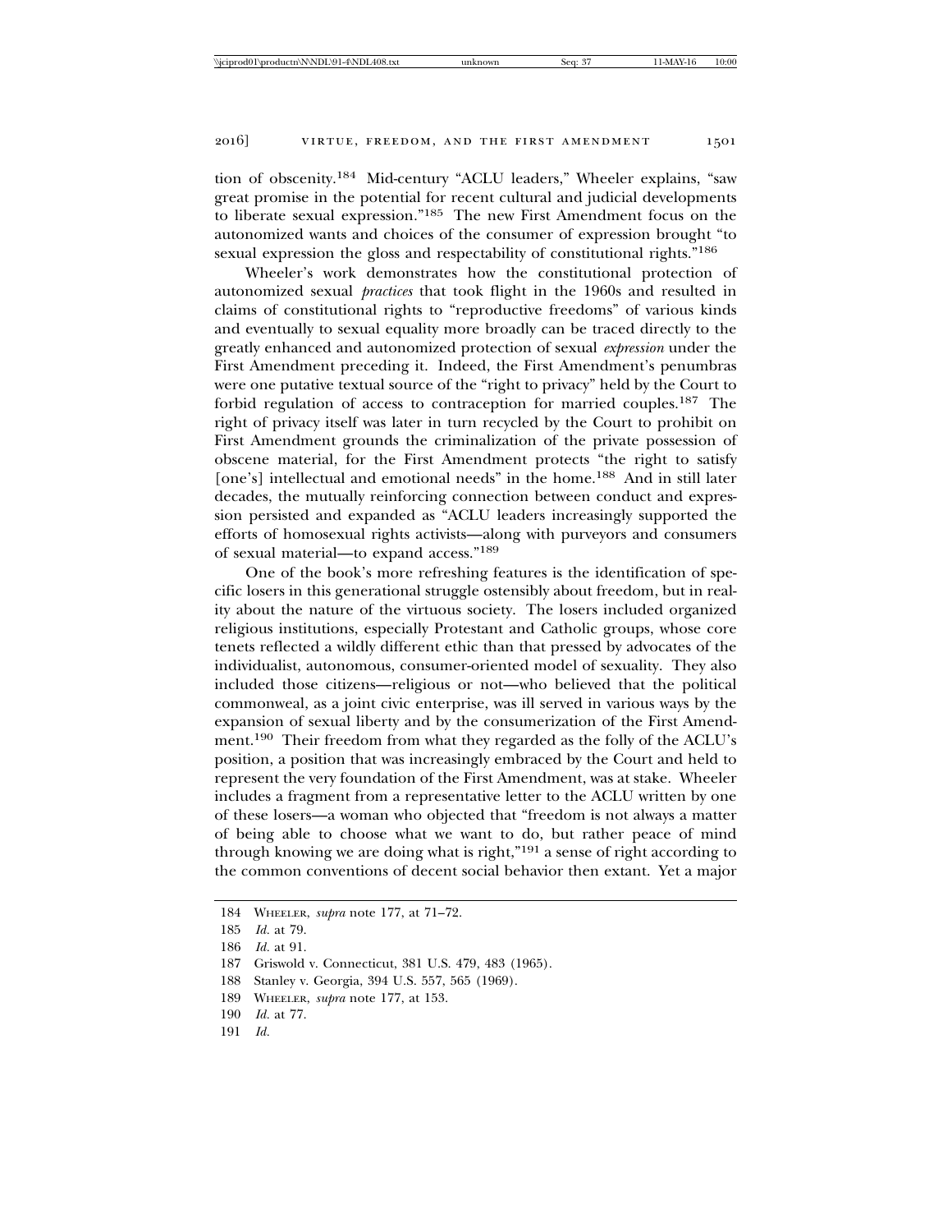tion of obscenity.[184] Mid-century "ACLU leaders," Wheeler explains, "saw great promise in the potential for recent cultural and judicial developments to liberate sexual expression."[185] The new First Amendment focus on the autonomized wants and choices of the consumer of expression brought "to sexual expression the gloss and respectability of constitutional rights."[186]

Wheeler's work demonstrates how the constitutional protection of autonomized sexual *practices* that took flight in the 1960s and resulted in claims of constitutional rights to "reproductive freedoms" of various kinds and eventually to sexual equality more broadly can be traced directly to the greatly enhanced and autonomized protection of sexual *expression* under the First Amendment preceding it. Indeed, the First Amendment's penumbras were one putative textual source of the "right to privacy" held by the Court to forbid regulation of access to contraception for married couples.[187] The right of privacy itself was later in turn recycled by the Court to prohibit on First Amendment grounds the criminalization of the private possession of obscene material, for the First Amendment protects "the right to satisfy [one's] intellectual and emotional needs" in the home.[188] And in still later decades, the mutually reinforcing connection between conduct and expression persisted and expanded as "ACLU leaders increasingly supported the efforts of homosexual rights activists—along with purveyors and consumers of sexual material—to expand access."[189]

One of the book's more refreshing features is the identification of specific losers in this generational struggle ostensibly about freedom, but in reality about the nature of the virtuous society. The losers included organized religious institutions, especially Protestant and Catholic groups, whose core tenets reflected a wildly different ethic than that pressed by advocates of the individualist, autonomous, consumer-oriented model of sexuality. They also included those citizens—religious or not—who believed that the political commonweal, as a joint civic enterprise, was ill served in various ways by the expansion of sexual liberty and by the consumerization of the First Amendment.[190] Their freedom from what they regarded as the folly of the ACLU's position, a position that was increasingly embraced by the Court and held to represent the very foundation of the First Amendment, was at stake. Wheeler includes a fragment from a representative letter to the ACLU written by one of these losers—a woman who objected that "freedom is not always a matter of being able to choose what we want to do, but rather peace of mind through knowing we are doing what is right,"[191] a sense of right according to the common conventions of decent social behavior then extant. Yet a major

---

184 Wheeler, *supra* note 177, at 71–72.

185 *Id.* at 79.

186 *Id.* at 91.

187 Griswold v. Connecticut, 381 U.S. 479, 483 (1965).

188 Stanley v. Georgia, 394 U.S. 557, 565 (1969).

189 Wheeler, *supra* note 177, at 153.

190 *Id.* at 77.

191 *Id.*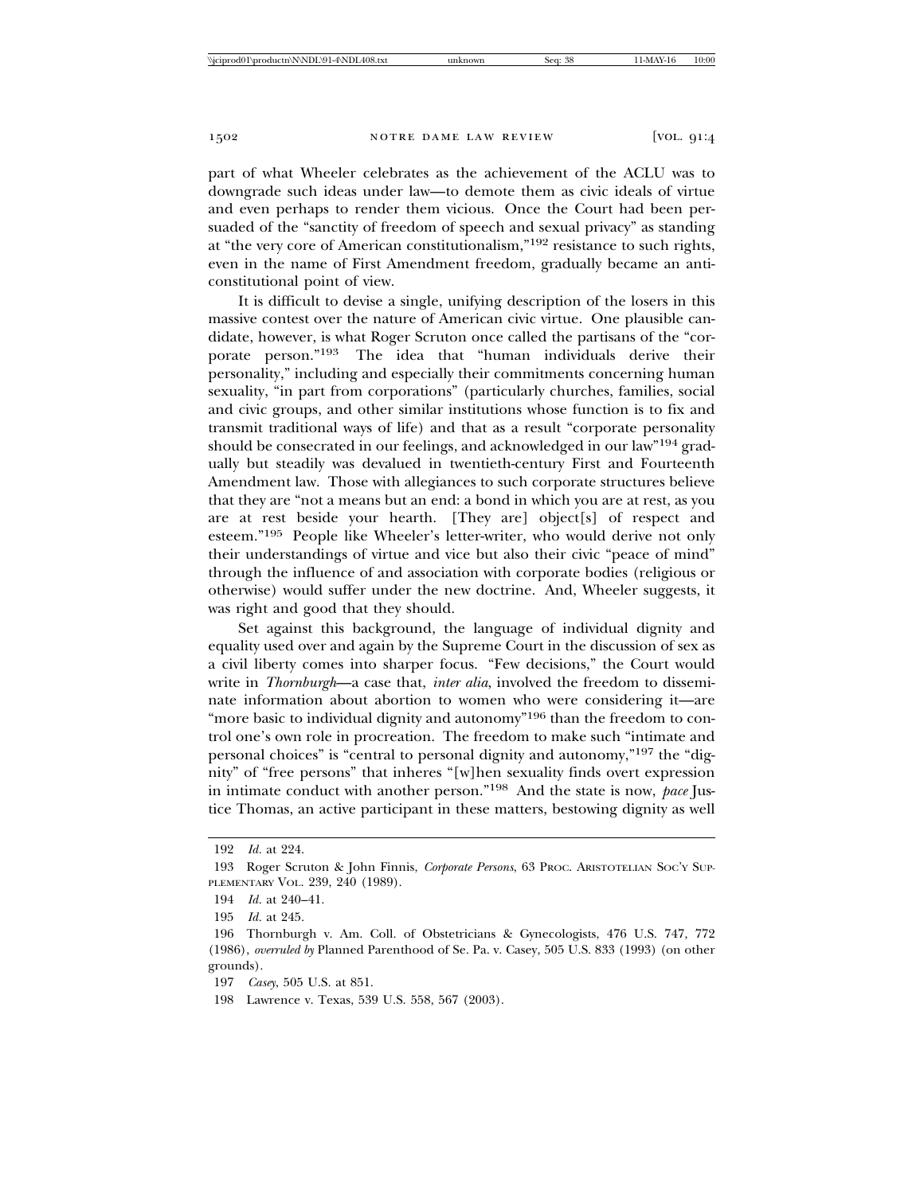part of what Wheeler celebrates as the achievement of the ACLU was to downgrade such ideas under law—to demote them as civic ideals of virtue and even perhaps to render them vicious. Once the Court had been persuaded of the "sanctity of freedom of speech and sexual privacy" as standing at "the very core of American constitutionalism,"[192] resistance to such rights, even in the name of First Amendment freedom, gradually became an anticonstitutional point of view.

It is difficult to devise a single, unifying description of the losers in this massive contest over the nature of American civic virtue. One plausible candidate, however, is what Roger Scruton once called the partisans of the "corporate person."[193] The idea that "human individuals derive their personality," including and especially their commitments concerning human sexuality, "in part from corporations" (particularly churches, families, social and civic groups, and other similar institutions whose function is to fix and transmit traditional ways of life) and that as a result "corporate personality should be consecrated in our feelings, and acknowledged in our law"[194] gradually but steadily was devalued in twentieth-century First and Fourteenth Amendment law. Those with allegiances to such corporate structures believe that they are "not a means but an end: a bond in which you are at rest, as you are at rest beside your hearth. [They are] object[s] of respect and esteem."[195] People like Wheeler's letter-writer, who would derive not only their understandings of virtue and vice but also their civic "peace of mind" through the influence of and association with corporate bodies (religious or otherwise) would suffer under the new doctrine. And, Wheeler suggests, it was right and good that they should.

Set against this background, the language of individual dignity and equality used over and again by the Supreme Court in the discussion of sex as a civil liberty comes into sharper focus. "Few decisions," the Court would write in *Thornburgh*—a case that, *inter alia*, involved the freedom to disseminate information about abortion to women who were considering it—are "more basic to individual dignity and autonomy"[196] than the freedom to control one's own role in procreation. The freedom to make such "intimate and personal choices" is "central to personal dignity and autonomy,"[197] the "dignity" of "free persons" that inheres "[w]hen sexuality finds overt expression in intimate conduct with another person."[198] And the state is now, *pace* Justice Thomas, an active participant in these matters, bestowing dignity as well

---

192 *Id.* at 224.

193 Roger Scruton & John Finnis, *Corporate Persons*, 63 PROC. ARISTOTELIAN SOC'Y SUPPLEMENTARY VOL. 239, 240 (1989).

194 *Id.* at 240–41.

195 *Id.* at 245.

196 Thornburgh v. Am. Coll. of Obstetricians & Gynecologists, 476 U.S. 747, 772 (1986), *overruled by* Planned Parenthood of Se. Pa. v. Casey, 505 U.S. 833 (1993) (on other grounds).

197 *Casey*, 505 U.S. at 851.

198 Lawrence v. Texas, 539 U.S. 558, 567 (2003).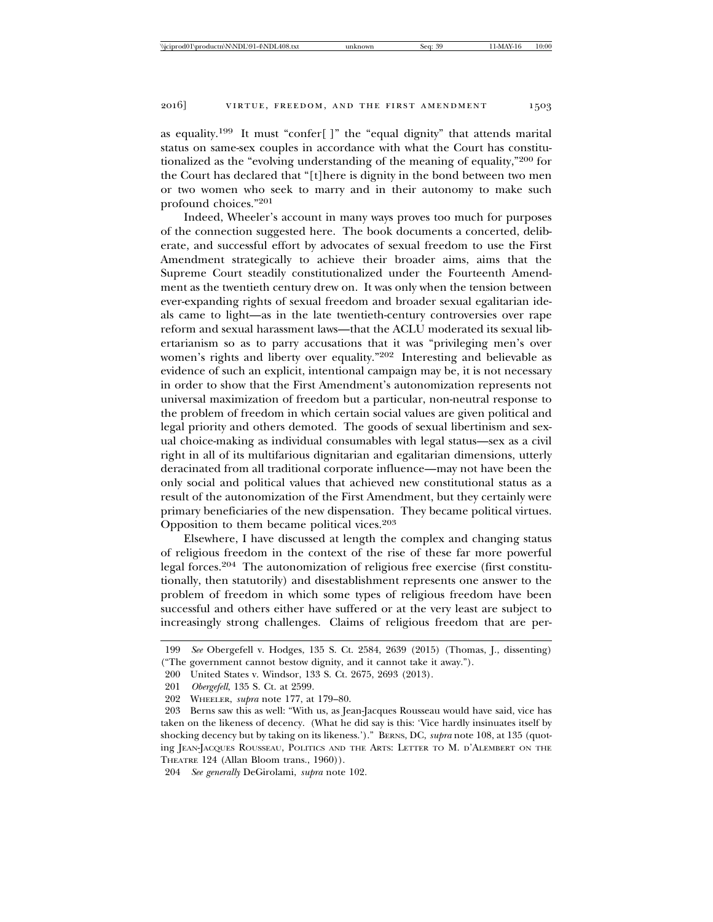as equality.[199] It must "confer[ ]" the "equal dignity" that attends marital status on same-sex couples in accordance with what the Court has constitutionalized as the "evolving understanding of the meaning of equality,"[200] for the Court has declared that "[t]here is dignity in the bond between two men or two women who seek to marry and in their autonomy to make such profound choices."[201]

Indeed, Wheeler's account in many ways proves too much for purposes of the connection suggested here. The book documents a concerted, deliberate, and successful effort by advocates of sexual freedom to use the First Amendment strategically to achieve their broader aims, aims that the Supreme Court steadily constitutionalized under the Fourteenth Amendment as the twentieth century drew on. It was only when the tension between ever-expanding rights of sexual freedom and broader sexual egalitarian ideals came to light—as in the late twentieth-century controversies over rape reform and sexual harassment laws—that the ACLU moderated its sexual libertarianism so as to parry accusations that it was "privileging men's over women's rights and liberty over equality."[202] Interesting and believable as evidence of such an explicit, intentional campaign may be, it is not necessary in order to show that the First Amendment's autonomization represents not universal maximization of freedom but a particular, non-neutral response to the problem of freedom in which certain social values are given political and legal priority and others demoted. The goods of sexual libertinism and sexual choice-making as individual consumables with legal status—sex as a civil right in all of its multifarious dignitarian and egalitarian dimensions, utterly deracinated from all traditional corporate influence—may not have been the only social and political values that achieved new constitutional status as a result of the autonomization of the First Amendment, but they certainly were primary beneficiaries of the new dispensation. They became political virtues. Opposition to them became political vices.[203]

Elsewhere, I have discussed at length the complex and changing status of religious freedom in the context of the rise of these far more powerful legal forces.[204] The autonomization of religious free exercise (first constitutionally, then statutorily) and disestablishment represents one answer to the problem of freedom in which some types of religious freedom have been successful and others either have suffered or at the very least are subject to increasingly strong challenges. Claims of religious freedom that are per-

---

199 *See* Obergefell v. Hodges, 135 S. Ct. 2584, 2639 (2015) (Thomas, J., dissenting) ("The government cannot bestow dignity, and it cannot take it away.").

200 United States v. Windsor, 133 S. Ct. 2675, 2693 (2013).

201 *Obergefell*, 135 S. Ct. at 2599.

202 WHEELER, *supra* note 177, at 179–80.

203 Berns saw this as well: "With us, as Jean-Jacques Rousseau would have said, vice has taken on the likeness of decency. (What he did say is this: 'Vice hardly insinuates itself by shocking decency but by taking on its likeness.')." BERNS, DC, *supra* note 108, at 135 (quoting JEAN-JACQUES ROUSSEAU, POLITICS AND THE ARTS: LETTER TO M. D'ALEMBERT ON THE THEATRE 124 (Allan Bloom trans., 1960)).

204 *See generally* DeGirolami, *supra* note 102.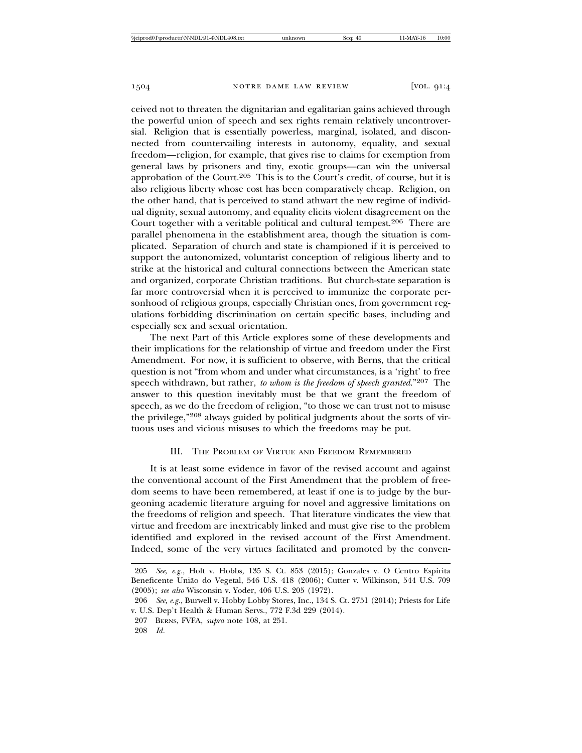ceived not to threaten the dignitarian and egalitarian gains achieved through the powerful union of speech and sex rights remain relatively uncontroversial. Religion that is essentially powerless, marginal, isolated, and disconnected from countervailing interests in autonomy, equality, and sexual freedom—religion, for example, that gives rise to claims for exemption from general laws by prisoners and tiny, exotic groups—can win the universal approbation of the Court.[205] This is to the Court's credit, of course, but it is also religious liberty whose cost has been comparatively cheap. Religion, on the other hand, that is perceived to stand athwart the new regime of individual dignity, sexual autonomy, and equality elicits violent disagreement on the Court together with a veritable political and cultural tempest.[206] There are parallel phenomena in the establishment area, though the situation is complicated. Separation of church and state is championed if it is perceived to support the autonomized, voluntarist conception of religious liberty and to strike at the historical and cultural connections between the American state and organized, corporate Christian traditions. But church-state separation is far more controversial when it is perceived to immunize the corporate personhood of religious groups, especially Christian ones, from government regulations forbidding discrimination on certain specific bases, including and especially sex and sexual orientation.

The next Part of this Article explores some of these developments and their implications for the relationship of virtue and freedom under the First Amendment. For now, it is sufficient to observe, with Berns, that the critical question is not "from whom and under what circumstances, is a 'right' to free speech withdrawn, but rather, *to whom is the freedom of speech granted*."[207] The answer to this question inevitably must be that we grant the freedom of speech, as we do the freedom of religion, "to those we can trust not to misuse the privilege,"[208] always guided by political judgments about the sorts of virtuous uses and vicious misuses to which the freedoms may be put.

## III. The Problem of Virtue and Freedom Remembered

It is at least some evidence in favor of the revised account and against the conventional account of the First Amendment that the problem of freedom seems to have been remembered, at least if one is to judge by the burgeoning academic literature arguing for novel and aggressive limitations on the freedoms of religion and speech. That literature vindicates the view that virtue and freedom are inextricably linked and must give rise to the problem identified and explored in the revised account of the First Amendment. Indeed, some of the very virtues facilitated and promoted by the conven-

---

205 *See, e.g.*, Holt v. Hobbs, 135 S. Ct. 853 (2015); Gonzales v. O Centro Espírita Beneficente União do Vegetal, 546 U.S. 418 (2006); Cutter v. Wilkinson, 544 U.S. 709 (2005); *see also* Wisconsin v. Yoder, 406 U.S. 205 (1972).

206 *See, e.g.*, Burwell v. Hobby Lobby Stores, Inc., 134 S. Ct. 2751 (2014); Priests for Life v. U.S. Dep't Health & Human Servs., 772 F.3d 229 (2014).

207 Berns, FVFA, *supra* note 108, at 251.

208 *Id.*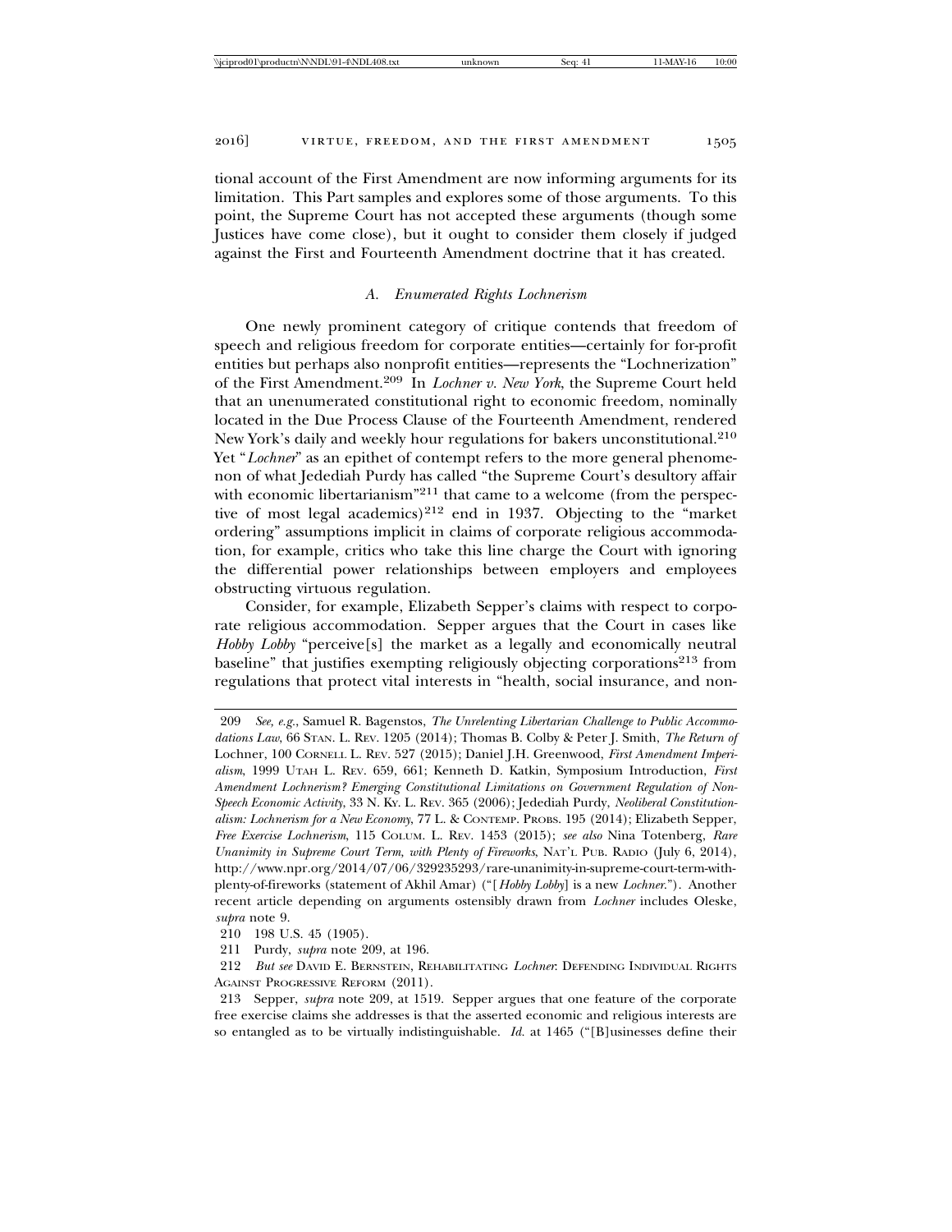tional account of the First Amendment are now informing arguments for its limitation. This Part samples and explores some of those arguments. To this point, the Supreme Court has not accepted these arguments (though some Justices have come close), but it ought to consider them closely if judged against the First and Fourteenth Amendment doctrine that it has created.

### *A. Enumerated Rights Lochnerism*

One newly prominent category of critique contends that freedom of speech and religious freedom for corporate entities—certainly for for-profit entities but perhaps also nonprofit entities—represents the "Lochnerization" of the First Amendment.[209] In *Lochner v. New York*, the Supreme Court held that an unenumerated constitutional right to economic freedom, nominally located in the Due Process Clause of the Fourteenth Amendment, rendered New York's daily and weekly hour regulations for bakers unconstitutional.[210] Yet "*Lochner*" as an epithet of contempt refers to the more general phenomenon of what Jedediah Purdy has called "the Supreme Court's desultory affair with economic libertarianism"[211] that came to a welcome (from the perspective of most legal academics)[212] end in 1937. Objecting to the "market ordering" assumptions implicit in claims of corporate religious accommodation, for example, critics who take this line charge the Court with ignoring the differential power relationships between employers and employees obstructing virtuous regulation.

Consider, for example, Elizabeth Sepper's claims with respect to corporate religious accommodation. Sepper argues that the Court in cases like *Hobby Lobby* "perceive[s] the market as a legally and economically neutral baseline" that justifies exempting religiously objecting corporations[213] from regulations that protect vital interests in "health, social insurance, and non-

---

209 *See, e.g.*, Samuel R. Bagenstos, *The Unrelenting Libertarian Challenge to Public Accommodations Law*, 66 STAN. L. REV. 1205 (2014); Thomas B. Colby & Peter J. Smith, *The Return of* Lochner, 100 CORNELL L. REV. 527 (2015); Daniel J.H. Greenwood, *First Amendment Imperialism*, 1999 UTAH L. REV. 659, 661; Kenneth D. Katkin, Symposium Introduction, *First Amendment Lochnerism? Emerging Constitutional Limitations on Government Regulation of Non-Speech Economic Activity*, 33 N. KY. L. REV. 365 (2006); Jedediah Purdy, *Neoliberal Constitutionalism: Lochnerism for a New Economy*, 77 L. & CONTEMP. PROBS. 195 (2014); Elizabeth Sepper, *Free Exercise Lochnerism*, 115 COLUM. L. REV. 1453 (2015); *see also* Nina Totenberg, *Rare Unanimity in Supreme Court Term, with Plenty of Fireworks*, NAT'L PUB. RADIO (July 6, 2014), http://www.npr.org/2014/07/06/329235293/rare-unanimity-in-supreme-court-term-with-plenty-of-fireworks (statement of Akhil Amar) ("[*Hobby Lobby*] is a new *Lochner*."). Another recent article depending on arguments ostensibly drawn from *Lochner* includes Oleske, *supra* note 9.

210 198 U.S. 45 (1905).

211 Purdy, *supra* note 209, at 196.

212 *But see* DAVID E. BERNSTEIN, REHABILITATING *Lochner*: DEFENDING INDIVIDUAL RIGHTS AGAINST PROGRESSIVE REFORM (2011).

213 Sepper, *supra* note 209, at 1519. Sepper argues that one feature of the corporate free exercise claims she addresses is that the asserted economic and religious interests are so entangled as to be virtually indistinguishable. *Id.* at 1465 ("[B]usinesses define their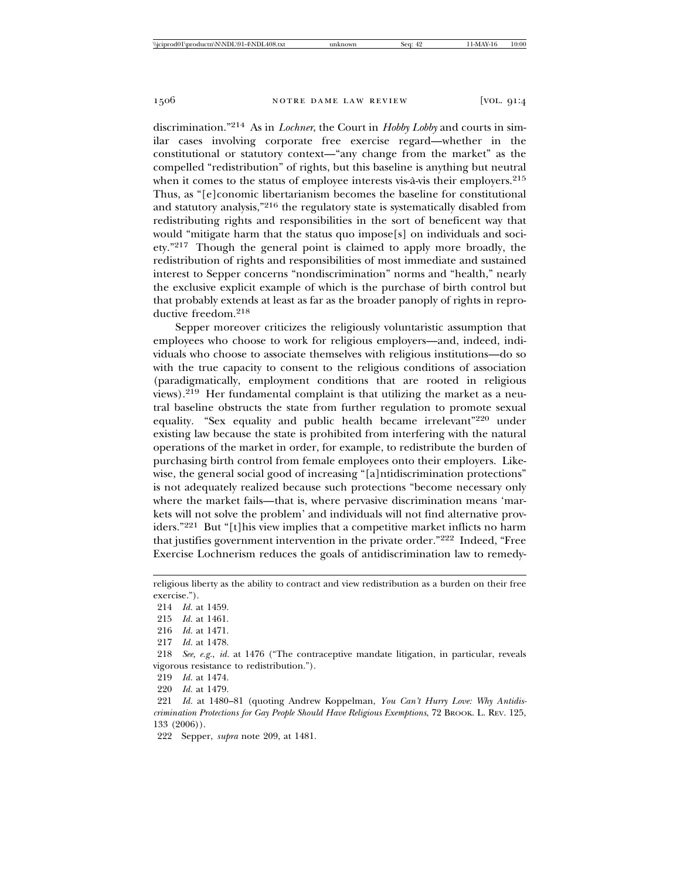discrimination."[214] As in *Lochner*, the Court in *Hobby Lobby* and courts in similar cases involving corporate free exercise regard—whether in the constitutional or statutory context—"any change from the market" as the compelled "redistribution" of rights, but this baseline is anything but neutral when it comes to the status of employee interests vis-à-vis their employers.[215] Thus, as "[e]conomic libertarianism becomes the baseline for constitutional and statutory analysis,"[216] the regulatory state is systematically disabled from redistributing rights and responsibilities in the sort of beneficent way that would "mitigate harm that the status quo impose[s] on individuals and society."[217] Though the general point is claimed to apply more broadly, the redistribution of rights and responsibilities of most immediate and sustained interest to Sepper concerns "nondiscrimination" norms and "health," nearly the exclusive explicit example of which is the purchase of birth control but that probably extends at least as far as the broader panoply of rights in reproductive freedom.[218]

Sepper moreover criticizes the religiously voluntaristic assumption that employees who choose to work for religious employers—and, indeed, individuals who choose to associate themselves with religious institutions—do so with the true capacity to consent to the religious conditions of association (paradigmatically, employment conditions that are rooted in religious views).[219] Her fundamental complaint is that utilizing the market as a neutral baseline obstructs the state from further regulation to promote sexual equality. "Sex equality and public health became irrelevant"[220] under existing law because the state is prohibited from interfering with the natural operations of the market in order, for example, to redistribute the burden of purchasing birth control from female employees onto their employers. Likewise, the general social good of increasing "[a]ntidiscrimination protections" is not adequately realized because such protections "become necessary only where the market fails—that is, where pervasive discrimination means 'markets will not solve the problem' and individuals will not find alternative providers."[221] But "[t]his view implies that a competitive market inflicts no harm that justifies government intervention in the private order."[222] Indeed, "Free Exercise Lochnerism reduces the goals of antidiscrimination law to remedy-

---

religious liberty as the ability to contract and view redistribution as a burden on their free exercise.").

214 *Id.* at 1459.

215 *Id.* at 1461.

216 *Id.* at 1471.

217 *Id.* at 1478.

218 *See, e.g.*, *id.* at 1476 ("The contraceptive mandate litigation, in particular, reveals vigorous resistance to redistribution.").

219 *Id.* at 1474.

220 *Id.* at 1479.

221 *Id.* at 1480–81 (quoting Andrew Koppelman, *You Can't Hurry Love: Why Antidiscrimination Protections for Gay People Should Have Religious Exemptions*, 72 BROOK. L. REV. 125, 133 (2006)).

222 Sepper, *supra* note 209, at 1481.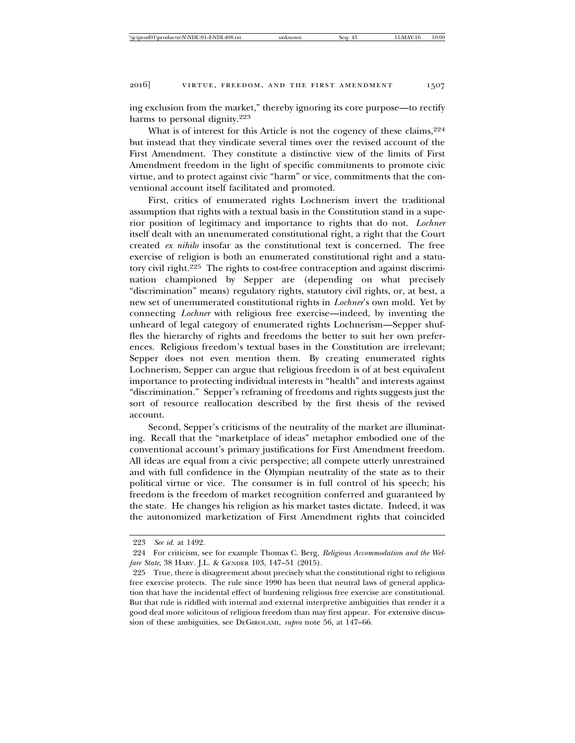ing exclusion from the market," thereby ignoring its core purpose—to rectify harms to personal dignity.[223]

What is of interest for this Article is not the cogency of these claims,[224] but instead that they vindicate several times over the revised account of the First Amendment. They constitute a distinctive view of the limits of First Amendment freedom in the light of specific commitments to promote civic virtue, and to protect against civic "harm" or vice, commitments that the conventional account itself facilitated and promoted.

First, critics of enumerated rights Lochnerism invert the traditional assumption that rights with a textual basis in the Constitution stand in a superior position of legitimacy and importance to rights that do not. *Lochner* itself dealt with an unenumerated constitutional right, a right that the Court created *ex nihilo* insofar as the constitutional text is concerned. The free exercise of religion is both an enumerated constitutional right and a statutory civil right.[225] The rights to cost-free contraception and against discrimination championed by Sepper are (depending on what precisely "discrimination" means) regulatory rights, statutory civil rights, or, at best, a new set of unenumerated constitutional rights in *Lochner*'s own mold. Yet by connecting *Lochner* with religious free exercise—indeed, by inventing the unheard of legal category of enumerated rights Lochnerism—Sepper shuffles the hierarchy of rights and freedoms the better to suit her own preferences. Religious freedom's textual bases in the Constitution are irrelevant; Sepper does not even mention them. By creating enumerated rights Lochnerism, Sepper can argue that religious freedom is of at best equivalent importance to protecting individual interests in "health" and interests against "discrimination." Sepper's reframing of freedoms and rights suggests just the sort of resource reallocation described by the first thesis of the revised account.

Second, Sepper's criticisms of the neutrality of the market are illuminating. Recall that the "marketplace of ideas" metaphor embodied one of the conventional account's primary justifications for First Amendment freedom. All ideas are equal from a civic perspective; all compete utterly unrestrained and with full confidence in the Olympian neutrality of the state as to their political virtue or vice. The consumer is in full control of his speech; his freedom is the freedom of market recognition conferred and guaranteed by the state. He changes his religion as his market tastes dictate. Indeed, it was the autonomized marketization of First Amendment rights that coincided

---

223 *See id.* at 1492.

224 For criticism, see for example Thomas C. Berg, *Religious Accommodation and the Welfare State*, 38 HARV. J.L. & GENDER 103, 147–51 (2015).

225 True, there is disagreement about precisely what the constitutional right to religious free exercise protects. The rule since 1990 has been that neutral laws of general application that have the incidental effect of burdening religious free exercise are constitutional. But that rule is riddled with internal and external interpretive ambiguities that render it a good deal more solicitous of religious freedom than may first appear. For extensive discussion of these ambiguities, see DEGIROLAMI, *supra* note 56, at 147–66.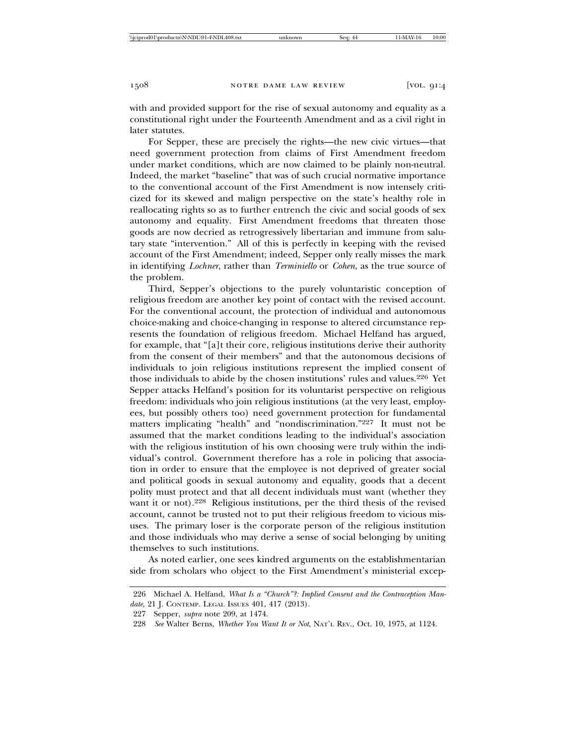with and provided support for the rise of sexual autonomy and equality as a constitutional right under the Fourteenth Amendment and as a civil right in later statutes.

For Sepper, these are precisely the rights—the new civic virtues—that need government protection from claims of First Amendment freedom under market conditions, which are now claimed to be plainly non-neutral. Indeed, the market "baseline" that was of such crucial normative importance to the conventional account of the First Amendment is now intensely criticized for its skewed and malign perspective on the state's healthy role in reallocating rights so as to further entrench the civic and social goods of sex autonomy and equality. First Amendment freedoms that threaten those goods are now decried as retrogressively libertarian and immune from salutary state "intervention." All of this is perfectly in keeping with the revised account of the First Amendment; indeed, Sepper only really misses the mark in identifying *Lochner*, rather than *Terminiello* or *Cohen*, as the true source of the problem.

Third, Sepper's objections to the purely voluntaristic conception of religious freedom are another key point of contact with the revised account. For the conventional account, the protection of individual and autonomous choice-making and choice-changing in response to altered circumstance represents the foundation of religious freedom. Michael Helfand has argued, for example, that "[a]t their core, religious institutions derive their authority from the consent of their members" and that the autonomous decisions of individuals to join religious institutions represent the implied consent of those individuals to abide by the chosen institutions' rules and values.[226] Yet Sepper attacks Helfand's position for its voluntarist perspective on religious freedom: individuals who join religious institutions (at the very least, employees, but possibly others too) need government protection for fundamental matters implicating "health" and "nondiscrimination."[227] It must not be assumed that the market conditions leading to the individual's association with the religious institution of his own choosing were truly within the individual's control. Government therefore has a role in policing that association in order to ensure that the employee is not deprived of greater social and political goods in sexual autonomy and equality, goods that a decent polity must protect and that all decent individuals must want (whether they want it or not).[228] Religious institutions, per the third thesis of the revised account, cannot be trusted not to put their religious freedom to vicious misuses. The primary loser is the corporate person of the religious institution and those individuals who may derive a sense of social belonging by uniting themselves to such institutions.

As noted earlier, one sees kindred arguments on the establishmentarian side from scholars who object to the First Amendment's ministerial excep-

226 Michael A. Helfand, *What Is a "Church"?: Implied Consent and the Contraception Mandate*, 21 J. CONTEMP. LEGAL ISSUES 401, 417 (2013).

227 Sepper, *supra* note 209, at 1474.

228 *See* Walter Berns, *Whether You Want It or Not*, NAT'L REV., Oct. 10, 1975, at 1124.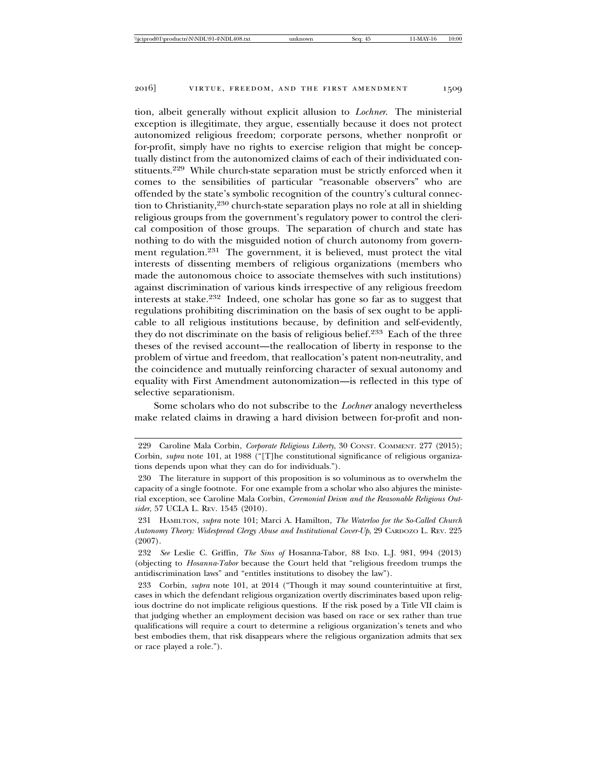tion, albeit generally without explicit allusion to *Lochner*. The ministerial exception is illegitimate, they argue, essentially because it does not protect autonomized religious freedom; corporate persons, whether nonprofit or for-profit, simply have no rights to exercise religion that might be conceptually distinct from the autonomized claims of each of their individuated constituents.[229] While church-state separation must be strictly enforced when it comes to the sensibilities of particular "reasonable observers" who are offended by the state's symbolic recognition of the country's cultural connection to Christianity,[230] church-state separation plays no role at all in shielding religious groups from the government's regulatory power to control the clerical composition of those groups. The separation of church and state has nothing to do with the misguided notion of church autonomy from government regulation.[231] The government, it is believed, must protect the vital interests of dissenting members of religious organizations (members who made the autonomous choice to associate themselves with such institutions) against discrimination of various kinds irrespective of any religious freedom interests at stake.[232] Indeed, one scholar has gone so far as to suggest that regulations prohibiting discrimination on the basis of sex ought to be applicable to all religious institutions because, by definition and self-evidently, they do not discriminate on the basis of religious belief.[233] Each of the three theses of the revised account—the reallocation of liberty in response to the problem of virtue and freedom, that reallocation's patent non-neutrality, and the coincidence and mutually reinforcing character of sexual autonomy and equality with First Amendment autonomization—is reflected in this type of selective separationism.

Some scholars who do not subscribe to the *Lochner* analogy nevertheless make related claims in drawing a hard division between for-profit and non-

---

229 Caroline Mala Corbin, *Corporate Religious Liberty*, 30 CONST. COMMENT. 277 (2015); Corbin, *supra* note 101, at 1988 ("[T]he constitutional significance of religious organizations depends upon what they can do for individuals.").

230 The literature in support of this proposition is so voluminous as to overwhelm the capacity of a single footnote. For one example from a scholar who also abjures the ministerial exception, see Caroline Mala Corbin, *Ceremonial Deism and the Reasonable Religious Outsider*, 57 UCLA L. REV. 1545 (2010).

231 HAMILTON, *supra* note 101; Marci A. Hamilton, *The Waterloo for the So-Called Church Autonomy Theory: Widespread Clergy Abuse and Institutional Cover-Up*, 29 CARDOZO L. REV. 225 (2007).

232 *See* Leslie C. Griffin, *The Sins of* Hosanna-Tabor, 88 IND. L.J. 981, 994 (2013) (objecting to *Hosanna-Tabor* because the Court held that "religious freedom trumps the antidiscrimination laws" and "entitles institutions to disobey the law").

233 Corbin, *supra* note 101, at 2014 ("Though it may sound counterintuitive at first, cases in which the defendant religious organization overtly discriminates based upon religious doctrine do not implicate religious questions. If the risk posed by a Title VII claim is that judging whether an employment decision was based on race or sex rather than true qualifications will require a court to determine a religious organization's tenets and who best embodies them, that risk disappears where the religious organization admits that sex or race played a role.").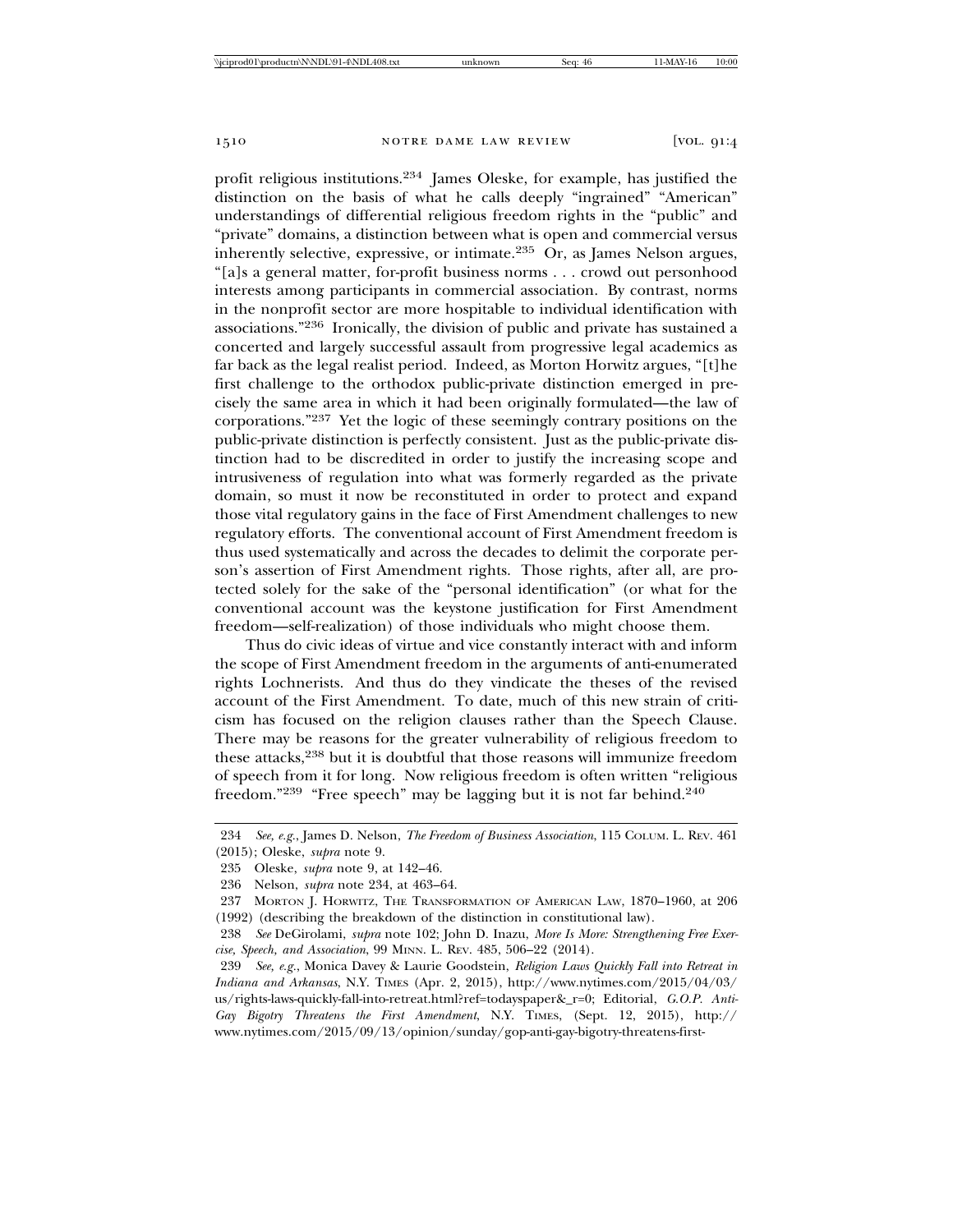profit religious institutions.[234] James Oleske, for example, has justified the distinction on the basis of what he calls deeply "ingrained" "American" understandings of differential religious freedom rights in the "public" and "private" domains, a distinction between what is open and commercial versus inherently selective, expressive, or intimate.[235] Or, as James Nelson argues, "[a]s a general matter, for-profit business norms . . . crowd out personhood interests among participants in commercial association. By contrast, norms in the nonprofit sector are more hospitable to individual identification with associations."[236] Ironically, the division of public and private has sustained a concerted and largely successful assault from progressive legal academics as far back as the legal realist period. Indeed, as Morton Horwitz argues, "[t]he first challenge to the orthodox public-private distinction emerged in precisely the same area in which it had been originally formulated—the law of corporations."[237] Yet the logic of these seemingly contrary positions on the public-private distinction is perfectly consistent. Just as the public-private distinction had to be discredited in order to justify the increasing scope and intrusiveness of regulation into what was formerly regarded as the private domain, so must it now be reconstituted in order to protect and expand those vital regulatory gains in the face of First Amendment challenges to new regulatory efforts. The conventional account of First Amendment freedom is thus used systematically and across the decades to delimit the corporate person's assertion of First Amendment rights. Those rights, after all, are protected solely for the sake of the "personal identification" (or what for the conventional account was the keystone justification for First Amendment freedom—self-realization) of those individuals who might choose them.

Thus do civic ideas of virtue and vice constantly interact with and inform the scope of First Amendment freedom in the arguments of anti-enumerated rights Lochnerists. And thus do they vindicate the theses of the revised account of the First Amendment. To date, much of this new strain of criticism has focused on the religion clauses rather than the Speech Clause. There may be reasons for the greater vulnerability of religious freedom to these attacks,[238] but it is doubtful that those reasons will immunize freedom of speech from it for long. Now religious freedom is often written "religious freedom."[239] "Free speech" may be lagging but it is not far behind.[240]

---

234 *See, e.g.*, James D. Nelson, *The Freedom of Business Association*, 115 COLUM. L. REV. 461 (2015); Oleske, *supra* note 9.

235 Oleske, *supra* note 9, at 142–46.

236 Nelson, *supra* note 234, at 463–64.

237 MORTON J. HORWITZ, THE TRANSFORMATION OF AMERICAN LAW, 1870–1960, at 206 (1992) (describing the breakdown of the distinction in constitutional law).

238 *See* DeGirolami, *supra* note 102; John D. Inazu, *More Is More: Strengthening Free Exercise, Speech, and Association*, 99 MINN. L. REV. 485, 506–22 (2014).

239 *See, e.g.*, Monica Davey & Laurie Goodstein, *Religion Laws Quickly Fall into Retreat in Indiana and Arkansas*, N.Y. TIMES (Apr. 2, 2015), http://www.nytimes.com/2015/04/03/us/rights-laws-quickly-fall-into-retreat.html?ref=todayspaper&_r=0; Editorial, *G.O.P. Anti-Gay Bigotry Threatens the First Amendment*, N.Y. TIMES, (Sept. 12, 2015), http://www.nytimes.com/2015/09/13/opinion/sunday/gop-anti-gay-bigotry-threatens-first-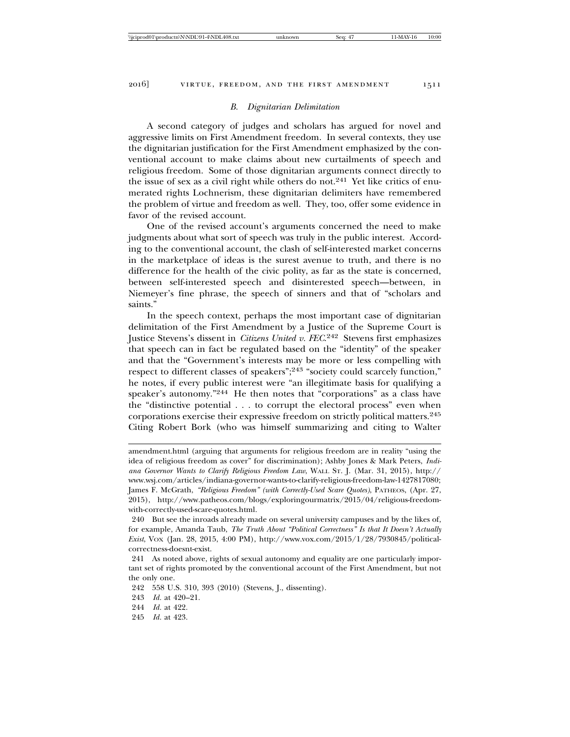### *B. Dignitarian Delimitation*

A second category of judges and scholars has argued for novel and aggressive limits on First Amendment freedom. In several contexts, they use the dignitarian justification for the First Amendment emphasized by the conventional account to make claims about new curtailments of speech and religious freedom. Some of those dignitarian arguments connect directly to the issue of sex as a civil right while others do not.[241] Yet like critics of enumerated rights Lochnerism, these dignitarian delimiters have remembered the problem of virtue and freedom as well. They, too, offer some evidence in favor of the revised account.

One of the revised account's arguments concerned the need to make judgments about what sort of speech was truly in the public interest. According to the conventional account, the clash of self-interested market concerns in the marketplace of ideas is the surest avenue to truth, and there is no difference for the health of the civic polity, as far as the state is concerned, between self-interested speech and disinterested speech—between, in Niemeyer's fine phrase, the speech of sinners and that of "scholars and saints."

In the speech context, perhaps the most important case of dignitarian delimitation of the First Amendment by a Justice of the Supreme Court is Justice Stevens's dissent in *Citizens United v. FEC*.[242] Stevens first emphasizes that speech can in fact be regulated based on the "identity" of the speaker and that the "Government's interests may be more or less compelling with respect to different classes of speakers";[243] "society could scarcely function," he notes, if every public interest were "an illegitimate basis for qualifying a speaker's autonomy."[244] He then notes that "corporations" as a class have the "distinctive potential . . . to corrupt the electoral process" even when corporations exercise their expressive freedom on strictly political matters.[245] Citing Robert Bork (who was himself summarizing and citing to Walter

amendment.html (arguing that arguments for religious freedom are in reality "using the idea of religious freedom as cover" for discrimination); Ashby Jones & Mark Peters, *Indiana Governor Wants to Clarify Religious Freedom Law*, WALL ST. J. (Mar. 31, 2015), http://www.wsj.com/articles/indiana-governor-wants-to-clarify-religious-freedom-law-1427817080; James F. McGrath, *"Religious Freedom" (with Correctly-Used Scare Quotes)*, PATHEOS, (Apr. 27, 2015), http://www.patheos.com/blogs/exploringourmatrix/2015/04/religious-freedom-with-correctly-used-scare-quotes.html.

240 But see the inroads already made on several university campuses and by the likes of, for example, Amanda Taub, *The Truth About "Political Correctness" Is that It Doesn't Actually Exist*, VOX (Jan. 28, 2015, 4:00 PM), http://www.vox.com/2015/1/28/7930845/political-correctness-doesnt-exist.

241 As noted above, rights of sexual autonomy and equality are one particularly important set of rights promoted by the conventional account of the First Amendment, but not the only one.

242 558 U.S. 310, 393 (2010) (Stevens, J., dissenting).

243 *Id.* at 420–21.

244 *Id.* at 422.

245 *Id.* at 423.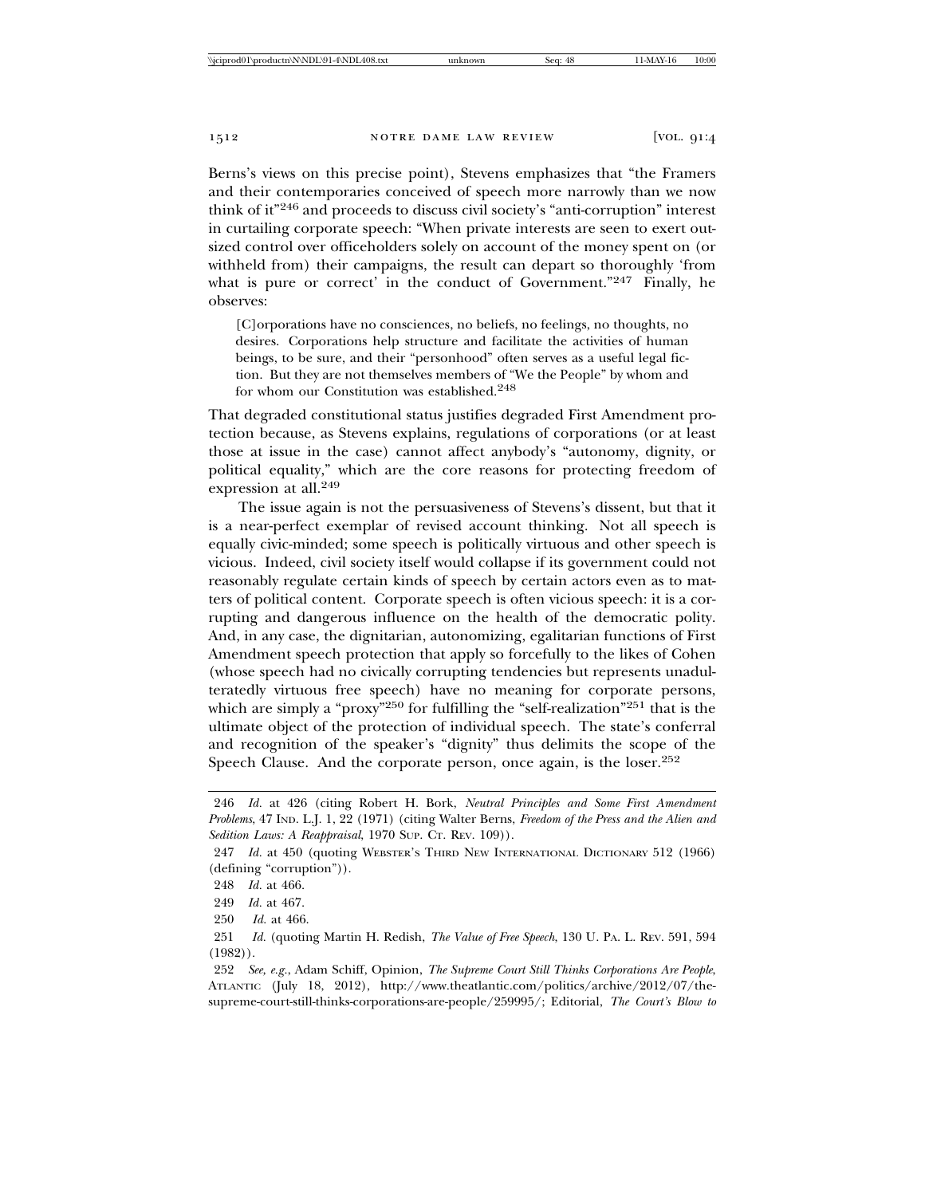Berns's views on this precise point), Stevens emphasizes that "the Framers and their contemporaries conceived of speech more narrowly than we now think of it"[246] and proceeds to discuss civil society's "anti-corruption" interest in curtailing corporate speech: "When private interests are seen to exert outsized control over officeholders solely on account of the money spent on (or withheld from) their campaigns, the result can depart so thoroughly 'from what is pure or correct' in the conduct of Government."[247] Finally, he observes:

> [C]orporations have no consciences, no beliefs, no feelings, no thoughts, no desires. Corporations help structure and facilitate the activities of human beings, to be sure, and their "personhood" often serves as a useful legal fiction. But they are not themselves members of "We the People" by whom and for whom our Constitution was established.[248]

That degraded constitutional status justifies degraded First Amendment protection because, as Stevens explains, regulations of corporations (or at least those at issue in the case) cannot affect anybody's "autonomy, dignity, or political equality," which are the core reasons for protecting freedom of expression at all.[249]

The issue again is not the persuasiveness of Stevens's dissent, but that it is a near-perfect exemplar of revised account thinking. Not all speech is equally civic-minded; some speech is politically virtuous and other speech is vicious. Indeed, civil society itself would collapse if its government could not reasonably regulate certain kinds of speech by certain actors even as to matters of political content. Corporate speech is often vicious speech: it is a corrupting and dangerous influence on the health of the democratic polity. And, in any case, the dignitarian, autonomizing, egalitarian functions of First Amendment speech protection that apply so forcefully to the likes of Cohen (whose speech had no civically corrupting tendencies but represents unadulteratedly virtuous free speech) have no meaning for corporate persons, which are simply a "proxy"[250] for fulfilling the "self-realization"[251] that is the ultimate object of the protection of individual speech. The state's conferral and recognition of the speaker's "dignity" thus delimits the scope of the Speech Clause. And the corporate person, once again, is the loser.[252]

---

246 *Id.* at 426 (citing Robert H. Bork, *Neutral Principles and Some First Amendment Problems*, 47 IND. L.J. 1, 22 (1971) (citing Walter Berns, *Freedom of the Press and the Alien and Sedition Laws: A Reappraisal*, 1970 SUP. CT. REV. 109)).

247 *Id.* at 450 (quoting WEBSTER'S THIRD NEW INTERNATIONAL DICTIONARY 512 (1966) (defining "corruption")).

248 *Id.* at 466.

249 *Id.* at 467.

250 *Id.* at 466.

251 *Id.* (quoting Martin H. Redish, *The Value of Free Speech*, 130 U. PA. L. REV. 591, 594 (1982)).

252 *See, e.g.*, Adam Schiff, Opinion, *The Supreme Court Still Thinks Corporations Are People*, ATLANTIC (July 18, 2012), http://www.theatlantic.com/politics/archive/2012/07/the-supreme-court-still-thinks-corporations-are-people/259995/; Editorial, *The Court's Blow to*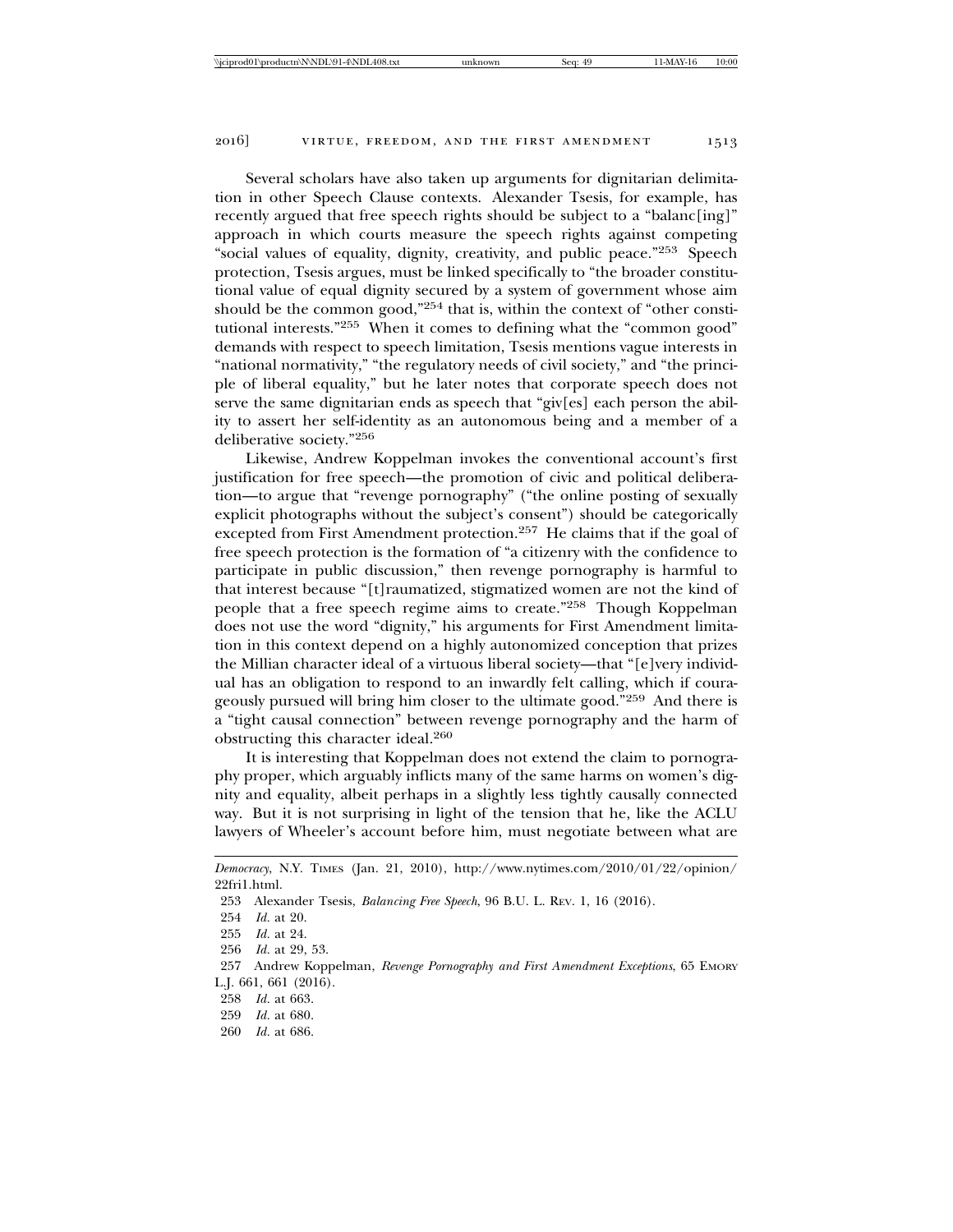Several scholars have also taken up arguments for dignitarian delimitation in other Speech Clause contexts. Alexander Tsesis, for example, has recently argued that free speech rights should be subject to a "balanc[ing]" approach in which courts measure the speech rights against competing "social values of equality, dignity, creativity, and public peace."[253] Speech protection, Tsesis argues, must be linked specifically to "the broader constitutional value of equal dignity secured by a system of government whose aim should be the common good,"[254] that is, within the context of "other constitutional interests."[255] When it comes to defining what the "common good" demands with respect to speech limitation, Tsesis mentions vague interests in "national normativity," "the regulatory needs of civil society," and "the principle of liberal equality," but he later notes that corporate speech does not serve the same dignitarian ends as speech that "giv[es] each person the ability to assert her self-identity as an autonomous being and a member of a deliberative society."[256]

Likewise, Andrew Koppelman invokes the conventional account's first justification for free speech—the promotion of civic and political deliberation—to argue that "revenge pornography" ("the online posting of sexually explicit photographs without the subject's consent") should be categorically excepted from First Amendment protection.[257] He claims that if the goal of free speech protection is the formation of "a citizenry with the confidence to participate in public discussion," then revenge pornography is harmful to that interest because "[t]raumatized, stigmatized women are not the kind of people that a free speech regime aims to create."[258] Though Koppelman does not use the word "dignity," his arguments for First Amendment limitation in this context depend on a highly autonomized conception that prizes the Millian character ideal of a virtuous liberal society—that "[e]very individual has an obligation to respond to an inwardly felt calling, which if courageously pursued will bring him closer to the ultimate good."[259] And there is a "tight causal connection" between revenge pornography and the harm of obstructing this character ideal.[260]

It is interesting that Koppelman does not extend the claim to pornography proper, which arguably inflicts many of the same harms on women's dignity and equality, albeit perhaps in a slightly less tightly causally connected way. But it is not surprising in light of the tension that he, like the ACLU lawyers of Wheeler's account before him, must negotiate between what are

---

*Democracy*, N.Y. TIMES (Jan. 21, 2010), http://www.nytimes.com/2010/01/22/opinion/22fri1.html.

253 Alexander Tsesis, *Balancing Free Speech*, 96 B.U. L. REV. 1, 16 (2016).

254 *Id.* at 20.

255 *Id.* at 24.

256 *Id.* at 29, 53.

257 Andrew Koppelman, *Revenge Pornography and First Amendment Exceptions*, 65 EMORY L.J. 661, 661 (2016).

258 *Id.* at 663.

259 *Id.* at 680.

260 *Id.* at 686.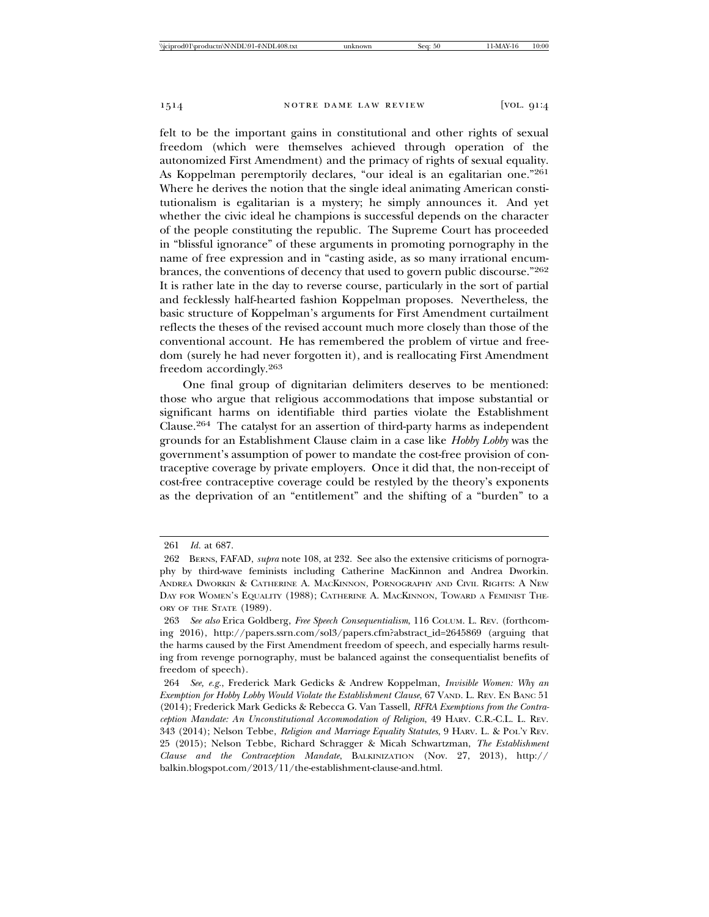felt to be the important gains in constitutional and other rights of sexual freedom (which were themselves achieved through operation of the autonomized First Amendment) and the primacy of rights of sexual equality. As Koppelman peremptorily declares, "our ideal is an egalitarian one."[261] Where he derives the notion that the single ideal animating American constitutionalism is egalitarian is a mystery; he simply announces it. And yet whether the civic ideal he champions is successful depends on the character of the people constituting the republic. The Supreme Court has proceeded in "blissful ignorance" of these arguments in promoting pornography in the name of free expression and in "casting aside, as so many irrational encumbrances, the conventions of decency that used to govern public discourse."[262] It is rather late in the day to reverse course, particularly in the sort of partial and fecklessly half-hearted fashion Koppelman proposes. Nevertheless, the basic structure of Koppelman's arguments for First Amendment curtailment reflects the theses of the revised account much more closely than those of the conventional account. He has remembered the problem of virtue and freedom (surely he had never forgotten it), and is reallocating First Amendment freedom accordingly.[263]

One final group of dignitarian delimiters deserves to be mentioned: those who argue that religious accommodations that impose substantial or significant harms on identifiable third parties violate the Establishment Clause.[264] The catalyst for an assertion of third-party harms as independent grounds for an Establishment Clause claim in a case like *Hobby Lobby* was the government's assumption of power to mandate the cost-free provision of contraceptive coverage by private employers. Once it did that, the non-receipt of cost-free contraceptive coverage could be restyled by the theory's exponents as the deprivation of an "entitlement" and the shifting of a "burden" to a

---

261 *Id.* at 687.

262 BERNS, FAFAD, *supra* note 108, at 232. See also the extensive criticisms of pornography by third-wave feminists including Catherine MacKinnon and Andrea Dworkin. ANDREA DWORKIN & CATHERINE A. MACKINNON, PORNOGRAPHY AND CIVIL RIGHTS: A NEW DAY FOR WOMEN'S EQUALITY (1988); CATHERINE A. MACKINNON, TOWARD A FEMINIST THEORY OF THE STATE (1989).

263 *See also* Erica Goldberg, *Free Speech Consequentialism*, 116 COLUM. L. REV. (forthcoming 2016), http://papers.ssrn.com/sol3/papers.cfm?abstract_id=2645869 (arguing that the harms caused by the First Amendment freedom of speech, and especially harms resulting from revenge pornography, must be balanced against the consequentialist benefits of freedom of speech).

264 *See, e.g.*, Frederick Mark Gedicks & Andrew Koppelman, *Invisible Women: Why an Exemption for Hobby Lobby Would Violate the Establishment Clause*, 67 VAND. L. REV. EN BANC 51 (2014); Frederick Mark Gedicks & Rebecca G. Van Tassell, *RFRA Exemptions from the Contraception Mandate: An Unconstitutional Accommodation of Religion*, 49 HARV. C.R.-C.L. L. REV. 343 (2014); Nelson Tebbe, *Religion and Marriage Equality Statutes*, 9 HARV. L. & POL'Y REV. 25 (2015); Nelson Tebbe, Richard Schragger & Micah Schwartzman, *The Establishment Clause and the Contraception Mandate*, BALKINIZATION (Nov. 27, 2013), http://balkin.blogspot.com/2013/11/the-establishment-clause-and.html.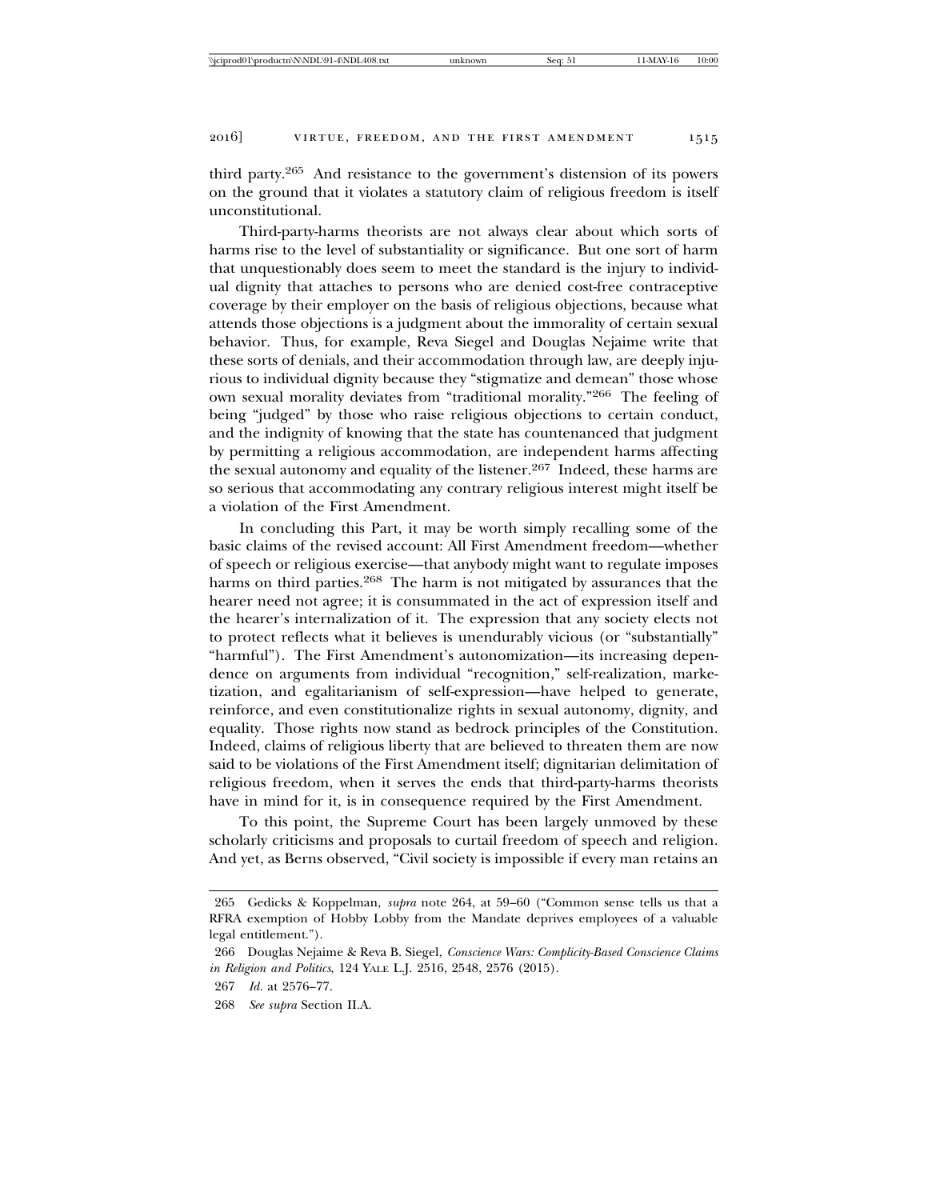third party.[265] And resistance to the government's distension of its powers on the ground that it violates a statutory claim of religious freedom is itself unconstitutional.

Third-party-harms theorists are not always clear about which sorts of harms rise to the level of substantiality or significance. But one sort of harm that unquestionably does seem to meet the standard is the injury to individual dignity that attaches to persons who are denied cost-free contraceptive coverage by their employer on the basis of religious objections, because what attends those objections is a judgment about the immorality of certain sexual behavior. Thus, for example, Reva Siegel and Douglas Nejaime write that these sorts of denials, and their accommodation through law, are deeply injurious to individual dignity because they "stigmatize and demean" those whose own sexual morality deviates from "traditional morality."[266] The feeling of being "judged" by those who raise religious objections to certain conduct, and the indignity of knowing that the state has countenanced that judgment by permitting a religious accommodation, are independent harms affecting the sexual autonomy and equality of the listener.[267] Indeed, these harms are so serious that accommodating any contrary religious interest might itself be a violation of the First Amendment.

In concluding this Part, it may be worth simply recalling some of the basic claims of the revised account: All First Amendment freedom—whether of speech or religious exercise—that anybody might want to regulate imposes harms on third parties.[268] The harm is not mitigated by assurances that the hearer need not agree; it is consummated in the act of expression itself and the hearer's internalization of it. The expression that any society elects not to protect reflects what it believes is unendurably vicious (or "substantially" "harmful"). The First Amendment's autonomization—its increasing dependence on arguments from individual "recognition," self-realization, marketization, and egalitarianism of self-expression—have helped to generate, reinforce, and even constitutionalize rights in sexual autonomy, dignity, and equality. Those rights now stand as bedrock principles of the Constitution. Indeed, claims of religious liberty that are believed to threaten them are now said to be violations of the First Amendment itself; dignitarian delimitation of religious freedom, when it serves the ends that third-party-harms theorists have in mind for it, is in consequence required by the First Amendment.

To this point, the Supreme Court has been largely unmoved by these scholarly criticisms and proposals to curtail freedom of speech and religion. And yet, as Berns observed, "Civil society is impossible if every man retains an

---

265 Gedicks & Koppelman, *supra* note 264, at 59–60 ("Common sense tells us that a RFRA exemption of Hobby Lobby from the Mandate deprives employees of a valuable legal entitlement.").

266 Douglas Nejaime & Reva B. Siegel, *Conscience Wars: Complicity-Based Conscience Claims in Religion and Politics*, 124 YALE L.J. 2516, 2548, 2576 (2015).

267 *Id.* at 2576–77.

268 *See supra* Section II.A.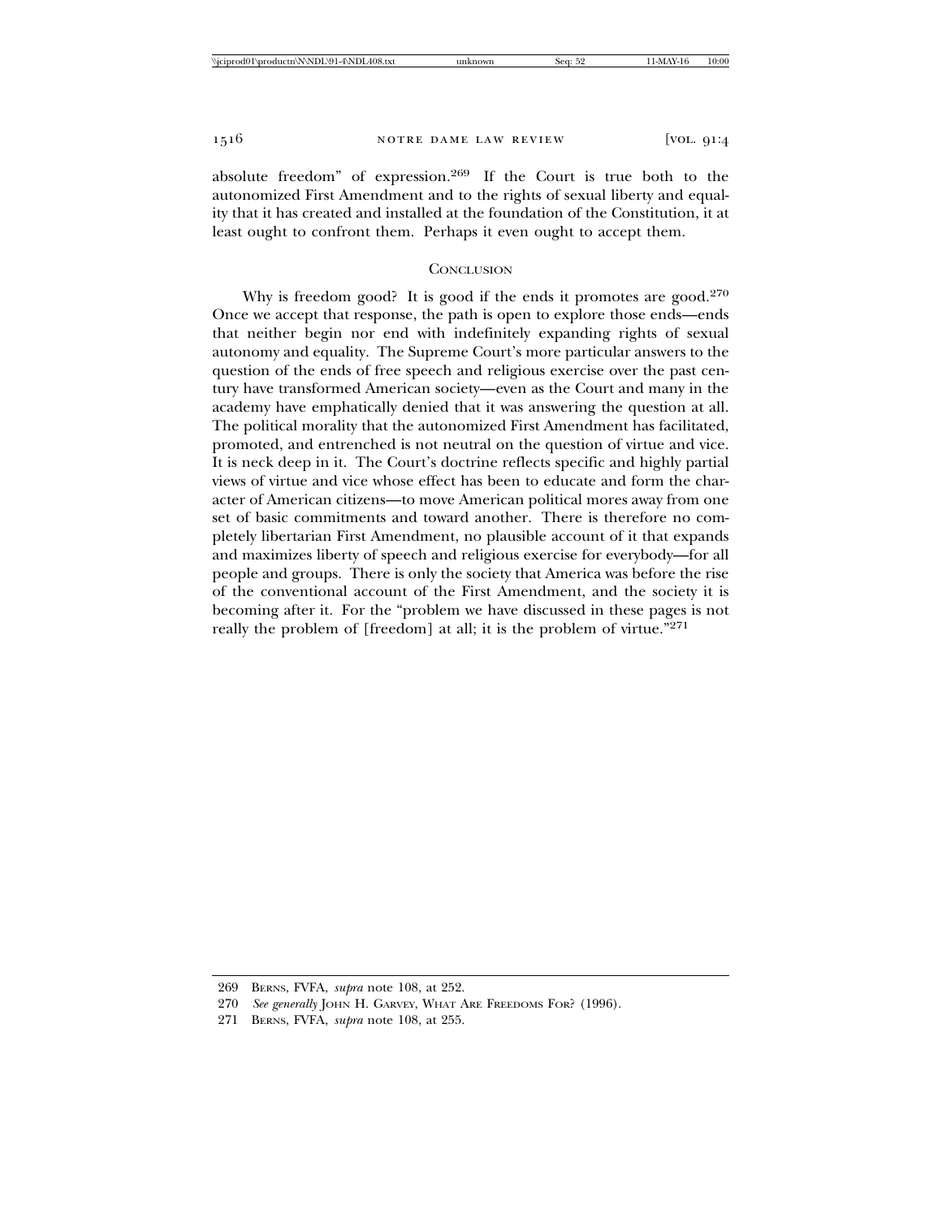absolute freedom" of expression.[269] If the Court is true both to the autonomized First Amendment and to the rights of sexual liberty and equality that it has created and installed at the foundation of the Constitution, it at least ought to confront them. Perhaps it even ought to accept them.

## Conclusion

Why is freedom good? It is good if the ends it promotes are good.[270] Once we accept that response, the path is open to explore those ends—ends that neither begin nor end with indefinitely expanding rights of sexual autonomy and equality. The Supreme Court's more particular answers to the question of the ends of free speech and religious exercise over the past century have transformed American society—even as the Court and many in the academy have emphatically denied that it was answering the question at all. The political morality that the autonomized First Amendment has facilitated, promoted, and entrenched is not neutral on the question of virtue and vice. It is neck deep in it. The Court's doctrine reflects specific and highly partial views of virtue and vice whose effect has been to educate and form the character of American citizens—to move American political mores away from one set of basic commitments and toward another. There is therefore no completely libertarian First Amendment, no plausible account of it that expands and maximizes liberty of speech and religious exercise for everybody—for all people and groups. There is only the society that America was before the rise of the conventional account of the First Amendment, and the society it is becoming after it. For the "problem we have discussed in these pages is not really the problem of [freedom] at all; it is the problem of virtue."[271]

---

269 Berns, FVFA, *supra* note 108, at 252.

270 *See generally* John H. Garvey, What Are Freedoms For? (1996).

271 Berns, FVFA, *supra* note 108, at 255.